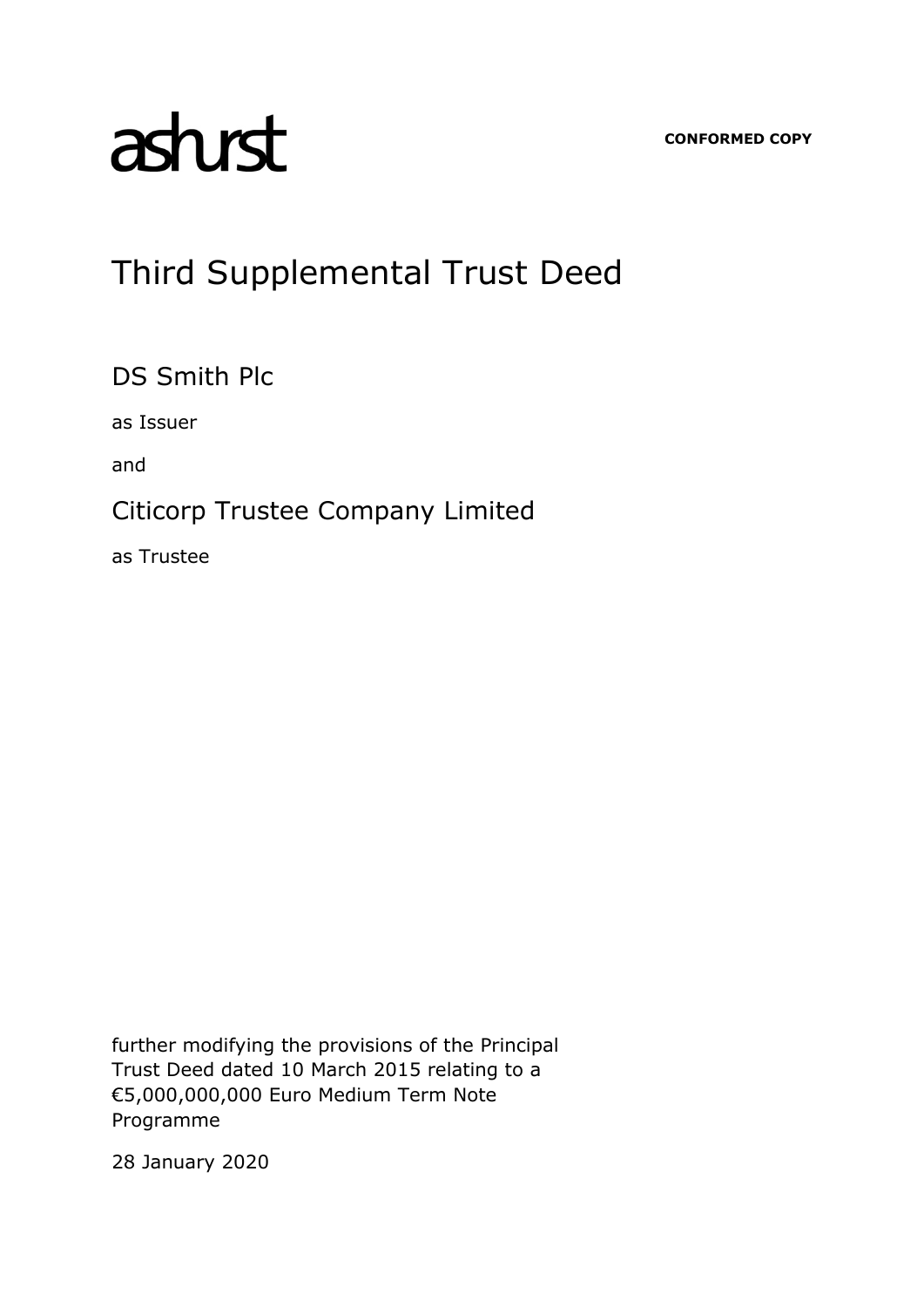ashurst

**CONFORMED COPY**

# Third Supplemental Trust Deed

## DS Smith Plc

as Issuer

and

## Citicorp Trustee Company Limited

as Trustee

further modifying the provisions of the Principal Trust Deed dated 10 March 2015 relating to a €5,000,000,000 Euro Medium Term Note Programme

28 January 2020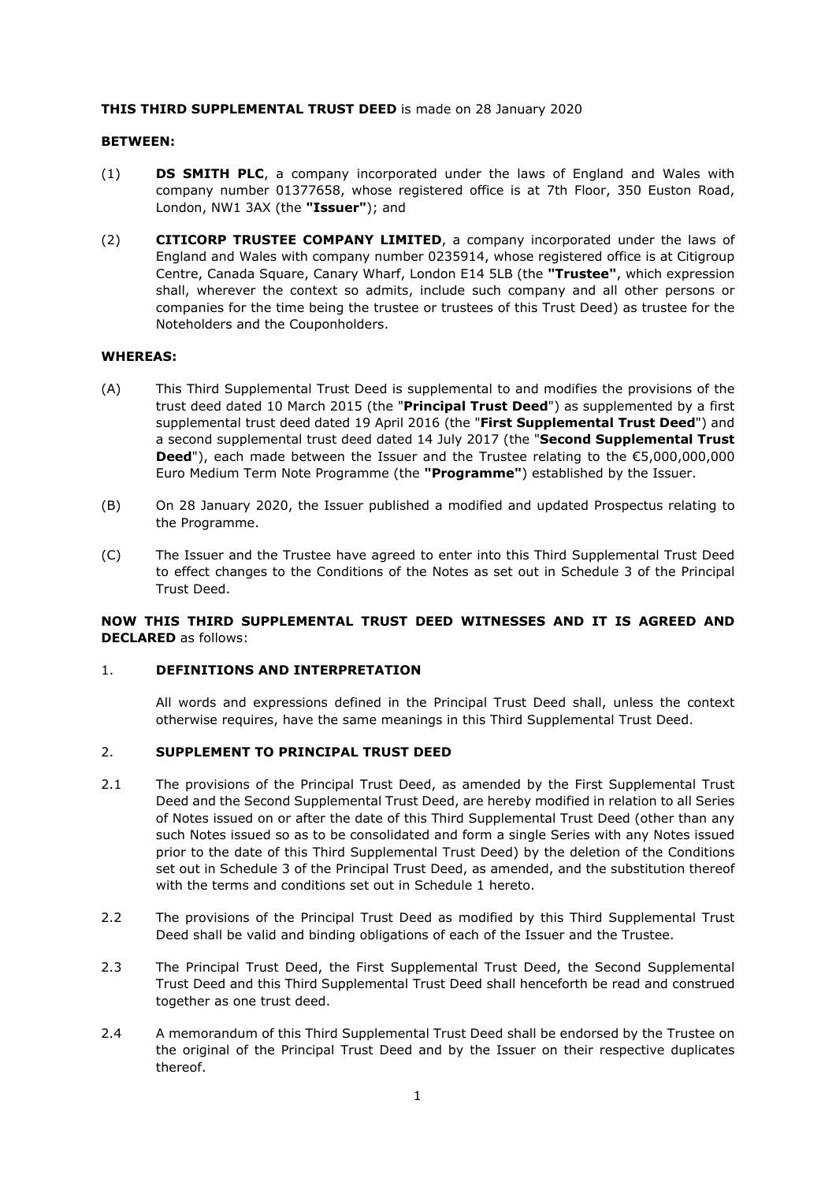**THIS THIRD SUPPLEMENTAL TRUST DEED** is made on 28 January 2020

**BETWEEN:**

(1) **DS SMITH PLC**, a company incorporated under the laws of England and Wales with company number 01377658, whose registered office is at 7th Floor, 350 Euston Road, London, NW1 3AX (the **"Issuer"**); and

(2) **CITICORP TRUSTEE COMPANY LIMITED**, a company incorporated under the laws of England and Wales with company number 0235914, whose registered office is at Citigroup Centre, Canada Square, Canary Wharf, London E14 5LB (the **"Trustee"**, which expression shall, wherever the context so admits, include such company and all other persons or companies for the time being the trustee or trustees of this Trust Deed) as trustee for the Noteholders and the Couponholders.

**WHEREAS:**

(A) This Third Supplemental Trust Deed is supplemental to and modifies the provisions of the trust deed dated 10 March 2015 (the "**Principal Trust Deed**") as supplemented by a first supplemental trust deed dated 19 April 2016 (the "**First Supplemental Trust Deed**") and a second supplemental trust deed dated 14 July 2017 (the "**Second Supplemental Trust Deed**"), each made between the Issuer and the Trustee relating to the €5,000,000,000 Euro Medium Term Note Programme (the **"Programme"**) established by the Issuer.

(B) On 28 January 2020, the Issuer published a modified and updated Prospectus relating to the Programme.

(C) The Issuer and the Trustee have agreed to enter into this Third Supplemental Trust Deed to effect changes to the Conditions of the Notes as set out in Schedule 3 of the Principal Trust Deed.

**NOW THIS THIRD SUPPLEMENTAL TRUST DEED WITNESSES AND IT IS AGREED AND DECLARED** as follows:

## 1. DEFINITIONS AND INTERPRETATION

All words and expressions defined in the Principal Trust Deed shall, unless the context otherwise requires, have the same meanings in this Third Supplemental Trust Deed.

## 2. SUPPLEMENT TO PRINCIPAL TRUST DEED

2.1 The provisions of the Principal Trust Deed, as amended by the First Supplemental Trust Deed and the Second Supplemental Trust Deed, are hereby modified in relation to all Series of Notes issued on or after the date of this Third Supplemental Trust Deed (other than any such Notes issued so as to be consolidated and form a single Series with any Notes issued prior to the date of this Third Supplemental Trust Deed) by the deletion of the Conditions set out in Schedule 3 of the Principal Trust Deed, as amended, and the substitution thereof with the terms and conditions set out in Schedule 1 hereto.

2.2 The provisions of the Principal Trust Deed as modified by this Third Supplemental Trust Deed shall be valid and binding obligations of each of the Issuer and the Trustee.

2.3 The Principal Trust Deed, the First Supplemental Trust Deed, the Second Supplemental Trust Deed and this Third Supplemental Trust Deed shall henceforth be read and construed together as one trust deed.

2.4 A memorandum of this Third Supplemental Trust Deed shall be endorsed by the Trustee on the original of the Principal Trust Deed and by the Issuer on their respective duplicates thereof.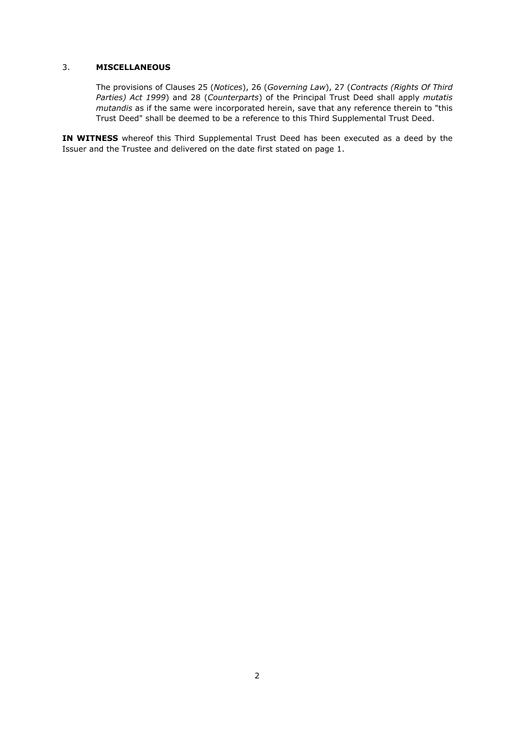## 3. MISCELLANEOUS

The provisions of Clauses 25 (*Notices*), 26 (*Governing Law*), 27 (*Contracts (Rights Of Third Parties) Act 1999*) and 28 (*Counterparts*) of the Principal Trust Deed shall apply *mutatis mutandis* as if the same were incorporated herein, save that any reference therein to "this Trust Deed" shall be deemed to be a reference to this Third Supplemental Trust Deed.

**IN WITNESS** whereof this Third Supplemental Trust Deed has been executed as a deed by the Issuer and the Trustee and delivered on the date first stated on page 1.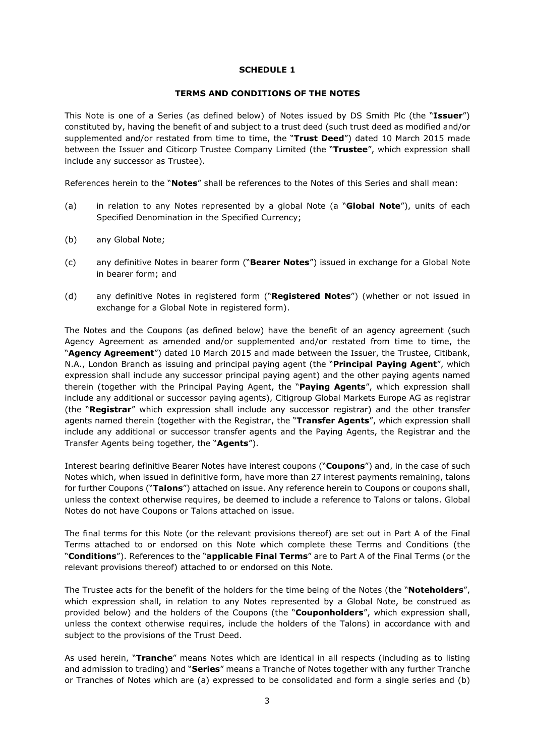## SCHEDULE 1

## TERMS AND CONDITIONS OF THE NOTES

This Note is one of a Series (as defined below) of Notes issued by DS Smith Plc (the "**Issuer**") constituted by, having the benefit of and subject to a trust deed (such trust deed as modified and/or supplemented and/or restated from time to time, the "**Trust Deed**") dated 10 March 2015 made between the Issuer and Citicorp Trustee Company Limited (the "**Trustee**", which expression shall include any successor as Trustee).

References herein to the "**Notes**" shall be references to the Notes of this Series and shall mean:

(a) in relation to any Notes represented by a global Note (a "**Global Note**"), units of each Specified Denomination in the Specified Currency;

(b) any Global Note;

(c) any definitive Notes in bearer form ("**Bearer Notes**") issued in exchange for a Global Note in bearer form; and

(d) any definitive Notes in registered form ("**Registered Notes**") (whether or not issued in exchange for a Global Note in registered form).

The Notes and the Coupons (as defined below) have the benefit of an agency agreement (such Agency Agreement as amended and/or supplemented and/or restated from time to time, the "**Agency Agreement**") dated 10 March 2015 and made between the Issuer, the Trustee, Citibank, N.A., London Branch as issuing and principal paying agent (the "**Principal Paying Agent**", which expression shall include any successor principal paying agent) and the other paying agents named therein (together with the Principal Paying Agent, the "**Paying Agents**", which expression shall include any additional or successor paying agents), Citigroup Global Markets Europe AG as registrar (the "**Registrar**" which expression shall include any successor registrar) and the other transfer agents named therein (together with the Registrar, the "**Transfer Agents**", which expression shall include any additional or successor transfer agents and the Paying Agents, the Registrar and the Transfer Agents being together, the "**Agents**").

Interest bearing definitive Bearer Notes have interest coupons ("**Coupons**") and, in the case of such Notes which, when issued in definitive form, have more than 27 interest payments remaining, talons for further Coupons ("**Talons**") attached on issue. Any reference herein to Coupons or coupons shall, unless the context otherwise requires, be deemed to include a reference to Talons or talons. Global Notes do not have Coupons or Talons attached on issue.

The final terms for this Note (or the relevant provisions thereof) are set out in Part A of the Final Terms attached to or endorsed on this Note which complete these Terms and Conditions (the "**Conditions**"). References to the "**applicable Final Terms**" are to Part A of the Final Terms (or the relevant provisions thereof) attached to or endorsed on this Note.

The Trustee acts for the benefit of the holders for the time being of the Notes (the "**Noteholders**", which expression shall, in relation to any Notes represented by a Global Note, be construed as provided below) and the holders of the Coupons (the "**Couponholders**", which expression shall, unless the context otherwise requires, include the holders of the Talons) in accordance with and subject to the provisions of the Trust Deed.

As used herein, "**Tranche**" means Notes which are identical in all respects (including as to listing and admission to trading) and "**Series**" means a Tranche of Notes together with any further Tranche or Tranches of Notes which are (a) expressed to be consolidated and form a single series and (b)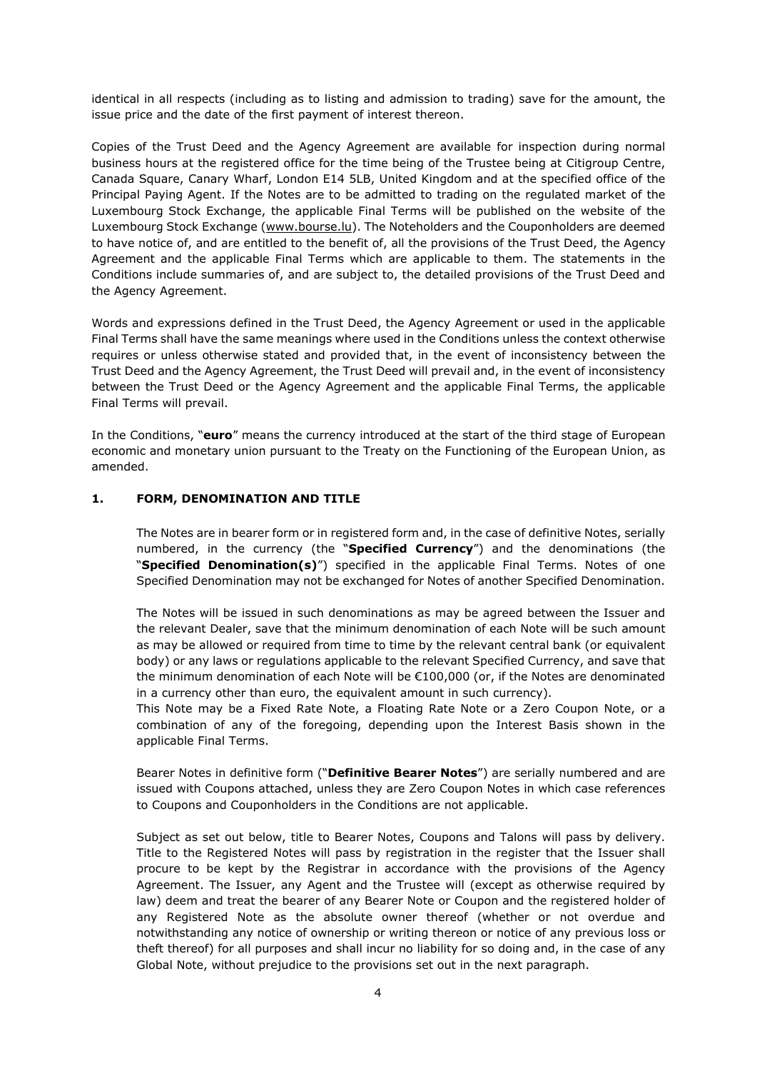identical in all respects (including as to listing and admission to trading) save for the amount, the issue price and the date of the first payment of interest thereon.

Copies of the Trust Deed and the Agency Agreement are available for inspection during normal business hours at the registered office for the time being of the Trustee being at Citigroup Centre, Canada Square, Canary Wharf, London E14 5LB, United Kingdom and at the specified office of the Principal Paying Agent. If the Notes are to be admitted to trading on the regulated market of the Luxembourg Stock Exchange, the applicable Final Terms will be published on the website of the Luxembourg Stock Exchange (www.bourse.lu). The Noteholders and the Couponholders are deemed to have notice of, and are entitled to the benefit of, all the provisions of the Trust Deed, the Agency Agreement and the applicable Final Terms which are applicable to them. The statements in the Conditions include summaries of, and are subject to, the detailed provisions of the Trust Deed and the Agency Agreement.

Words and expressions defined in the Trust Deed, the Agency Agreement or used in the applicable Final Terms shall have the same meanings where used in the Conditions unless the context otherwise requires or unless otherwise stated and provided that, in the event of inconsistency between the Trust Deed and the Agency Agreement, the Trust Deed will prevail and, in the event of inconsistency between the Trust Deed or the Agency Agreement and the applicable Final Terms, the applicable Final Terms will prevail.

In the Conditions, "**euro**" means the currency introduced at the start of the third stage of European economic and monetary union pursuant to the Treaty on the Functioning of the European Union, as amended.

## 1. FORM, DENOMINATION AND TITLE

The Notes are in bearer form or in registered form and, in the case of definitive Notes, serially numbered, in the currency (the "**Specified Currency**") and the denominations (the "**Specified Denomination(s)**") specified in the applicable Final Terms. Notes of one Specified Denomination may not be exchanged for Notes of another Specified Denomination.

The Notes will be issued in such denominations as may be agreed between the Issuer and the relevant Dealer, save that the minimum denomination of each Note will be such amount as may be allowed or required from time to time by the relevant central bank (or equivalent body) or any laws or regulations applicable to the relevant Specified Currency, and save that the minimum denomination of each Note will be €100,000 (or, if the Notes are denominated in a currency other than euro, the equivalent amount in such currency).

This Note may be a Fixed Rate Note, a Floating Rate Note or a Zero Coupon Note, or a combination of any of the foregoing, depending upon the Interest Basis shown in the applicable Final Terms.

Bearer Notes in definitive form ("**Definitive Bearer Notes**") are serially numbered and are issued with Coupons attached, unless they are Zero Coupon Notes in which case references to Coupons and Couponholders in the Conditions are not applicable.

Subject as set out below, title to Bearer Notes, Coupons and Talons will pass by delivery. Title to the Registered Notes will pass by registration in the register that the Issuer shall procure to be kept by the Registrar in accordance with the provisions of the Agency Agreement. The Issuer, any Agent and the Trustee will (except as otherwise required by law) deem and treat the bearer of any Bearer Note or Coupon and the registered holder of any Registered Note as the absolute owner thereof (whether or not overdue and notwithstanding any notice of ownership or writing thereon or notice of any previous loss or theft thereof) for all purposes and shall incur no liability for so doing and, in the case of any Global Note, without prejudice to the provisions set out in the next paragraph.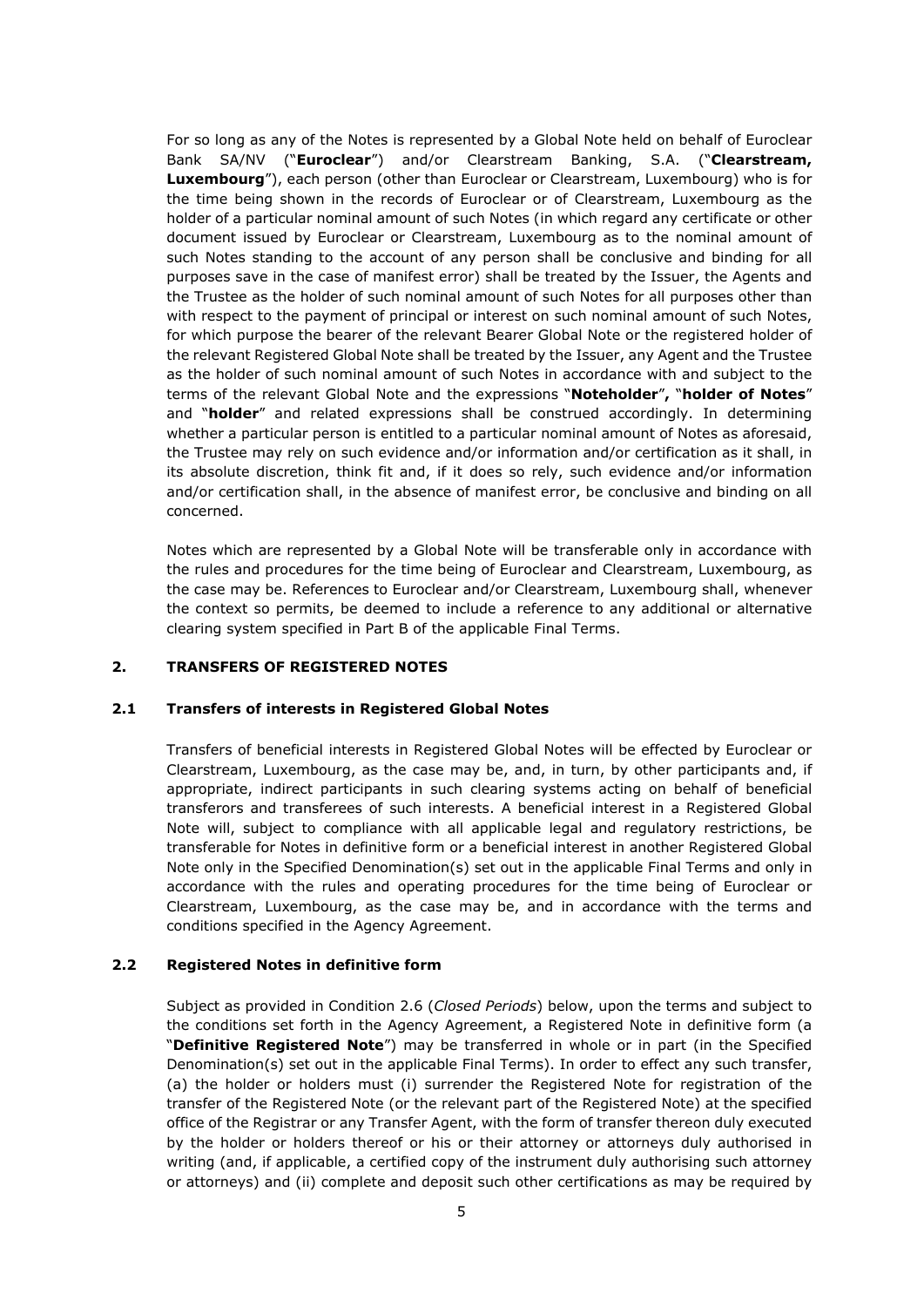For so long as any of the Notes is represented by a Global Note held on behalf of Euroclear Bank SA/NV ("**Euroclear**") and/or Clearstream Banking, S.A. ("**Clearstream, Luxembourg**"), each person (other than Euroclear or Clearstream, Luxembourg) who is for the time being shown in the records of Euroclear or of Clearstream, Luxembourg as the holder of a particular nominal amount of such Notes (in which regard any certificate or other document issued by Euroclear or Clearstream, Luxembourg as to the nominal amount of such Notes standing to the account of any person shall be conclusive and binding for all purposes save in the case of manifest error) shall be treated by the Issuer, the Agents and the Trustee as the holder of such nominal amount of such Notes for all purposes other than with respect to the payment of principal or interest on such nominal amount of such Notes, for which purpose the bearer of the relevant Bearer Global Note or the registered holder of the relevant Registered Global Note shall be treated by the Issuer, any Agent and the Trustee as the holder of such nominal amount of such Notes in accordance with and subject to the terms of the relevant Global Note and the expressions "**Noteholder**", "**holder of Notes**" and "**holder**" and related expressions shall be construed accordingly. In determining whether a particular person is entitled to a particular nominal amount of Notes as aforesaid, the Trustee may rely on such evidence and/or information and/or certification as it shall, in its absolute discretion, think fit and, if it does so rely, such evidence and/or information and/or certification shall, in the absence of manifest error, be conclusive and binding on all concerned.

Notes which are represented by a Global Note will be transferable only in accordance with the rules and procedures for the time being of Euroclear and Clearstream, Luxembourg, as the case may be. References to Euroclear and/or Clearstream, Luxembourg shall, whenever the context so permits, be deemed to include a reference to any additional or alternative clearing system specified in Part B of the applicable Final Terms.

## 2. TRANSFERS OF REGISTERED NOTES

### 2.1 Transfers of interests in Registered Global Notes

Transfers of beneficial interests in Registered Global Notes will be effected by Euroclear or Clearstream, Luxembourg, as the case may be, and, in turn, by other participants and, if appropriate, indirect participants in such clearing systems acting on behalf of beneficial transferors and transferees of such interests. A beneficial interest in a Registered Global Note will, subject to compliance with all applicable legal and regulatory restrictions, be transferable for Notes in definitive form or a beneficial interest in another Registered Global Note only in the Specified Denomination(s) set out in the applicable Final Terms and only in accordance with the rules and operating procedures for the time being of Euroclear or Clearstream, Luxembourg, as the case may be, and in accordance with the terms and conditions specified in the Agency Agreement.

### 2.2 Registered Notes in definitive form

Subject as provided in Condition 2.6 (*Closed Periods*) below, upon the terms and subject to the conditions set forth in the Agency Agreement, a Registered Note in definitive form (a "**Definitive Registered Note**") may be transferred in whole or in part (in the Specified Denomination(s) set out in the applicable Final Terms). In order to effect any such transfer, (a) the holder or holders must (i) surrender the Registered Note for registration of the transfer of the Registered Note (or the relevant part of the Registered Note) at the specified office of the Registrar or any Transfer Agent, with the form of transfer thereon duly executed by the holder or holders thereof or his or their attorney or attorneys duly authorised in writing (and, if applicable, a certified copy of the instrument duly authorising such attorney or attorneys) and (ii) complete and deposit such other certifications as may be required by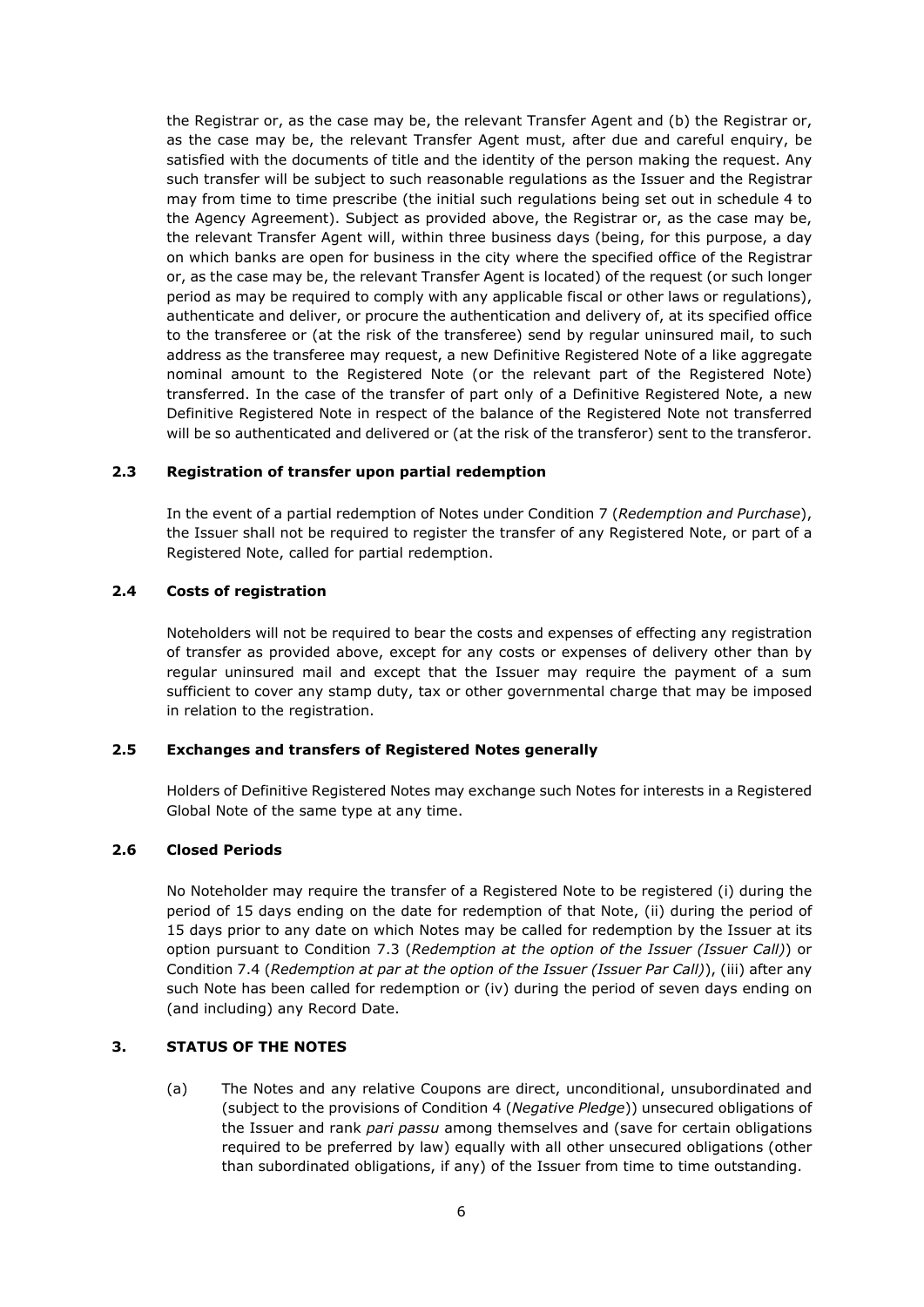the Registrar or, as the case may be, the relevant Transfer Agent and (b) the Registrar or, as the case may be, the relevant Transfer Agent must, after due and careful enquiry, be satisfied with the documents of title and the identity of the person making the request. Any such transfer will be subject to such reasonable regulations as the Issuer and the Registrar may from time to time prescribe (the initial such regulations being set out in schedule 4 to the Agency Agreement). Subject as provided above, the Registrar or, as the case may be, the relevant Transfer Agent will, within three business days (being, for this purpose, a day on which banks are open for business in the city where the specified office of the Registrar or, as the case may be, the relevant Transfer Agent is located) of the request (or such longer period as may be required to comply with any applicable fiscal or other laws or regulations), authenticate and deliver, or procure the authentication and delivery of, at its specified office to the transferee or (at the risk of the transferee) send by regular uninsured mail, to such address as the transferee may request, a new Definitive Registered Note of a like aggregate nominal amount to the Registered Note (or the relevant part of the Registered Note) transferred. In the case of the transfer of part only of a Definitive Registered Note, a new Definitive Registered Note in respect of the balance of the Registered Note not transferred will be so authenticated and delivered or (at the risk of the transferor) sent to the transferor.

### 2.3 Registration of transfer upon partial redemption

In the event of a partial redemption of Notes under Condition 7 (*Redemption and Purchase*), the Issuer shall not be required to register the transfer of any Registered Note, or part of a Registered Note, called for partial redemption.

### 2.4 Costs of registration

Noteholders will not be required to bear the costs and expenses of effecting any registration of transfer as provided above, except for any costs or expenses of delivery other than by regular uninsured mail and except that the Issuer may require the payment of a sum sufficient to cover any stamp duty, tax or other governmental charge that may be imposed in relation to the registration.

### 2.5 Exchanges and transfers of Registered Notes generally

Holders of Definitive Registered Notes may exchange such Notes for interests in a Registered Global Note of the same type at any time.

### 2.6 Closed Periods

No Noteholder may require the transfer of a Registered Note to be registered (i) during the period of 15 days ending on the date for redemption of that Note, (ii) during the period of 15 days prior to any date on which Notes may be called for redemption by the Issuer at its option pursuant to Condition 7.3 (*Redemption at the option of the Issuer (Issuer Call)*) or Condition 7.4 (*Redemption at par at the option of the Issuer (Issuer Par Call)*), (iii) after any such Note has been called for redemption or (iv) during the period of seven days ending on (and including) any Record Date.

## 3. STATUS OF THE NOTES

(a) The Notes and any relative Coupons are direct, unconditional, unsubordinated and (subject to the provisions of Condition 4 (*Negative Pledge*)) unsecured obligations of the Issuer and rank *pari passu* among themselves and (save for certain obligations required to be preferred by law) equally with all other unsecured obligations (other than subordinated obligations, if any) of the Issuer from time to time outstanding.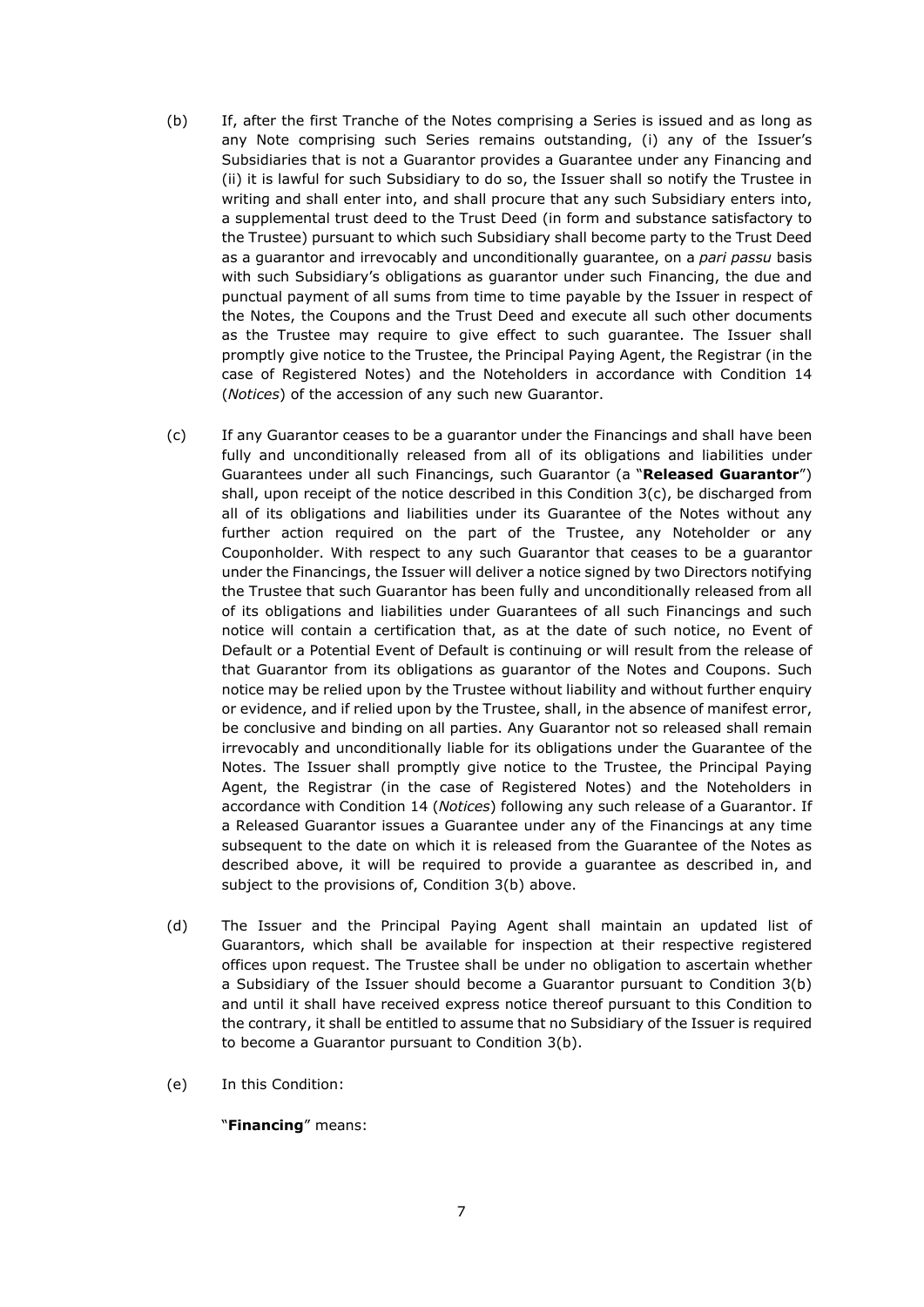(b) If, after the first Tranche of the Notes comprising a Series is issued and as long as any Note comprising such Series remains outstanding, (i) any of the Issuer's Subsidiaries that is not a Guarantor provides a Guarantee under any Financing and (ii) it is lawful for such Subsidiary to do so, the Issuer shall so notify the Trustee in writing and shall enter into, and shall procure that any such Subsidiary enters into, a supplemental trust deed to the Trust Deed (in form and substance satisfactory to the Trustee) pursuant to which such Subsidiary shall become party to the Trust Deed as a guarantor and irrevocably and unconditionally guarantee, on a *pari passu* basis with such Subsidiary's obligations as guarantor under such Financing, the due and punctual payment of all sums from time to time payable by the Issuer in respect of the Notes, the Coupons and the Trust Deed and execute all such other documents as the Trustee may require to give effect to such guarantee. The Issuer shall promptly give notice to the Trustee, the Principal Paying Agent, the Registrar (in the case of Registered Notes) and the Noteholders in accordance with Condition 14 (*Notices*) of the accession of any such new Guarantor.

(c) If any Guarantor ceases to be a guarantor under the Financings and shall have been fully and unconditionally released from all of its obligations and liabilities under Guarantees under all such Financings, such Guarantor (a "**Released Guarantor**") shall, upon receipt of the notice described in this Condition 3(c), be discharged from all of its obligations and liabilities under its Guarantee of the Notes without any further action required on the part of the Trustee, any Noteholder or any Couponholder. With respect to any such Guarantor that ceases to be a guarantor under the Financings, the Issuer will deliver a notice signed by two Directors notifying the Trustee that such Guarantor has been fully and unconditionally released from all of its obligations and liabilities under Guarantees of all such Financings and such notice will contain a certification that, as at the date of such notice, no Event of Default or a Potential Event of Default is continuing or will result from the release of that Guarantor from its obligations as guarantor of the Notes and Coupons. Such notice may be relied upon by the Trustee without liability and without further enquiry or evidence, and if relied upon by the Trustee, shall, in the absence of manifest error, be conclusive and binding on all parties. Any Guarantor not so released shall remain irrevocably and unconditionally liable for its obligations under the Guarantee of the Notes. The Issuer shall promptly give notice to the Trustee, the Principal Paying Agent, the Registrar (in the case of Registered Notes) and the Noteholders in accordance with Condition 14 (*Notices*) following any such release of a Guarantor. If a Released Guarantor issues a Guarantee under any of the Financings at any time subsequent to the date on which it is released from the Guarantee of the Notes as described above, it will be required to provide a guarantee as described in, and subject to the provisions of, Condition 3(b) above.

(d) The Issuer and the Principal Paying Agent shall maintain an updated list of Guarantors, which shall be available for inspection at their respective registered offices upon request. The Trustee shall be under no obligation to ascertain whether a Subsidiary of the Issuer should become a Guarantor pursuant to Condition 3(b) and until it shall have received express notice thereof pursuant to this Condition to the contrary, it shall be entitled to assume that no Subsidiary of the Issuer is required to become a Guarantor pursuant to Condition 3(b).

(e) In this Condition:

"**Financing**" means: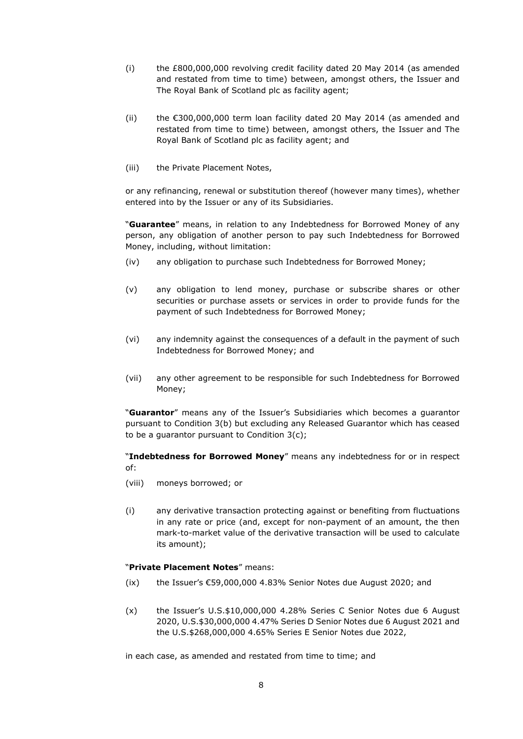(i) the £800,000,000 revolving credit facility dated 20 May 2014 (as amended and restated from time to time) between, amongst others, the Issuer and The Royal Bank of Scotland plc as facility agent;

(ii) the €300,000,000 term loan facility dated 20 May 2014 (as amended and restated from time to time) between, amongst others, the Issuer and The Royal Bank of Scotland plc as facility agent; and

(iii) the Private Placement Notes,

or any refinancing, renewal or substitution thereof (however many times), whether entered into by the Issuer or any of its Subsidiaries.

"**Guarantee**" means, in relation to any Indebtedness for Borrowed Money of any person, any obligation of another person to pay such Indebtedness for Borrowed Money, including, without limitation:

(iv) any obligation to purchase such Indebtedness for Borrowed Money;

(v) any obligation to lend money, purchase or subscribe shares or other securities or purchase assets or services in order to provide funds for the payment of such Indebtedness for Borrowed Money;

(vi) any indemnity against the consequences of a default in the payment of such Indebtedness for Borrowed Money; and

(vii) any other agreement to be responsible for such Indebtedness for Borrowed Money;

"**Guarantor**" means any of the Issuer's Subsidiaries which becomes a guarantor pursuant to Condition 3(b) but excluding any Released Guarantor which has ceased to be a guarantor pursuant to Condition 3(c);

"**Indebtedness for Borrowed Money**" means any indebtedness for or in respect of:

(viii) moneys borrowed; or

(i) any derivative transaction protecting against or benefiting from fluctuations in any rate or price (and, except for non-payment of an amount, the then mark-to-market value of the derivative transaction will be used to calculate its amount);

"**Private Placement Notes**" means:

(ix) the Issuer's €59,000,000 4.83% Senior Notes due August 2020; and

(x) the Issuer's U.S.$10,000,000 4.28% Series C Senior Notes due 6 August 2020, U.S.$30,000,000 4.47% Series D Senior Notes due 6 August 2021 and the U.S.$268,000,000 4.65% Series E Senior Notes due 2022,

in each case, as amended and restated from time to time; and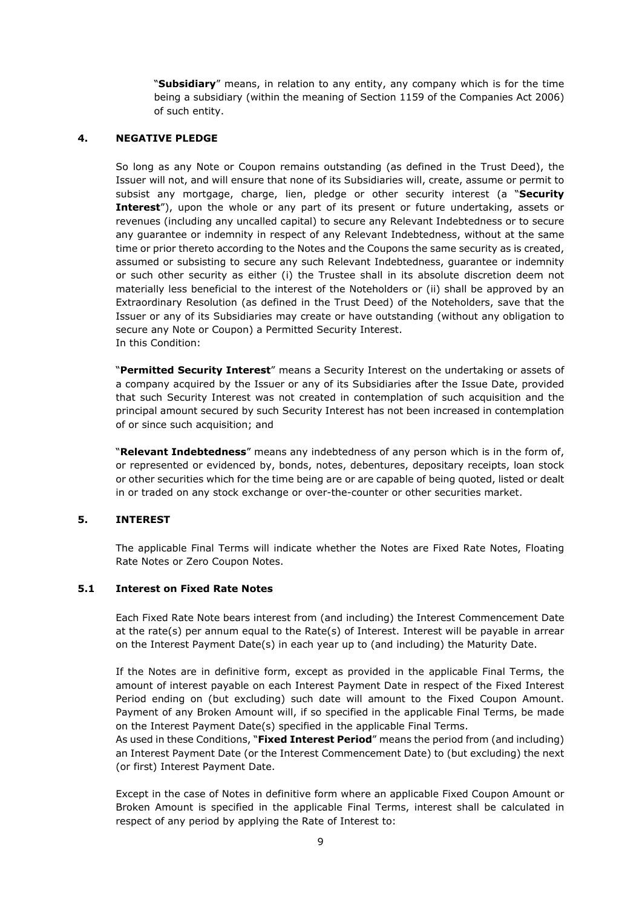"**Subsidiary**" means, in relation to any entity, any company which is for the time being a subsidiary (within the meaning of Section 1159 of the Companies Act 2006) of such entity.

## 4. NEGATIVE PLEDGE

So long as any Note or Coupon remains outstanding (as defined in the Trust Deed), the Issuer will not, and will ensure that none of its Subsidiaries will, create, assume or permit to subsist any mortgage, charge, lien, pledge or other security interest (a "**Security Interest**"), upon the whole or any part of its present or future undertaking, assets or revenues (including any uncalled capital) to secure any Relevant Indebtedness or to secure any guarantee or indemnity in respect of any Relevant Indebtedness, without at the same time or prior thereto according to the Notes and the Coupons the same security as is created, assumed or subsisting to secure any such Relevant Indebtedness, guarantee or indemnity or such other security as either (i) the Trustee shall in its absolute discretion deem not materially less beneficial to the interest of the Noteholders or (ii) shall be approved by an Extraordinary Resolution (as defined in the Trust Deed) of the Noteholders, save that the Issuer or any of its Subsidiaries may create or have outstanding (without any obligation to secure any Note or Coupon) a Permitted Security Interest.
In this Condition:

"**Permitted Security Interest**" means a Security Interest on the undertaking or assets of a company acquired by the Issuer or any of its Subsidiaries after the Issue Date, provided that such Security Interest was not created in contemplation of such acquisition and the principal amount secured by such Security Interest has not been increased in contemplation of or since such acquisition; and

"**Relevant Indebtedness**" means any indebtedness of any person which is in the form of, or represented or evidenced by, bonds, notes, debentures, depositary receipts, loan stock or other securities which for the time being are or are capable of being quoted, listed or dealt in or traded on any stock exchange or over-the-counter or other securities market.

## 5. INTEREST

The applicable Final Terms will indicate whether the Notes are Fixed Rate Notes, Floating Rate Notes or Zero Coupon Notes.

### 5.1 Interest on Fixed Rate Notes

Each Fixed Rate Note bears interest from (and including) the Interest Commencement Date at the rate(s) per annum equal to the Rate(s) of Interest. Interest will be payable in arrear on the Interest Payment Date(s) in each year up to (and including) the Maturity Date.

If the Notes are in definitive form, except as provided in the applicable Final Terms, the amount of interest payable on each Interest Payment Date in respect of the Fixed Interest Period ending on (but excluding) such date will amount to the Fixed Coupon Amount. Payment of any Broken Amount will, if so specified in the applicable Final Terms, be made on the Interest Payment Date(s) specified in the applicable Final Terms.
As used in these Conditions, "**Fixed Interest Period**" means the period from (and including) an Interest Payment Date (or the Interest Commencement Date) to (but excluding) the next (or first) Interest Payment Date.

Except in the case of Notes in definitive form where an applicable Fixed Coupon Amount or Broken Amount is specified in the applicable Final Terms, interest shall be calculated in respect of any period by applying the Rate of Interest to: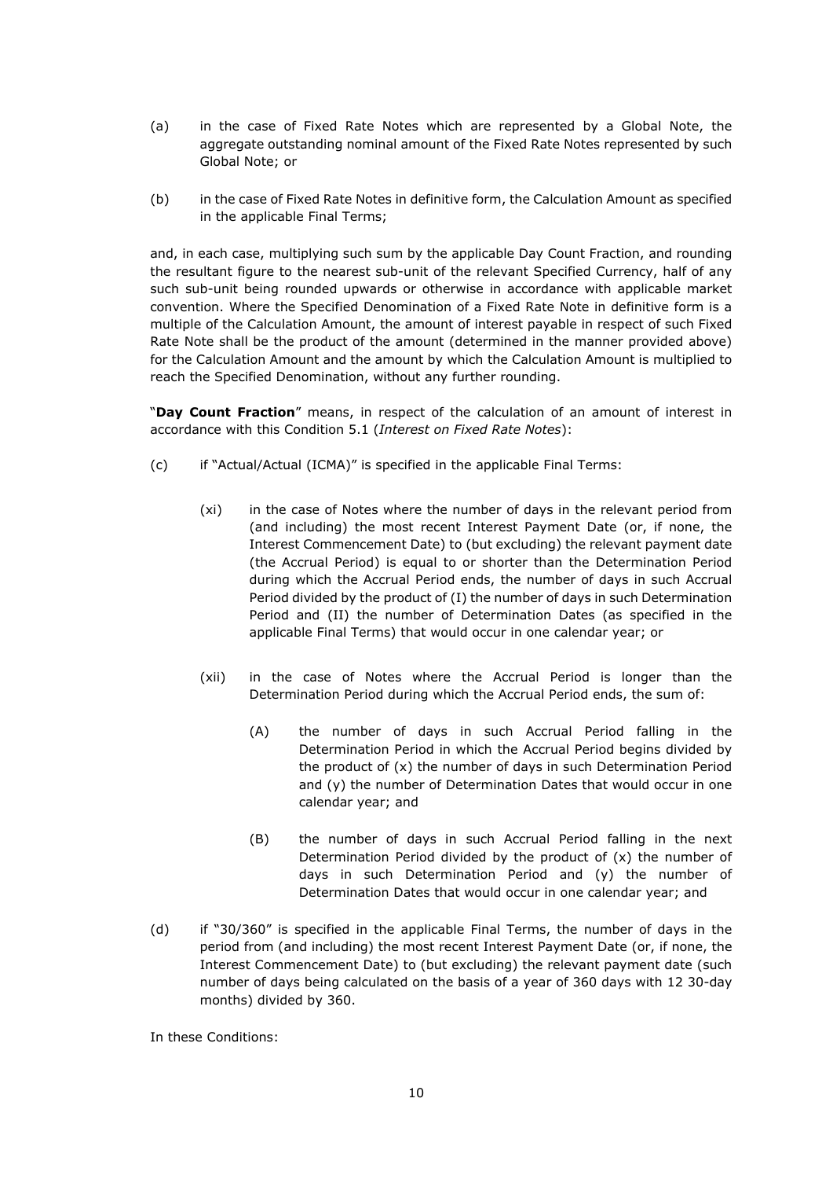(a) in the case of Fixed Rate Notes which are represented by a Global Note, the aggregate outstanding nominal amount of the Fixed Rate Notes represented by such Global Note; or

(b) in the case of Fixed Rate Notes in definitive form, the Calculation Amount as specified in the applicable Final Terms;

and, in each case, multiplying such sum by the applicable Day Count Fraction, and rounding the resultant figure to the nearest sub-unit of the relevant Specified Currency, half of any such sub-unit being rounded upwards or otherwise in accordance with applicable market convention. Where the Specified Denomination of a Fixed Rate Note in definitive form is a multiple of the Calculation Amount, the amount of interest payable in respect of such Fixed Rate Note shall be the product of the amount (determined in the manner provided above) for the Calculation Amount and the amount by which the Calculation Amount is multiplied to reach the Specified Denomination, without any further rounding.

"**Day Count Fraction**" means, in respect of the calculation of an amount of interest in accordance with this Condition 5.1 (*Interest on Fixed Rate Notes*):

(c) if "Actual/Actual (ICMA)" is specified in the applicable Final Terms:

   (xi) in the case of Notes where the number of days in the relevant period from (and including) the most recent Interest Payment Date (or, if none, the Interest Commencement Date) to (but excluding) the relevant payment date (the Accrual Period) is equal to or shorter than the Determination Period during which the Accrual Period ends, the number of days in such Accrual Period divided by the product of (I) the number of days in such Determination Period and (II) the number of Determination Dates (as specified in the applicable Final Terms) that would occur in one calendar year; or

   (xii) in the case of Notes where the Accrual Period is longer than the Determination Period during which the Accrual Period ends, the sum of:

      (A) the number of days in such Accrual Period falling in the Determination Period in which the Accrual Period begins divided by the product of (x) the number of days in such Determination Period and (y) the number of Determination Dates that would occur in one calendar year; and

      (B) the number of days in such Accrual Period falling in the next Determination Period divided by the product of (x) the number of days in such Determination Period and (y) the number of Determination Dates that would occur in one calendar year; and

(d) if "30/360" is specified in the applicable Final Terms, the number of days in the period from (and including) the most recent Interest Payment Date (or, if none, the Interest Commencement Date) to (but excluding) the relevant payment date (such number of days being calculated on the basis of a year of 360 days with 12 30-day months) divided by 360.

In these Conditions: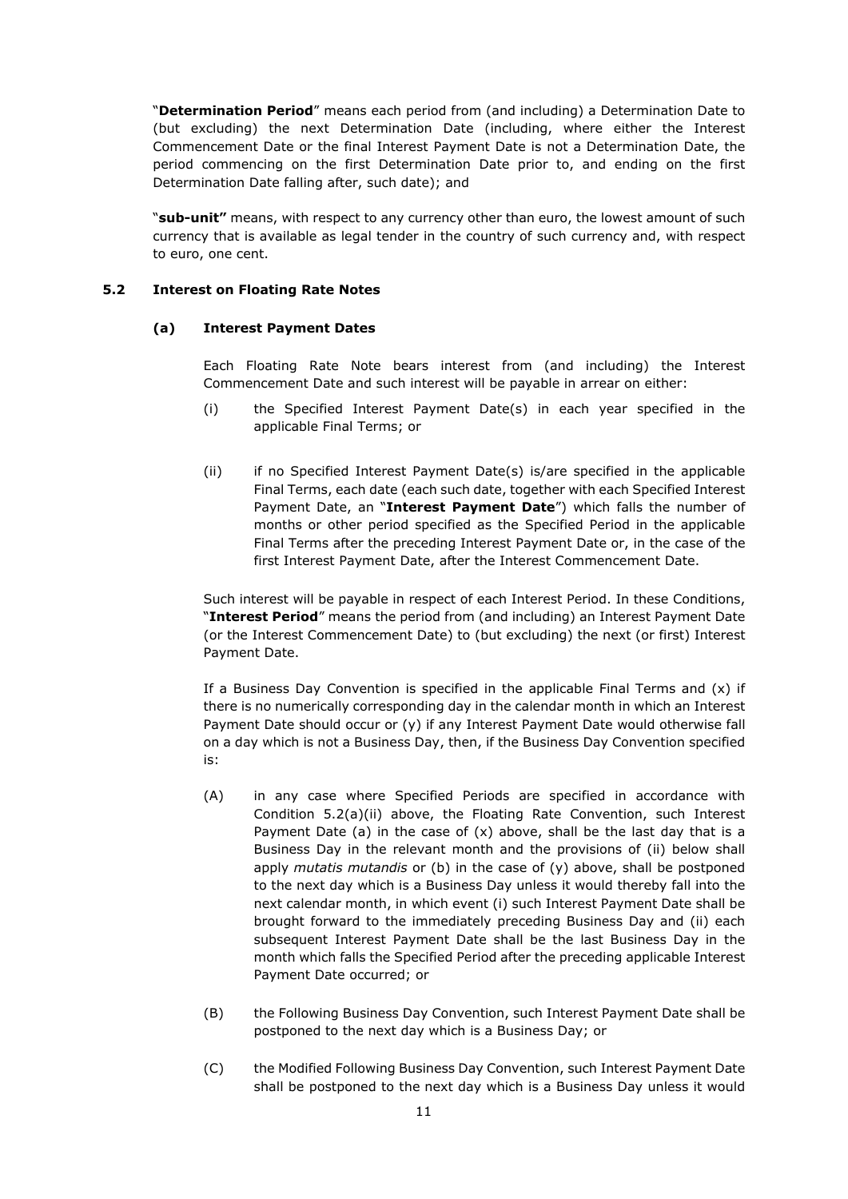"**Determination Period**" means each period from (and including) a Determination Date to (but excluding) the next Determination Date (including, where either the Interest Commencement Date or the final Interest Payment Date is not a Determination Date, the period commencing on the first Determination Date prior to, and ending on the first Determination Date falling after, such date); and

"**sub-unit"** means, with respect to any currency other than euro, the lowest amount of such currency that is available as legal tender in the country of such currency and, with respect to euro, one cent.

### 5.2 Interest on Floating Rate Notes

#### (a) Interest Payment Dates

Each Floating Rate Note bears interest from (and including) the Interest Commencement Date and such interest will be payable in arrear on either:

(i) the Specified Interest Payment Date(s) in each year specified in the applicable Final Terms; or

(ii) if no Specified Interest Payment Date(s) is/are specified in the applicable Final Terms, each date (each such date, together with each Specified Interest Payment Date, an "**Interest Payment Date**") which falls the number of months or other period specified as the Specified Period in the applicable Final Terms after the preceding Interest Payment Date or, in the case of the first Interest Payment Date, after the Interest Commencement Date.

Such interest will be payable in respect of each Interest Period. In these Conditions, "**Interest Period**" means the period from (and including) an Interest Payment Date (or the Interest Commencement Date) to (but excluding) the next (or first) Interest Payment Date.

If a Business Day Convention is specified in the applicable Final Terms and (x) if there is no numerically corresponding day in the calendar month in which an Interest Payment Date should occur or (y) if any Interest Payment Date would otherwise fall on a day which is not a Business Day, then, if the Business Day Convention specified is:

(A) in any case where Specified Periods are specified in accordance with Condition 5.2(a)(ii) above, the Floating Rate Convention, such Interest Payment Date (a) in the case of (x) above, shall be the last day that is a Business Day in the relevant month and the provisions of (ii) below shall apply *mutatis mutandis* or (b) in the case of (y) above, shall be postponed to the next day which is a Business Day unless it would thereby fall into the next calendar month, in which event (i) such Interest Payment Date shall be brought forward to the immediately preceding Business Day and (ii) each subsequent Interest Payment Date shall be the last Business Day in the month which falls the Specified Period after the preceding applicable Interest Payment Date occurred; or

(B) the Following Business Day Convention, such Interest Payment Date shall be postponed to the next day which is a Business Day; or

(C) the Modified Following Business Day Convention, such Interest Payment Date shall be postponed to the next day which is a Business Day unless it would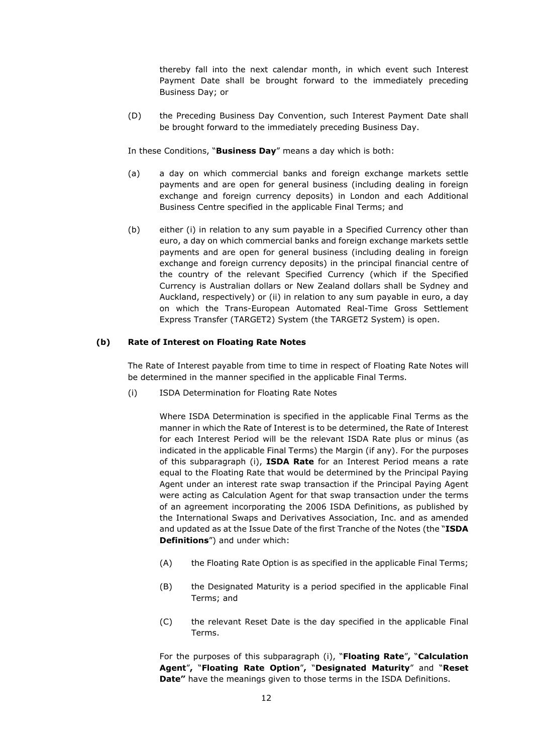thereby fall into the next calendar month, in which event such Interest Payment Date shall be brought forward to the immediately preceding Business Day; or

(D) the Preceding Business Day Convention, such Interest Payment Date shall be brought forward to the immediately preceding Business Day.

In these Conditions, "**Business Day**" means a day which is both:

(a) a day on which commercial banks and foreign exchange markets settle payments and are open for general business (including dealing in foreign exchange and foreign currency deposits) in London and each Additional Business Centre specified in the applicable Final Terms; and

(b) either (i) in relation to any sum payable in a Specified Currency other than euro, a day on which commercial banks and foreign exchange markets settle payments and are open for general business (including dealing in foreign exchange and foreign currency deposits) in the principal financial centre of the country of the relevant Specified Currency (which if the Specified Currency is Australian dollars or New Zealand dollars shall be Sydney and Auckland, respectively) or (ii) in relation to any sum payable in euro, a day on which the Trans-European Automated Real-Time Gross Settlement Express Transfer (TARGET2) System (the TARGET2 System) is open.

### (b) Rate of Interest on Floating Rate Notes

The Rate of Interest payable from time to time in respect of Floating Rate Notes will be determined in the manner specified in the applicable Final Terms.

(i) ISDA Determination for Floating Rate Notes

Where ISDA Determination is specified in the applicable Final Terms as the manner in which the Rate of Interest is to be determined, the Rate of Interest for each Interest Period will be the relevant ISDA Rate plus or minus (as indicated in the applicable Final Terms) the Margin (if any). For the purposes of this subparagraph (i), **ISDA Rate** for an Interest Period means a rate equal to the Floating Rate that would be determined by the Principal Paying Agent under an interest rate swap transaction if the Principal Paying Agent were acting as Calculation Agent for that swap transaction under the terms of an agreement incorporating the 2006 ISDA Definitions, as published by the International Swaps and Derivatives Association, Inc. and as amended and updated as at the Issue Date of the first Tranche of the Notes (the "**ISDA Definitions**") and under which:

(A) the Floating Rate Option is as specified in the applicable Final Terms;

(B) the Designated Maturity is a period specified in the applicable Final Terms; and

(C) the relevant Reset Date is the day specified in the applicable Final Terms.

For the purposes of this subparagraph (i), "**Floating Rate**", "**Calculation Agent**", "**Floating Rate Option**", "**Designated Maturity**" and "**Reset Date"** have the meanings given to those terms in the ISDA Definitions.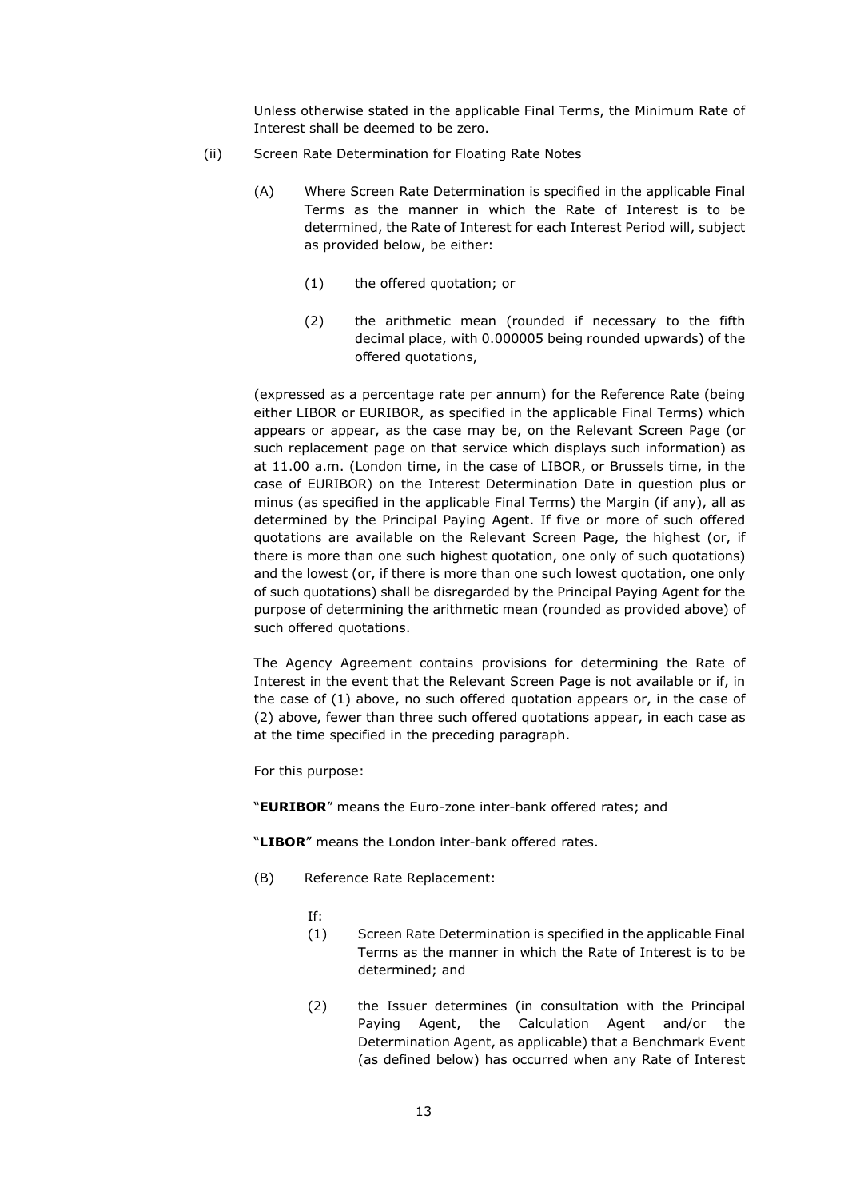Unless otherwise stated in the applicable Final Terms, the Minimum Rate of Interest shall be deemed to be zero.

(ii) Screen Rate Determination for Floating Rate Notes

(A) Where Screen Rate Determination is specified in the applicable Final Terms as the manner in which the Rate of Interest is to be determined, the Rate of Interest for each Interest Period will, subject as provided below, be either:

(1) the offered quotation; or

(2) the arithmetic mean (rounded if necessary to the fifth decimal place, with 0.000005 being rounded upwards) of the offered quotations,

(expressed as a percentage rate per annum) for the Reference Rate (being either LIBOR or EURIBOR, as specified in the applicable Final Terms) which appears or appear, as the case may be, on the Relevant Screen Page (or such replacement page on that service which displays such information) as at 11.00 a.m. (London time, in the case of LIBOR, or Brussels time, in the case of EURIBOR) on the Interest Determination Date in question plus or minus (as specified in the applicable Final Terms) the Margin (if any), all as determined by the Principal Paying Agent. If five or more of such offered quotations are available on the Relevant Screen Page, the highest (or, if there is more than one such highest quotation, one only of such quotations) and the lowest (or, if there is more than one such lowest quotation, one only of such quotations) shall be disregarded by the Principal Paying Agent for the purpose of determining the arithmetic mean (rounded as provided above) of such offered quotations.

The Agency Agreement contains provisions for determining the Rate of Interest in the event that the Relevant Screen Page is not available or if, in the case of (1) above, no such offered quotation appears or, in the case of (2) above, fewer than three such offered quotations appear, in each case as at the time specified in the preceding paragraph.

For this purpose:

"**EURIBOR**" means the Euro-zone inter-bank offered rates; and

"**LIBOR**" means the London inter-bank offered rates.

(B) Reference Rate Replacement:

If:

(1) Screen Rate Determination is specified in the applicable Final Terms as the manner in which the Rate of Interest is to be determined; and

(2) the Issuer determines (in consultation with the Principal Paying Agent, the Calculation Agent and/or the Determination Agent, as applicable) that a Benchmark Event (as defined below) has occurred when any Rate of Interest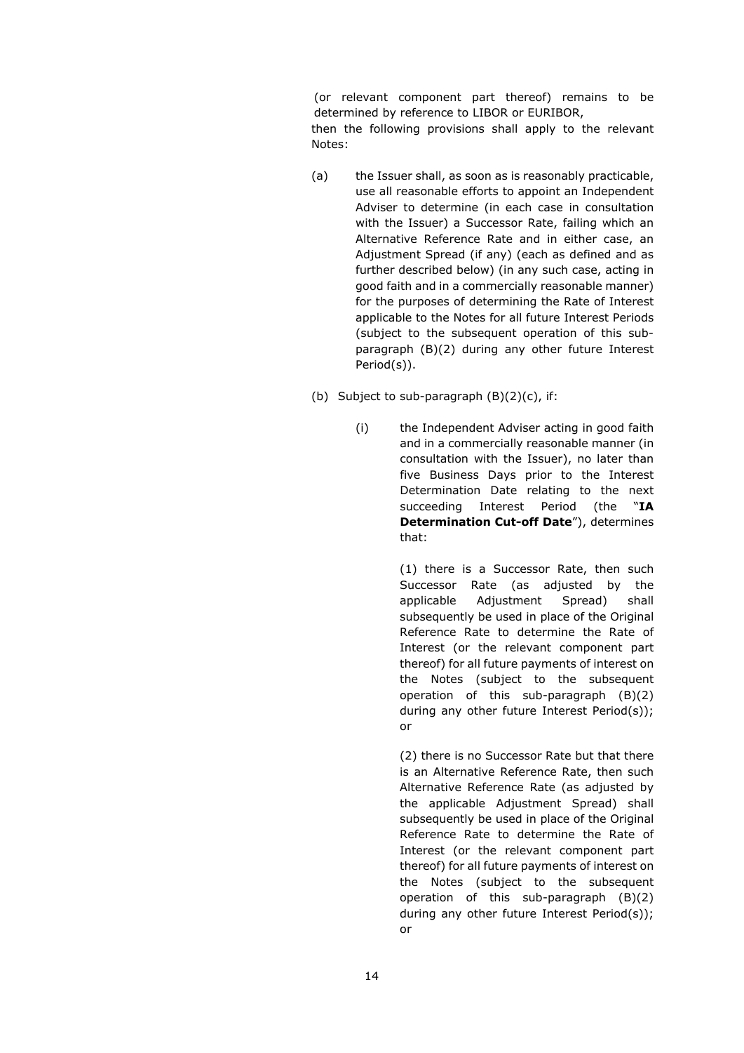(or relevant component part thereof) remains to be determined by reference to LIBOR or EURIBOR,

then the following provisions shall apply to the relevant Notes:

(a) the Issuer shall, as soon as is reasonably practicable, use all reasonable efforts to appoint an Independent Adviser to determine (in each case in consultation with the Issuer) a Successor Rate, failing which an Alternative Reference Rate and in either case, an Adjustment Spread (if any) (each as defined and as further described below) (in any such case, acting in good faith and in a commercially reasonable manner) for the purposes of determining the Rate of Interest applicable to the Notes for all future Interest Periods (subject to the subsequent operation of this sub-paragraph (B)(2) during any other future Interest Period(s)).

(b) Subject to sub-paragraph (B)(2)(c), if:

(i) the Independent Adviser acting in good faith and in a commercially reasonable manner (in consultation with the Issuer), no later than five Business Days prior to the Interest Determination Date relating to the next succeeding Interest Period (the "**IA Determination Cut-off Date**"), determines that:

(1) there is a Successor Rate, then such Successor Rate (as adjusted by the applicable Adjustment Spread) shall subsequently be used in place of the Original Reference Rate to determine the Rate of Interest (or the relevant component part thereof) for all future payments of interest on the Notes (subject to the subsequent operation of this sub-paragraph (B)(2) during any other future Interest Period(s)); or

(2) there is no Successor Rate but that there is an Alternative Reference Rate, then such Alternative Reference Rate (as adjusted by the applicable Adjustment Spread) shall subsequently be used in place of the Original Reference Rate to determine the Rate of Interest (or the relevant component part thereof) for all future payments of interest on the Notes (subject to the subsequent operation of this sub-paragraph (B)(2) during any other future Interest Period(s)); or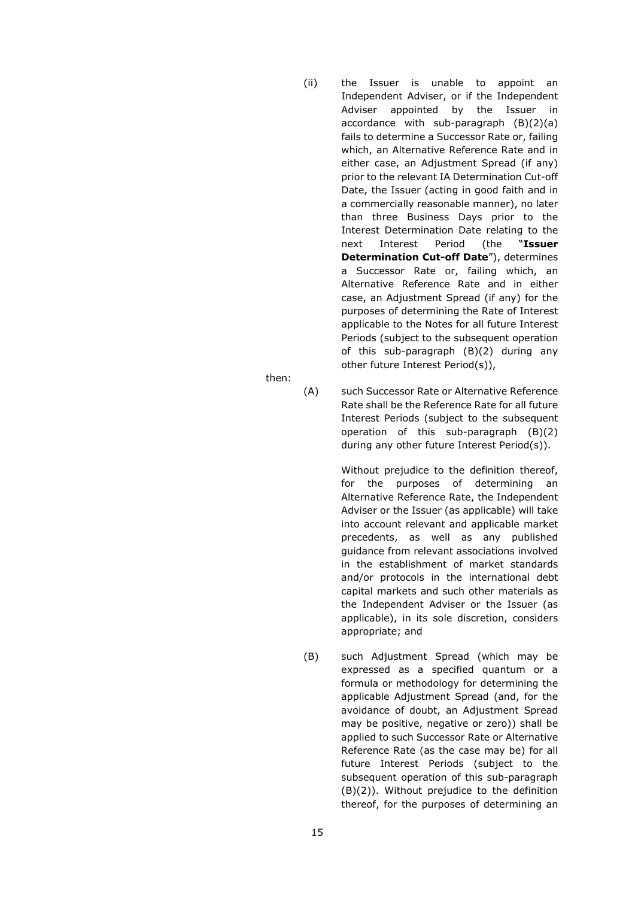(ii) the Issuer is unable to appoint an Independent Adviser, or if the Independent Adviser appointed by the Issuer in accordance with sub-paragraph (B)(2)(a) fails to determine a Successor Rate or, failing which, an Alternative Reference Rate and in either case, an Adjustment Spread (if any) prior to the relevant IA Determination Cut-off Date, the Issuer (acting in good faith and in a commercially reasonable manner), no later than three Business Days prior to the Interest Determination Date relating to the next Interest Period (the "**Issuer Determination Cut-off Date**"), determines a Successor Rate or, failing which, an Alternative Reference Rate and in either case, an Adjustment Spread (if any) for the purposes of determining the Rate of Interest applicable to the Notes for all future Interest Periods (subject to the subsequent operation of this sub-paragraph (B)(2) during any other future Interest Period(s)),

then:

(A) such Successor Rate or Alternative Reference Rate shall be the Reference Rate for all future Interest Periods (subject to the subsequent operation of this sub-paragraph (B)(2) during any other future Interest Period(s)).

Without prejudice to the definition thereof, for the purposes of determining an Alternative Reference Rate, the Independent Adviser or the Issuer (as applicable) will take into account relevant and applicable market precedents, as well as any published guidance from relevant associations involved in the establishment of market standards and/or protocols in the international debt capital markets and such other materials as the Independent Adviser or the Issuer (as applicable), in its sole discretion, considers appropriate; and

(B) such Adjustment Spread (which may be expressed as a specified quantum or a formula or methodology for determining the applicable Adjustment Spread (and, for the avoidance of doubt, an Adjustment Spread may be positive, negative or zero)) shall be applied to such Successor Rate or Alternative Reference Rate (as the case may be) for all future Interest Periods (subject to the subsequent operation of this sub-paragraph (B)(2)). Without prejudice to the definition thereof, for the purposes of determining an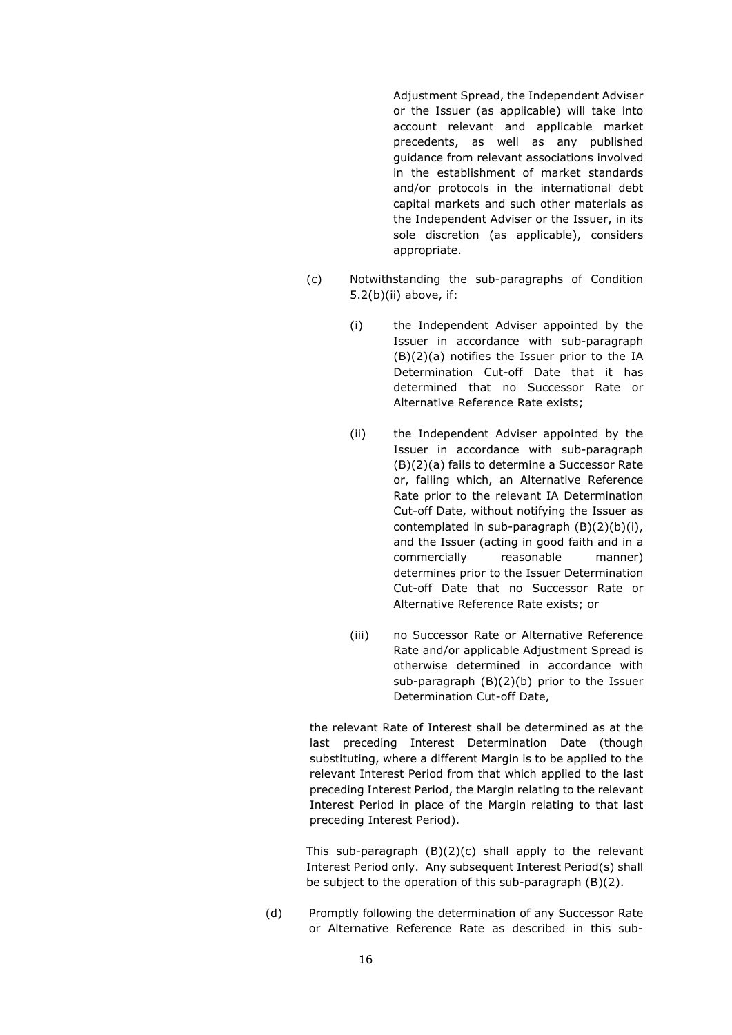Adjustment Spread, the Independent Adviser or the Issuer (as applicable) will take into account relevant and applicable market precedents, as well as any published guidance from relevant associations involved in the establishment of market standards and/or protocols in the international debt capital markets and such other materials as the Independent Adviser or the Issuer, in its sole discretion (as applicable), considers appropriate.

(c) Notwithstanding the sub-paragraphs of Condition 5.2(b)(ii) above, if:

(i) the Independent Adviser appointed by the Issuer in accordance with sub-paragraph (B)(2)(a) notifies the Issuer prior to the IA Determination Cut-off Date that it has determined that no Successor Rate or Alternative Reference Rate exists;

(ii) the Independent Adviser appointed by the Issuer in accordance with sub-paragraph (B)(2)(a) fails to determine a Successor Rate or, failing which, an Alternative Reference Rate prior to the relevant IA Determination Cut-off Date, without notifying the Issuer as contemplated in sub-paragraph (B)(2)(b)(i), and the Issuer (acting in good faith and in a commercially reasonable manner) determines prior to the Issuer Determination Cut-off Date that no Successor Rate or Alternative Reference Rate exists; or

(iii) no Successor Rate or Alternative Reference Rate and/or applicable Adjustment Spread is otherwise determined in accordance with sub-paragraph (B)(2)(b) prior to the Issuer Determination Cut-off Date,

the relevant Rate of Interest shall be determined as at the last preceding Interest Determination Date (though substituting, where a different Margin is to be applied to the relevant Interest Period from that which applied to the last preceding Interest Period, the Margin relating to the relevant Interest Period in place of the Margin relating to that last preceding Interest Period).

This sub-paragraph (B)(2)(c) shall apply to the relevant Interest Period only. Any subsequent Interest Period(s) shall be subject to the operation of this sub-paragraph (B)(2).

(d) Promptly following the determination of any Successor Rate or Alternative Reference Rate as described in this sub-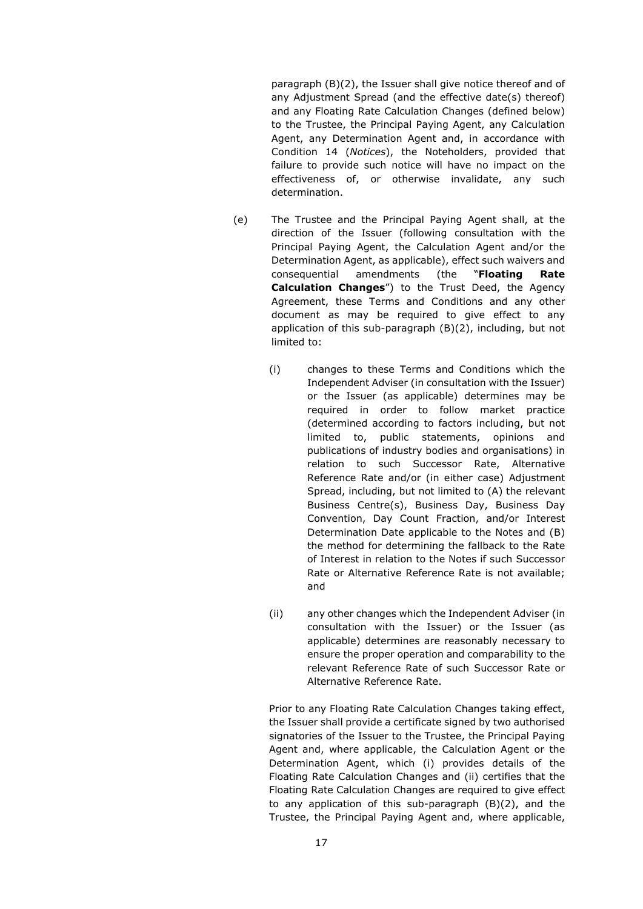paragraph (B)(2), the Issuer shall give notice thereof and of any Adjustment Spread (and the effective date(s) thereof) and any Floating Rate Calculation Changes (defined below) to the Trustee, the Principal Paying Agent, any Calculation Agent, any Determination Agent and, in accordance with Condition 14 (*Notices*), the Noteholders, provided that failure to provide such notice will have no impact on the effectiveness of, or otherwise invalidate, any such determination.

(e) The Trustee and the Principal Paying Agent shall, at the direction of the Issuer (following consultation with the Principal Paying Agent, the Calculation Agent and/or the Determination Agent, as applicable), effect such waivers and consequential amendments (the "**Floating Rate Calculation Changes**") to the Trust Deed, the Agency Agreement, these Terms and Conditions and any other document as may be required to give effect to any application of this sub-paragraph (B)(2), including, but not limited to:

(i) changes to these Terms and Conditions which the Independent Adviser (in consultation with the Issuer) or the Issuer (as applicable) determines may be required in order to follow market practice (determined according to factors including, but not limited to, public statements, opinions and publications of industry bodies and organisations) in relation to such Successor Rate, Alternative Reference Rate and/or (in either case) Adjustment Spread, including, but not limited to (A) the relevant Business Centre(s), Business Day, Business Day Convention, Day Count Fraction, and/or Interest Determination Date applicable to the Notes and (B) the method for determining the fallback to the Rate of Interest in relation to the Notes if such Successor Rate or Alternative Reference Rate is not available; and

(ii) any other changes which the Independent Adviser (in consultation with the Issuer) or the Issuer (as applicable) determines are reasonably necessary to ensure the proper operation and comparability to the relevant Reference Rate of such Successor Rate or Alternative Reference Rate.

Prior to any Floating Rate Calculation Changes taking effect, the Issuer shall provide a certificate signed by two authorised signatories of the Issuer to the Trustee, the Principal Paying Agent and, where applicable, the Calculation Agent or the Determination Agent, which (i) provides details of the Floating Rate Calculation Changes and (ii) certifies that the Floating Rate Calculation Changes are required to give effect to any application of this sub-paragraph (B)(2), and the Trustee, the Principal Paying Agent and, where applicable,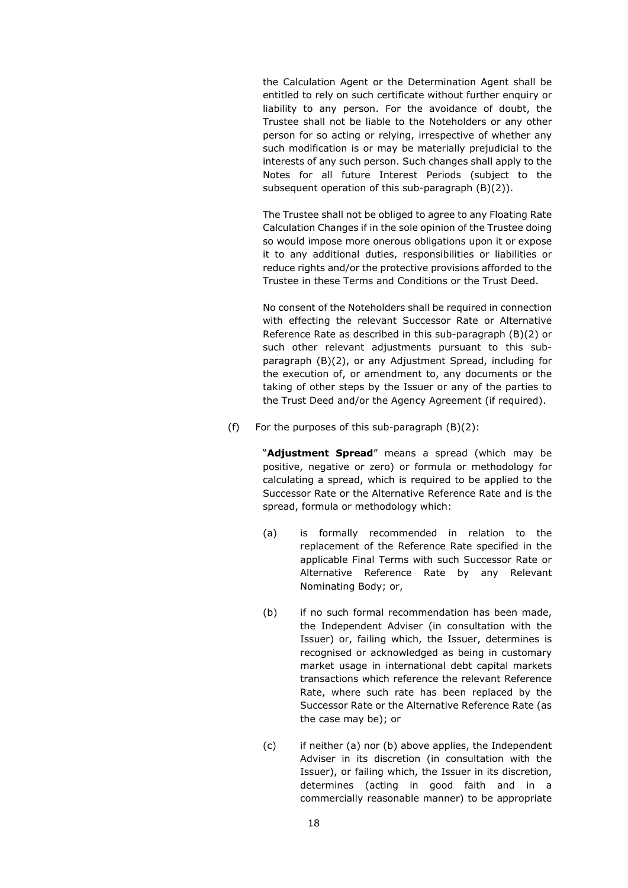the Calculation Agent or the Determination Agent shall be entitled to rely on such certificate without further enquiry or liability to any person. For the avoidance of doubt, the Trustee shall not be liable to the Noteholders or any other person for so acting or relying, irrespective of whether any such modification is or may be materially prejudicial to the interests of any such person. Such changes shall apply to the Notes for all future Interest Periods (subject to the subsequent operation of this sub-paragraph (B)(2)).

The Trustee shall not be obliged to agree to any Floating Rate Calculation Changes if in the sole opinion of the Trustee doing so would impose more onerous obligations upon it or expose it to any additional duties, responsibilities or liabilities or reduce rights and/or the protective provisions afforded to the Trustee in these Terms and Conditions or the Trust Deed.

No consent of the Noteholders shall be required in connection with effecting the relevant Successor Rate or Alternative Reference Rate as described in this sub-paragraph (B)(2) or such other relevant adjustments pursuant to this sub-paragraph (B)(2), or any Adjustment Spread, including for the execution of, or amendment to, any documents or the taking of other steps by the Issuer or any of the parties to the Trust Deed and/or the Agency Agreement (if required).

(f) For the purposes of this sub-paragraph (B)(2):

"**Adjustment Spread**" means a spread (which may be positive, negative or zero) or formula or methodology for calculating a spread, which is required to be applied to the Successor Rate or the Alternative Reference Rate and is the spread, formula or methodology which:

(a) is formally recommended in relation to the replacement of the Reference Rate specified in the applicable Final Terms with such Successor Rate or Alternative Reference Rate by any Relevant Nominating Body; or,

(b) if no such formal recommendation has been made, the Independent Adviser (in consultation with the Issuer) or, failing which, the Issuer, determines is recognised or acknowledged as being in customary market usage in international debt capital markets transactions which reference the relevant Reference Rate, where such rate has been replaced by the Successor Rate or the Alternative Reference Rate (as the case may be); or

(c) if neither (a) nor (b) above applies, the Independent Adviser in its discretion (in consultation with the Issuer), or failing which, the Issuer in its discretion, determines (acting in good faith and in a commercially reasonable manner) to be appropriate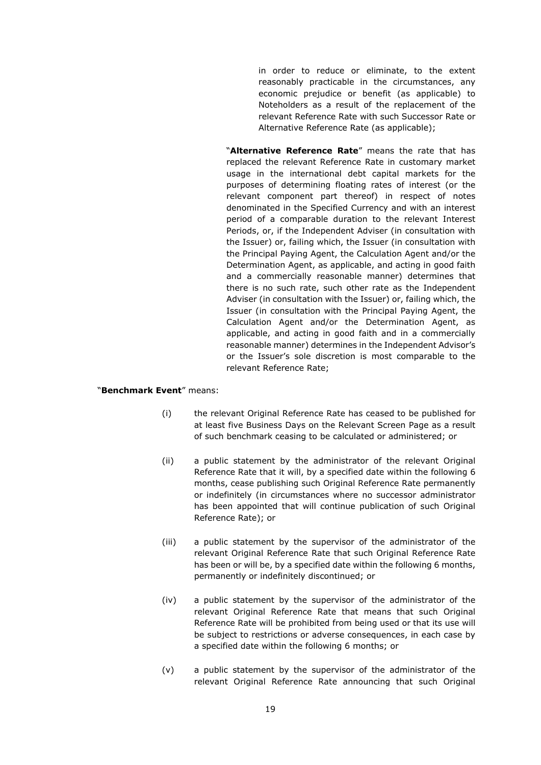in order to reduce or eliminate, to the extent reasonably practicable in the circumstances, any economic prejudice or benefit (as applicable) to Noteholders as a result of the replacement of the relevant Reference Rate with such Successor Rate or Alternative Reference Rate (as applicable);

"**Alternative Reference Rate**" means the rate that has replaced the relevant Reference Rate in customary market usage in the international debt capital markets for the purposes of determining floating rates of interest (or the relevant component part thereof) in respect of notes denominated in the Specified Currency and with an interest period of a comparable duration to the relevant Interest Periods, or, if the Independent Adviser (in consultation with the Issuer) or, failing which, the Issuer (in consultation with the Principal Paying Agent, the Calculation Agent and/or the Determination Agent, as applicable, and acting in good faith and a commercially reasonable manner) determines that there is no such rate, such other rate as the Independent Adviser (in consultation with the Issuer) or, failing which, the Issuer (in consultation with the Principal Paying Agent, the Calculation Agent and/or the Determination Agent, as applicable, and acting in good faith and in a commercially reasonable manner) determines in the Independent Advisor's or the Issuer's sole discretion is most comparable to the relevant Reference Rate;

"**Benchmark Event**" means:

(i) the relevant Original Reference Rate has ceased to be published for at least five Business Days on the Relevant Screen Page as a result of such benchmark ceasing to be calculated or administered; or

(ii) a public statement by the administrator of the relevant Original Reference Rate that it will, by a specified date within the following 6 months, cease publishing such Original Reference Rate permanently or indefinitely (in circumstances where no successor administrator has been appointed that will continue publication of such Original Reference Rate); or

(iii) a public statement by the supervisor of the administrator of the relevant Original Reference Rate that such Original Reference Rate has been or will be, by a specified date within the following 6 months, permanently or indefinitely discontinued; or

(iv) a public statement by the supervisor of the administrator of the relevant Original Reference Rate that means that such Original Reference Rate will be prohibited from being used or that its use will be subject to restrictions or adverse consequences, in each case by a specified date within the following 6 months; or

(v) a public statement by the supervisor of the administrator of the relevant Original Reference Rate announcing that such Original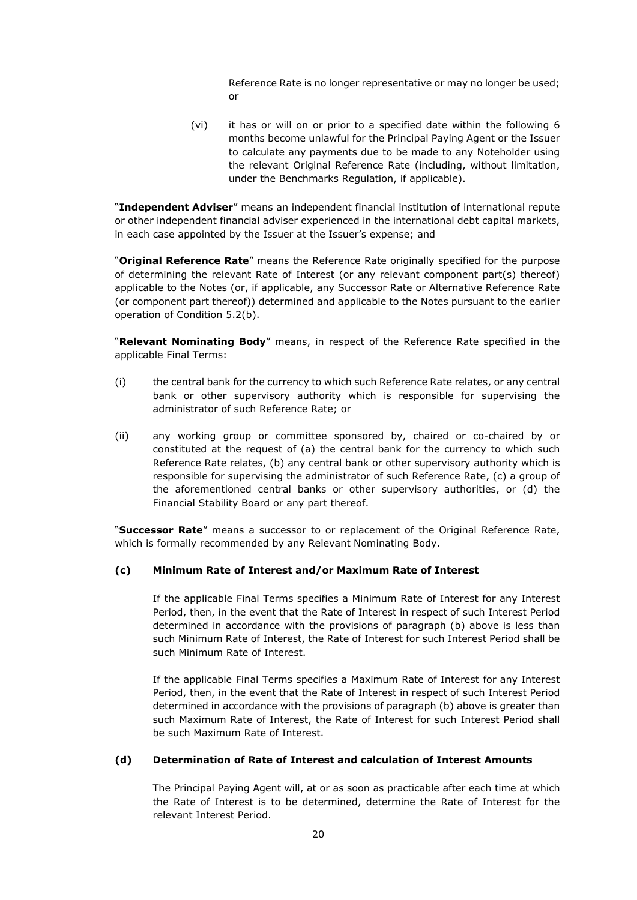Reference Rate is no longer representative or may no longer be used; or

(vi) it has or will on or prior to a specified date within the following 6 months become unlawful for the Principal Paying Agent or the Issuer to calculate any payments due to be made to any Noteholder using the relevant Original Reference Rate (including, without limitation, under the Benchmarks Regulation, if applicable).

"**Independent Adviser**" means an independent financial institution of international repute or other independent financial adviser experienced in the international debt capital markets, in each case appointed by the Issuer at the Issuer's expense; and

"**Original Reference Rate**" means the Reference Rate originally specified for the purpose of determining the relevant Rate of Interest (or any relevant component part(s) thereof) applicable to the Notes (or, if applicable, any Successor Rate or Alternative Reference Rate (or component part thereof)) determined and applicable to the Notes pursuant to the earlier operation of Condition 5.2(b).

"**Relevant Nominating Body**" means, in respect of the Reference Rate specified in the applicable Final Terms:

(i) the central bank for the currency to which such Reference Rate relates, or any central bank or other supervisory authority which is responsible for supervising the administrator of such Reference Rate; or

(ii) any working group or committee sponsored by, chaired or co-chaired by or constituted at the request of (a) the central bank for the currency to which such Reference Rate relates, (b) any central bank or other supervisory authority which is responsible for supervising the administrator of such Reference Rate, (c) a group of the aforementioned central banks or other supervisory authorities, or (d) the Financial Stability Board or any part thereof.

"**Successor Rate**" means a successor to or replacement of the Original Reference Rate, which is formally recommended by any Relevant Nominating Body.

**(c) Minimum Rate of Interest and/or Maximum Rate of Interest**

If the applicable Final Terms specifies a Minimum Rate of Interest for any Interest Period, then, in the event that the Rate of Interest in respect of such Interest Period determined in accordance with the provisions of paragraph (b) above is less than such Minimum Rate of Interest, the Rate of Interest for such Interest Period shall be such Minimum Rate of Interest.

If the applicable Final Terms specifies a Maximum Rate of Interest for any Interest Period, then, in the event that the Rate of Interest in respect of such Interest Period determined in accordance with the provisions of paragraph (b) above is greater than such Maximum Rate of Interest, the Rate of Interest for such Interest Period shall be such Maximum Rate of Interest.

**(d) Determination of Rate of Interest and calculation of Interest Amounts**

The Principal Paying Agent will, at or as soon as practicable after each time at which the Rate of Interest is to be determined, determine the Rate of Interest for the relevant Interest Period.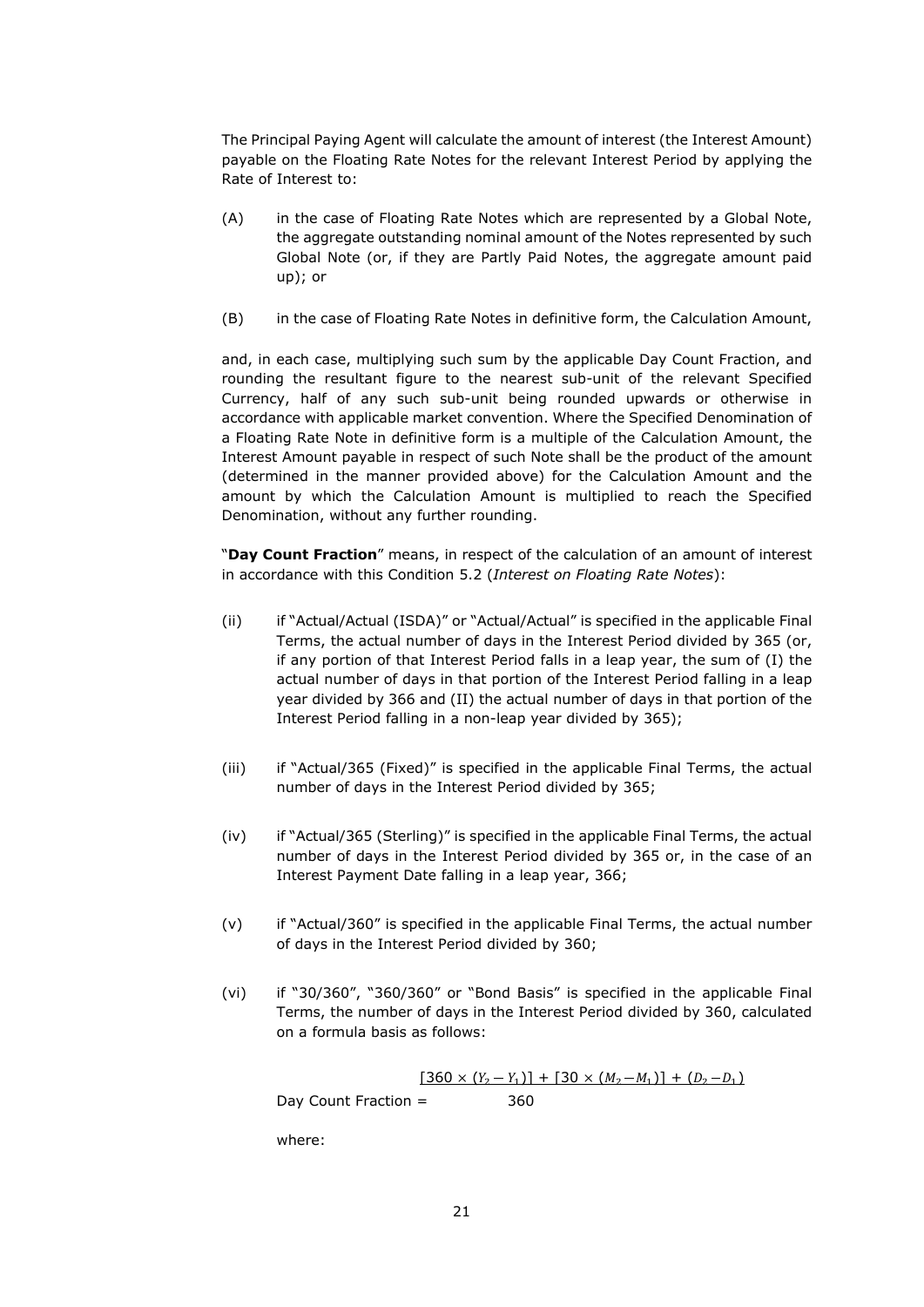The Principal Paying Agent will calculate the amount of interest (the Interest Amount) payable on the Floating Rate Notes for the relevant Interest Period by applying the Rate of Interest to:

(A) in the case of Floating Rate Notes which are represented by a Global Note, the aggregate outstanding nominal amount of the Notes represented by such Global Note (or, if they are Partly Paid Notes, the aggregate amount paid up); or

(B) in the case of Floating Rate Notes in definitive form, the Calculation Amount,

and, in each case, multiplying such sum by the applicable Day Count Fraction, and rounding the resultant figure to the nearest sub-unit of the relevant Specified Currency, half of any such sub-unit being rounded upwards or otherwise in accordance with applicable market convention. Where the Specified Denomination of a Floating Rate Note in definitive form is a multiple of the Calculation Amount, the Interest Amount payable in respect of such Note shall be the product of the amount (determined in the manner provided above) for the Calculation Amount and the amount by which the Calculation Amount is multiplied to reach the Specified Denomination, without any further rounding.

"**Day Count Fraction**" means, in respect of the calculation of an amount of interest in accordance with this Condition 5.2 (*Interest on Floating Rate Notes*):

(ii) if "Actual/Actual (ISDA)" or "Actual/Actual" is specified in the applicable Final Terms, the actual number of days in the Interest Period divided by 365 (or, if any portion of that Interest Period falls in a leap year, the sum of (I) the actual number of days in that portion of the Interest Period falling in a leap year divided by 366 and (II) the actual number of days in that portion of the Interest Period falling in a non-leap year divided by 365);

(iii) if "Actual/365 (Fixed)" is specified in the applicable Final Terms, the actual number of days in the Interest Period divided by 365;

(iv) if "Actual/365 (Sterling)" is specified in the applicable Final Terms, the actual number of days in the Interest Period divided by 365 or, in the case of an Interest Payment Date falling in a leap year, 366;

(v) if "Actual/360" is specified in the applicable Final Terms, the actual number of days in the Interest Period divided by 360;

(vi) if "30/360", "360/360" or "Bond Basis" is specified in the applicable Final Terms, the number of days in the Interest Period divided by 360, calculated on a formula basis as follows:

$$\text{Day Count Fraction} = \frac{[360 \times (Y_2 - Y_1)] + [30 \times (M_2 - M_1)] + (D_2 - D_1)}{360}$$

where: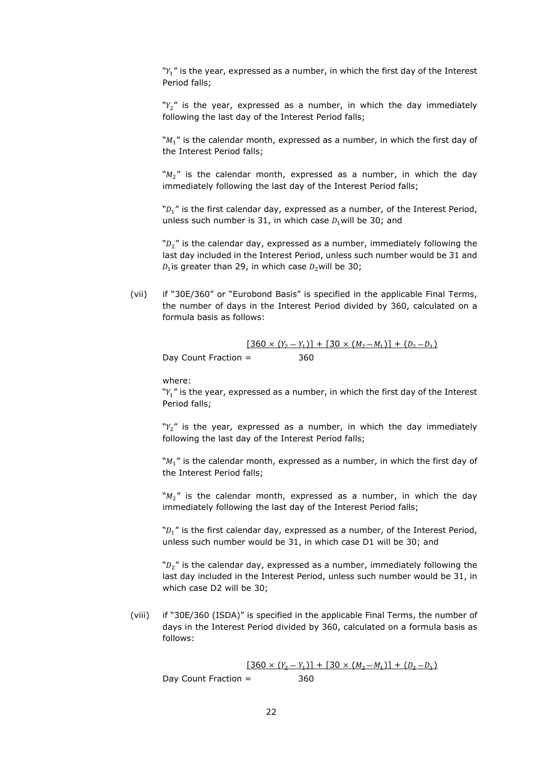"$Y_1$" is the year, expressed as a number, in which the first day of the Interest Period falls;

"$Y_2$" is the year, expressed as a number, in which the day immediately following the last day of the Interest Period falls;

"$M_1$" is the calendar month, expressed as a number, in which the first day of the Interest Period falls;

"$M_2$" is the calendar month, expressed as a number, in which the day immediately following the last day of the Interest Period falls;

"$D_1$" is the first calendar day, expressed as a number, of the Interest Period, unless such number is 31, in which case $D_1$ will be 30; and

"$D_2$" is the calendar day, expressed as a number, immediately following the last day included in the Interest Period, unless such number would be 31 and $D_1$ is greater than 29, in which case $D_2$ will be 30;

(vii) if "30E/360" or "Eurobond Basis" is specified in the applicable Final Terms, the number of days in the Interest Period divided by 360, calculated on a formula basis as follows:

$$\text{Day Count Fraction} = \frac{[360 \times (Y_2 - Y_1)] + [30 \times (M_2 - M_1)] + (D_2 - D_1)}{360}$$

where:

"$Y_1$" is the year, expressed as a number, in which the first day of the Interest Period falls;

"$Y_2$" is the year, expressed as a number, in which the day immediately following the last day of the Interest Period falls;

"$M_1$" is the calendar month, expressed as a number, in which the first day of the Interest Period falls;

"$M_2$" is the calendar month, expressed as a number, in which the day immediately following the last day of the Interest Period falls;

"$D_1$" is the first calendar day, expressed as a number, of the Interest Period, unless such number would be 31, in which case D1 will be 30; and

"$D_2$" is the calendar day, expressed as a number, immediately following the last day included in the Interest Period, unless such number would be 31, in which case D2 will be 30;

(viii) if "30E/360 (ISDA)" is specified in the applicable Final Terms, the number of days in the Interest Period divided by 360, calculated on a formula basis as follows:

$$\text{Day Count Fraction} = \frac{[360 \times (Y_2 - Y_1)] + [30 \times (M_2 - M_1)] + (D_2 - D_1)}{360}$$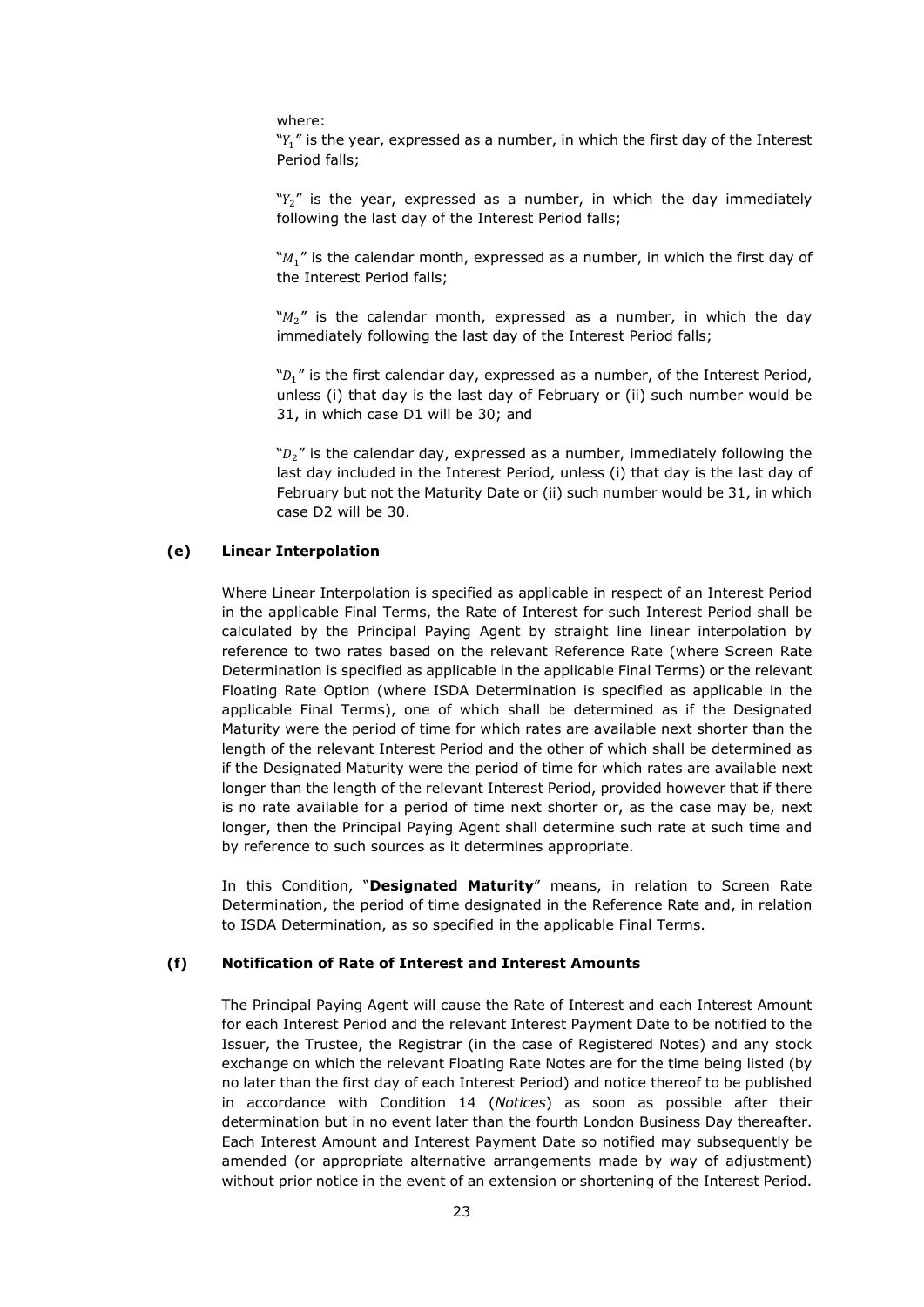where:

"$Y_1$" is the year, expressed as a number, in which the first day of the Interest Period falls;

"$Y_2$" is the year, expressed as a number, in which the day immediately following the last day of the Interest Period falls;

"$M_1$" is the calendar month, expressed as a number, in which the first day of the Interest Period falls;

"$M_2$" is the calendar month, expressed as a number, in which the day immediately following the last day of the Interest Period falls;

"$D_1$" is the first calendar day, expressed as a number, of the Interest Period, unless (i) that day is the last day of February or (ii) such number would be 31, in which case D1 will be 30; and

"$D_2$" is the calendar day, expressed as a number, immediately following the last day included in the Interest Period, unless (i) that day is the last day of February but not the Maturity Date or (ii) such number would be 31, in which case D2 will be 30.

**(e) Linear Interpolation**

Where Linear Interpolation is specified as applicable in respect of an Interest Period in the applicable Final Terms, the Rate of Interest for such Interest Period shall be calculated by the Principal Paying Agent by straight line linear interpolation by reference to two rates based on the relevant Reference Rate (where Screen Rate Determination is specified as applicable in the applicable Final Terms) or the relevant Floating Rate Option (where ISDA Determination is specified as applicable in the applicable Final Terms), one of which shall be determined as if the Designated Maturity were the period of time for which rates are available next shorter than the length of the relevant Interest Period and the other of which shall be determined as if the Designated Maturity were the period of time for which rates are available next longer than the length of the relevant Interest Period, provided however that if there is no rate available for a period of time next shorter or, as the case may be, next longer, then the Principal Paying Agent shall determine such rate at such time and by reference to such sources as it determines appropriate.

In this Condition, "**Designated Maturity**" means, in relation to Screen Rate Determination, the period of time designated in the Reference Rate and, in relation to ISDA Determination, as so specified in the applicable Final Terms.

**(f) Notification of Rate of Interest and Interest Amounts**

The Principal Paying Agent will cause the Rate of Interest and each Interest Amount for each Interest Period and the relevant Interest Payment Date to be notified to the Issuer, the Trustee, the Registrar (in the case of Registered Notes) and any stock exchange on which the relevant Floating Rate Notes are for the time being listed (by no later than the first day of each Interest Period) and notice thereof to be published in accordance with Condition 14 (*Notices*) as soon as possible after their determination but in no event later than the fourth London Business Day thereafter. Each Interest Amount and Interest Payment Date so notified may subsequently be amended (or appropriate alternative arrangements made by way of adjustment) without prior notice in the event of an extension or shortening of the Interest Period.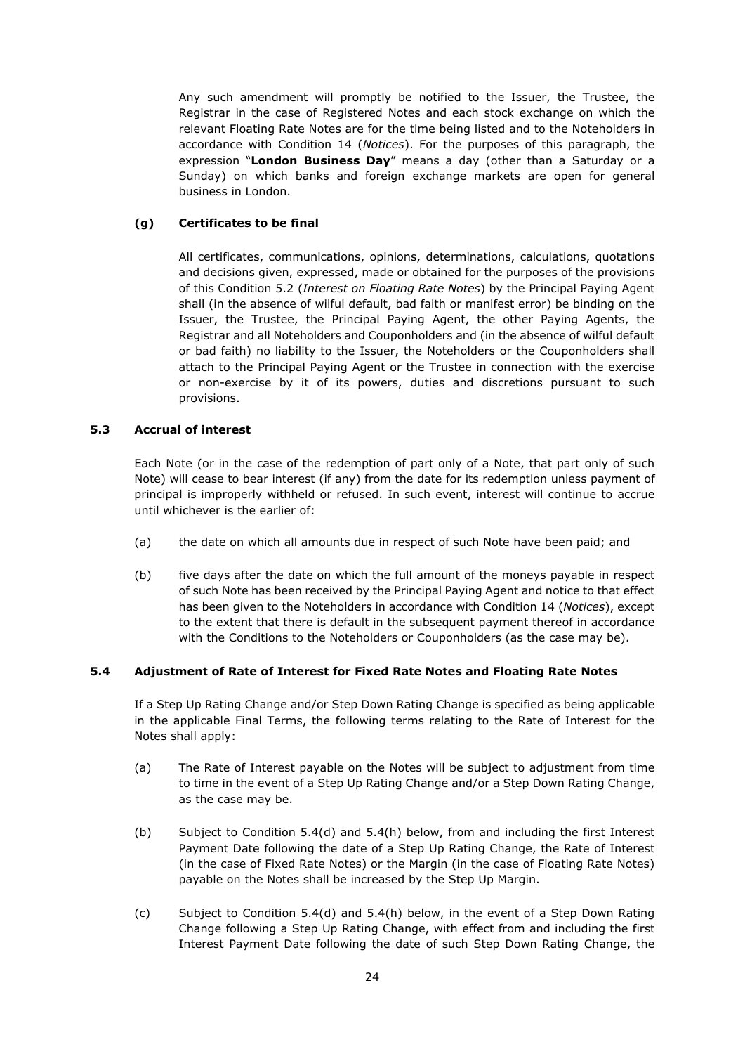Any such amendment will promptly be notified to the Issuer, the Trustee, the Registrar in the case of Registered Notes and each stock exchange on which the relevant Floating Rate Notes are for the time being listed and to the Noteholders in accordance with Condition 14 (*Notices*). For the purposes of this paragraph, the expression "**London Business Day**" means a day (other than a Saturday or a Sunday) on which banks and foreign exchange markets are open for general business in London.

**(g) Certificates to be final**

All certificates, communications, opinions, determinations, calculations, quotations and decisions given, expressed, made or obtained for the purposes of the provisions of this Condition 5.2 (*Interest on Floating Rate Notes*) by the Principal Paying Agent shall (in the absence of wilful default, bad faith or manifest error) be binding on the Issuer, the Trustee, the Principal Paying Agent, the other Paying Agents, the Registrar and all Noteholders and Couponholders and (in the absence of wilful default or bad faith) no liability to the Issuer, the Noteholders or the Couponholders shall attach to the Principal Paying Agent or the Trustee in connection with the exercise or non-exercise by it of its powers, duties and discretions pursuant to such provisions.

### 5.3 Accrual of interest

Each Note (or in the case of the redemption of part only of a Note, that part only of such Note) will cease to bear interest (if any) from the date for its redemption unless payment of principal is improperly withheld or refused. In such event, interest will continue to accrue until whichever is the earlier of:

(a) the date on which all amounts due in respect of such Note have been paid; and

(b) five days after the date on which the full amount of the moneys payable in respect of such Note has been received by the Principal Paying Agent and notice to that effect has been given to the Noteholders in accordance with Condition 14 (*Notices*), except to the extent that there is default in the subsequent payment thereof in accordance with the Conditions to the Noteholders or Couponholders (as the case may be).

### 5.4 Adjustment of Rate of Interest for Fixed Rate Notes and Floating Rate Notes

If a Step Up Rating Change and/or Step Down Rating Change is specified as being applicable in the applicable Final Terms, the following terms relating to the Rate of Interest for the Notes shall apply:

(a) The Rate of Interest payable on the Notes will be subject to adjustment from time to time in the event of a Step Up Rating Change and/or a Step Down Rating Change, as the case may be.

(b) Subject to Condition 5.4(d) and 5.4(h) below, from and including the first Interest Payment Date following the date of a Step Up Rating Change, the Rate of Interest (in the case of Fixed Rate Notes) or the Margin (in the case of Floating Rate Notes) payable on the Notes shall be increased by the Step Up Margin.

(c) Subject to Condition 5.4(d) and 5.4(h) below, in the event of a Step Down Rating Change following a Step Up Rating Change, with effect from and including the first Interest Payment Date following the date of such Step Down Rating Change, the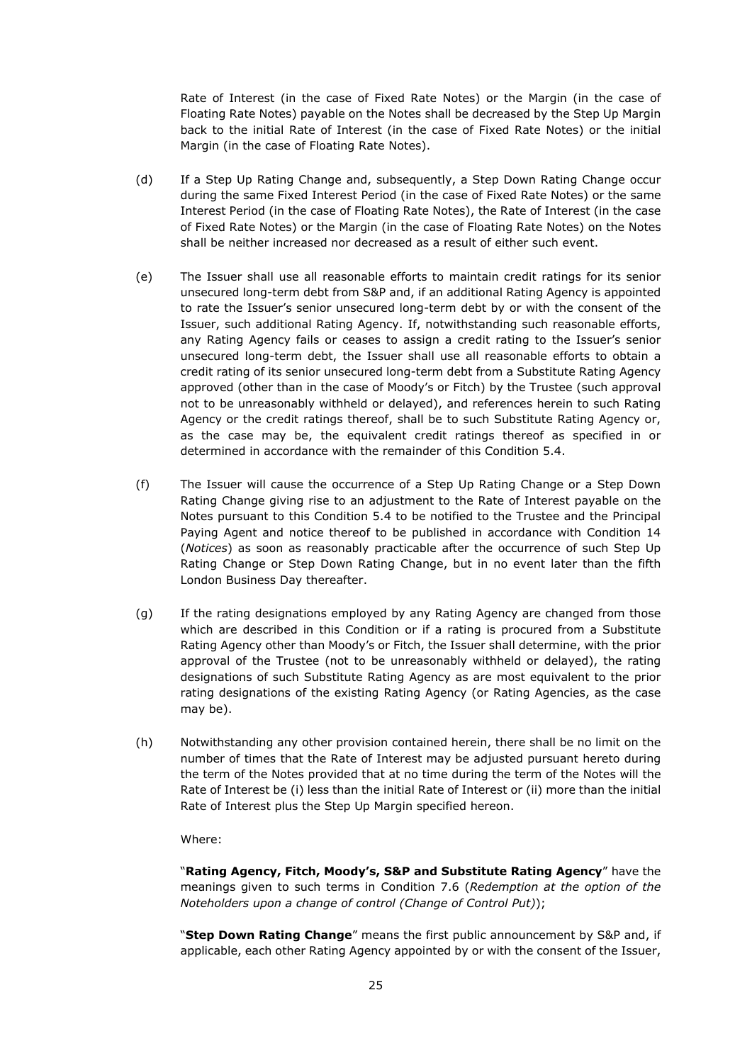Rate of Interest (in the case of Fixed Rate Notes) or the Margin (in the case of Floating Rate Notes) payable on the Notes shall be decreased by the Step Up Margin back to the initial Rate of Interest (in the case of Fixed Rate Notes) or the initial Margin (in the case of Floating Rate Notes).

(d) If a Step Up Rating Change and, subsequently, a Step Down Rating Change occur during the same Fixed Interest Period (in the case of Fixed Rate Notes) or the same Interest Period (in the case of Floating Rate Notes), the Rate of Interest (in the case of Fixed Rate Notes) or the Margin (in the case of Floating Rate Notes) on the Notes shall be neither increased nor decreased as a result of either such event.

(e) The Issuer shall use all reasonable efforts to maintain credit ratings for its senior unsecured long-term debt from S&P and, if an additional Rating Agency is appointed to rate the Issuer's senior unsecured long-term debt by or with the consent of the Issuer, such additional Rating Agency. If, notwithstanding such reasonable efforts, any Rating Agency fails or ceases to assign a credit rating to the Issuer's senior unsecured long-term debt, the Issuer shall use all reasonable efforts to obtain a credit rating of its senior unsecured long-term debt from a Substitute Rating Agency approved (other than in the case of Moody's or Fitch) by the Trustee (such approval not to be unreasonably withheld or delayed), and references herein to such Rating Agency or the credit ratings thereof, shall be to such Substitute Rating Agency or, as the case may be, the equivalent credit ratings thereof as specified in or determined in accordance with the remainder of this Condition 5.4.

(f) The Issuer will cause the occurrence of a Step Up Rating Change or a Step Down Rating Change giving rise to an adjustment to the Rate of Interest payable on the Notes pursuant to this Condition 5.4 to be notified to the Trustee and the Principal Paying Agent and notice thereof to be published in accordance with Condition 14 (*Notices*) as soon as reasonably practicable after the occurrence of such Step Up Rating Change or Step Down Rating Change, but in no event later than the fifth London Business Day thereafter.

(g) If the rating designations employed by any Rating Agency are changed from those which are described in this Condition or if a rating is procured from a Substitute Rating Agency other than Moody's or Fitch, the Issuer shall determine, with the prior approval of the Trustee (not to be unreasonably withheld or delayed), the rating designations of such Substitute Rating Agency as are most equivalent to the prior rating designations of the existing Rating Agency (or Rating Agencies, as the case may be).

(h) Notwithstanding any other provision contained herein, there shall be no limit on the number of times that the Rate of Interest may be adjusted pursuant hereto during the term of the Notes provided that at no time during the term of the Notes will the Rate of Interest be (i) less than the initial Rate of Interest or (ii) more than the initial Rate of Interest plus the Step Up Margin specified hereon.

Where:

"**Rating Agency, Fitch, Moody's, S&P and Substitute Rating Agency**" have the meanings given to such terms in Condition 7.6 (*Redemption at the option of the Noteholders upon a change of control (Change of Control Put)*);

"**Step Down Rating Change**" means the first public announcement by S&P and, if applicable, each other Rating Agency appointed by or with the consent of the Issuer,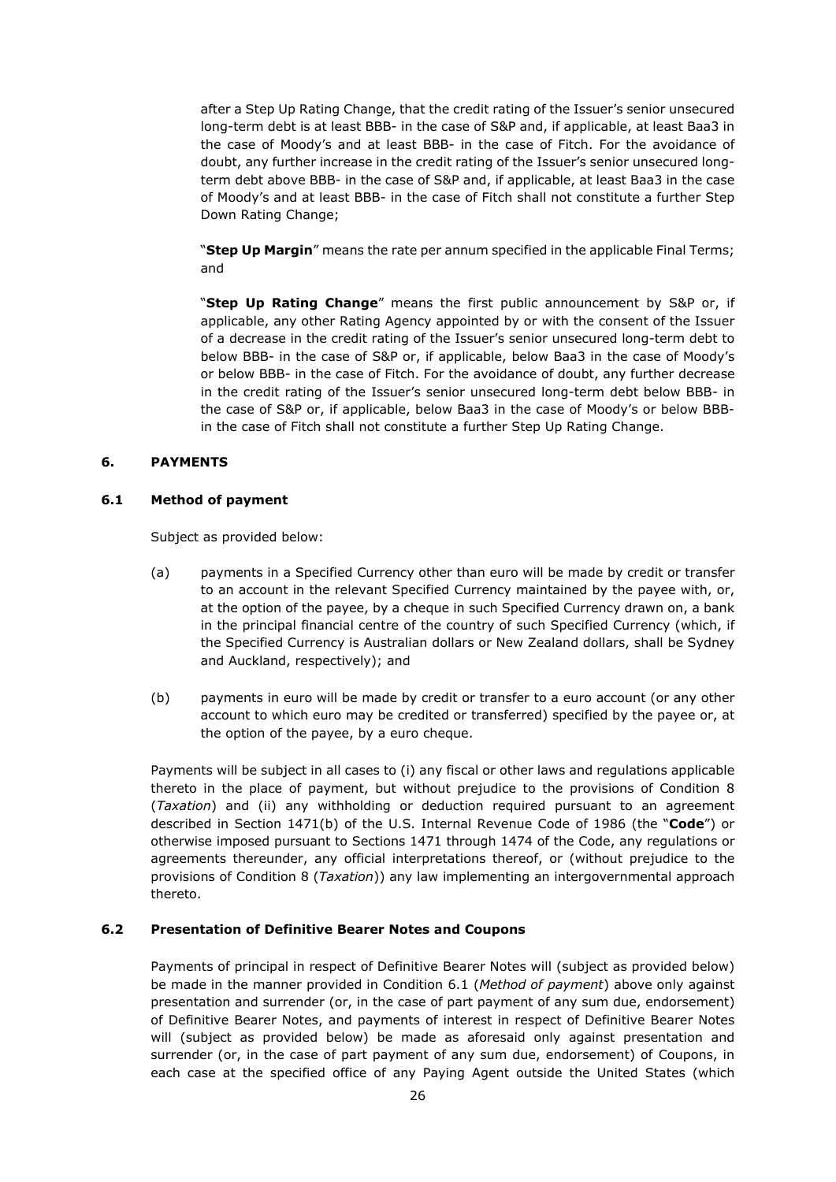after a Step Up Rating Change, that the credit rating of the Issuer's senior unsecured long-term debt is at least BBB- in the case of S&P and, if applicable, at least Baa3 in the case of Moody's and at least BBB- in the case of Fitch. For the avoidance of doubt, any further increase in the credit rating of the Issuer's senior unsecured long-term debt above BBB- in the case of S&P and, if applicable, at least Baa3 in the case of Moody's and at least BBB- in the case of Fitch shall not constitute a further Step Down Rating Change;

"**Step Up Margin**" means the rate per annum specified in the applicable Final Terms; and

"**Step Up Rating Change**" means the first public announcement by S&P or, if applicable, any other Rating Agency appointed by or with the consent of the Issuer of a decrease in the credit rating of the Issuer's senior unsecured long-term debt to below BBB- in the case of S&P or, if applicable, below Baa3 in the case of Moody's or below BBB- in the case of Fitch. For the avoidance of doubt, any further decrease in the credit rating of the Issuer's senior unsecured long-term debt below BBB- in the case of S&P or, if applicable, below Baa3 in the case of Moody's or below BBB- in the case of Fitch shall not constitute a further Step Up Rating Change.

## 6. PAYMENTS

### 6.1 Method of payment

Subject as provided below:

(a) payments in a Specified Currency other than euro will be made by credit or transfer to an account in the relevant Specified Currency maintained by the payee with, or, at the option of the payee, by a cheque in such Specified Currency drawn on, a bank in the principal financial centre of the country of such Specified Currency (which, if the Specified Currency is Australian dollars or New Zealand dollars, shall be Sydney and Auckland, respectively); and

(b) payments in euro will be made by credit or transfer to a euro account (or any other account to which euro may be credited or transferred) specified by the payee or, at the option of the payee, by a euro cheque.

Payments will be subject in all cases to (i) any fiscal or other laws and regulations applicable thereto in the place of payment, but without prejudice to the provisions of Condition 8 (*Taxation*) and (ii) any withholding or deduction required pursuant to an agreement described in Section 1471(b) of the U.S. Internal Revenue Code of 1986 (the "**Code**") or otherwise imposed pursuant to Sections 1471 through 1474 of the Code, any regulations or agreements thereunder, any official interpretations thereof, or (without prejudice to the provisions of Condition 8 (*Taxation*)) any law implementing an intergovernmental approach thereto.

### 6.2 Presentation of Definitive Bearer Notes and Coupons

Payments of principal in respect of Definitive Bearer Notes will (subject as provided below) be made in the manner provided in Condition 6.1 (*Method of payment*) above only against presentation and surrender (or, in the case of part payment of any sum due, endorsement) of Definitive Bearer Notes, and payments of interest in respect of Definitive Bearer Notes will (subject as provided below) be made as aforesaid only against presentation and surrender (or, in the case of part payment of any sum due, endorsement) of Coupons, in each case at the specified office of any Paying Agent outside the United States (which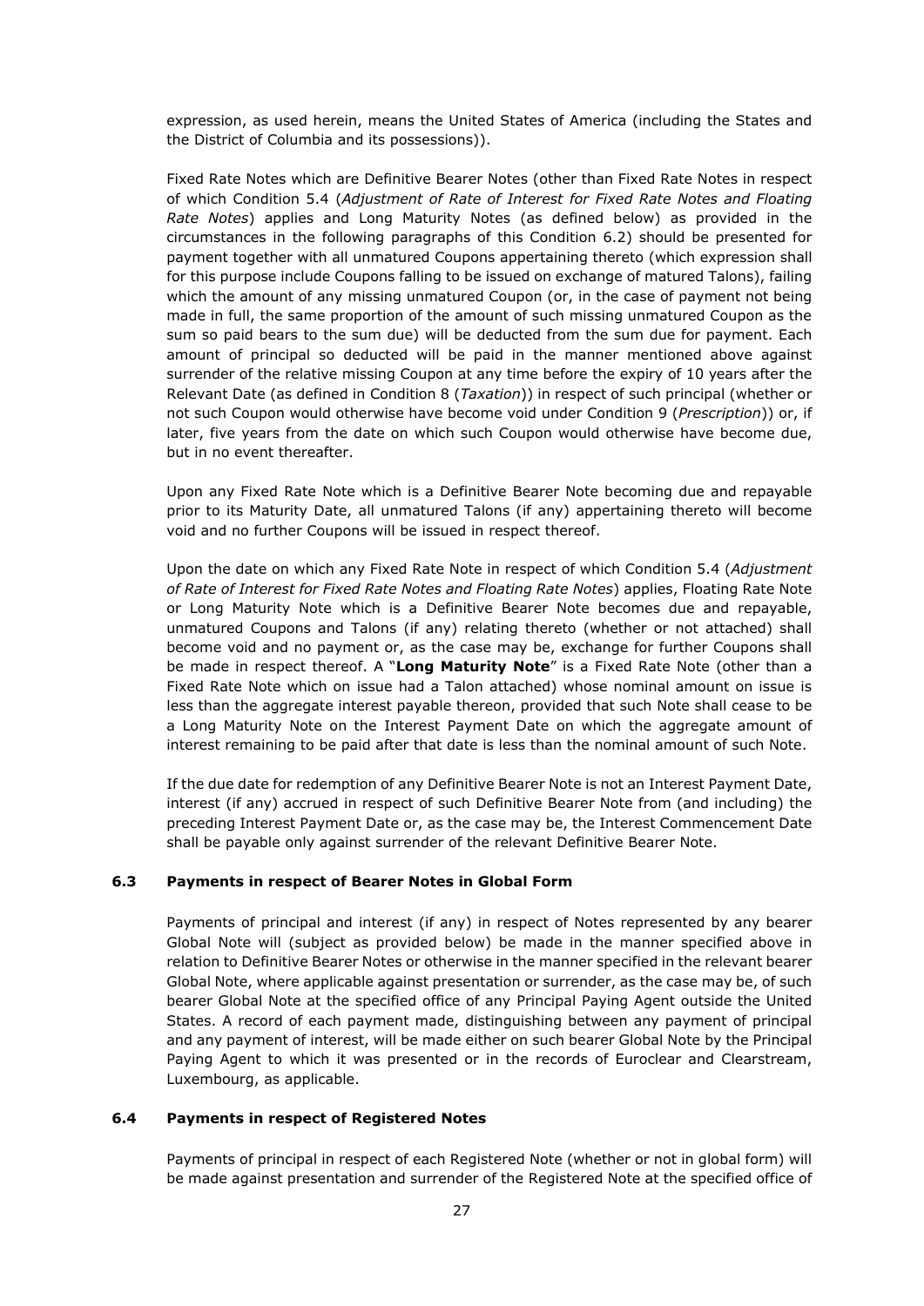expression, as used herein, means the United States of America (including the States and the District of Columbia and its possessions)).

Fixed Rate Notes which are Definitive Bearer Notes (other than Fixed Rate Notes in respect of which Condition 5.4 (*Adjustment of Rate of Interest for Fixed Rate Notes and Floating Rate Notes*) applies and Long Maturity Notes (as defined below) as provided in the circumstances in the following paragraphs of this Condition 6.2) should be presented for payment together with all unmatured Coupons appertaining thereto (which expression shall for this purpose include Coupons falling to be issued on exchange of matured Talons), failing which the amount of any missing unmatured Coupon (or, in the case of payment not being made in full, the same proportion of the amount of such missing unmatured Coupon as the sum so paid bears to the sum due) will be deducted from the sum due for payment. Each amount of principal so deducted will be paid in the manner mentioned above against surrender of the relative missing Coupon at any time before the expiry of 10 years after the Relevant Date (as defined in Condition 8 (*Taxation*)) in respect of such principal (whether or not such Coupon would otherwise have become void under Condition 9 (*Prescription*)) or, if later, five years from the date on which such Coupon would otherwise have become due, but in no event thereafter.

Upon any Fixed Rate Note which is a Definitive Bearer Note becoming due and repayable prior to its Maturity Date, all unmatured Talons (if any) appertaining thereto will become void and no further Coupons will be issued in respect thereof.

Upon the date on which any Fixed Rate Note in respect of which Condition 5.4 (*Adjustment of Rate of Interest for Fixed Rate Notes and Floating Rate Notes*) applies, Floating Rate Note or Long Maturity Note which is a Definitive Bearer Note becomes due and repayable, unmatured Coupons and Talons (if any) relating thereto (whether or not attached) shall become void and no payment or, as the case may be, exchange for further Coupons shall be made in respect thereof. A "**Long Maturity Note**" is a Fixed Rate Note (other than a Fixed Rate Note which on issue had a Talon attached) whose nominal amount on issue is less than the aggregate interest payable thereon, provided that such Note shall cease to be a Long Maturity Note on the Interest Payment Date on which the aggregate amount of interest remaining to be paid after that date is less than the nominal amount of such Note.

If the due date for redemption of any Definitive Bearer Note is not an Interest Payment Date, interest (if any) accrued in respect of such Definitive Bearer Note from (and including) the preceding Interest Payment Date or, as the case may be, the Interest Commencement Date shall be payable only against surrender of the relevant Definitive Bearer Note.

### 6.3 Payments in respect of Bearer Notes in Global Form

Payments of principal and interest (if any) in respect of Notes represented by any bearer Global Note will (subject as provided below) be made in the manner specified above in relation to Definitive Bearer Notes or otherwise in the manner specified in the relevant bearer Global Note, where applicable against presentation or surrender, as the case may be, of such bearer Global Note at the specified office of any Principal Paying Agent outside the United States. A record of each payment made, distinguishing between any payment of principal and any payment of interest, will be made either on such bearer Global Note by the Principal Paying Agent to which it was presented or in the records of Euroclear and Clearstream, Luxembourg, as applicable.

### 6.4 Payments in respect of Registered Notes

Payments of principal in respect of each Registered Note (whether or not in global form) will be made against presentation and surrender of the Registered Note at the specified office of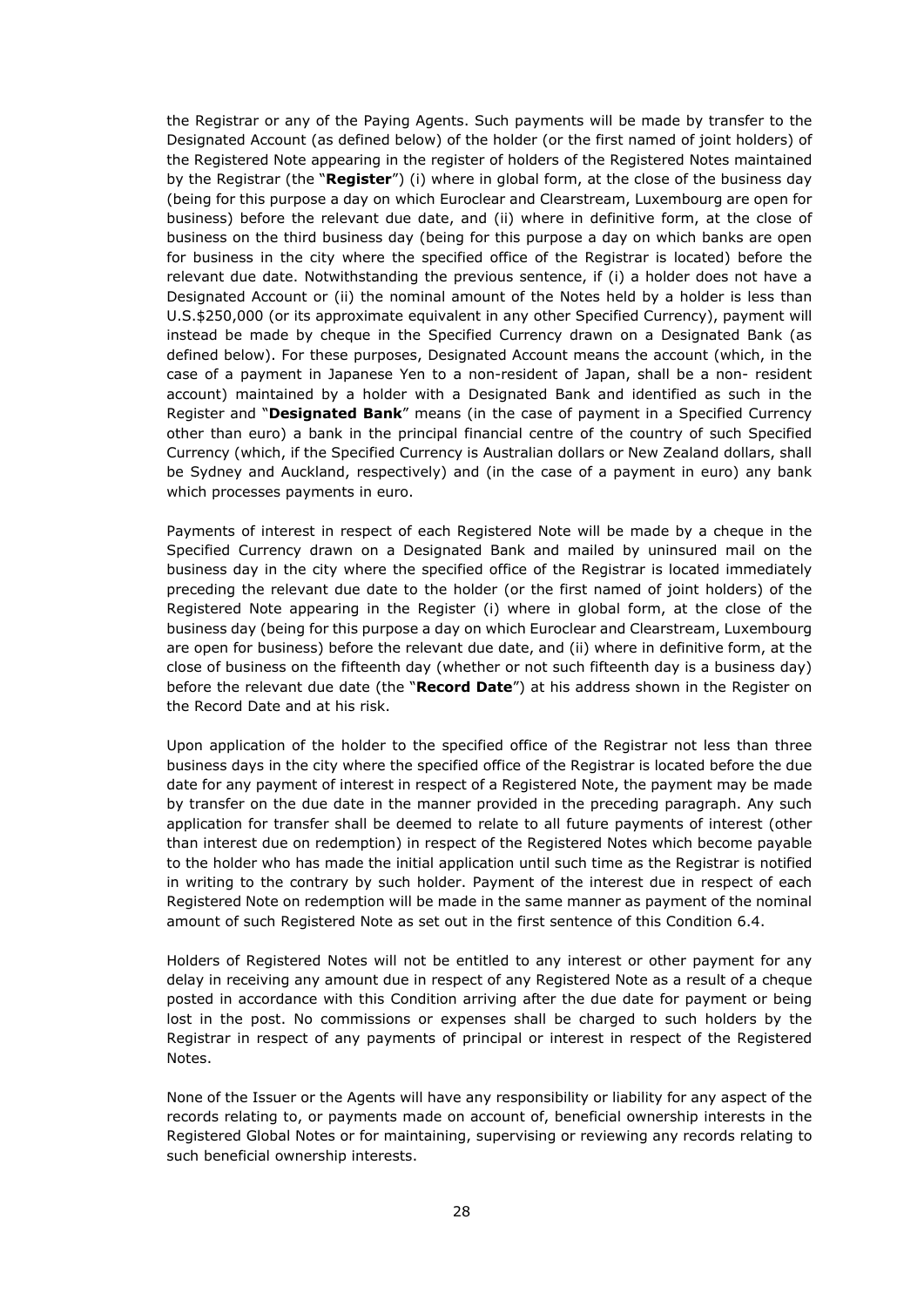the Registrar or any of the Paying Agents. Such payments will be made by transfer to the Designated Account (as defined below) of the holder (or the first named of joint holders) of the Registered Note appearing in the register of holders of the Registered Notes maintained by the Registrar (the "**Register**") (i) where in global form, at the close of the business day (being for this purpose a day on which Euroclear and Clearstream, Luxembourg are open for business) before the relevant due date, and (ii) where in definitive form, at the close of business on the third business day (being for this purpose a day on which banks are open for business in the city where the specified office of the Registrar is located) before the relevant due date. Notwithstanding the previous sentence, if (i) a holder does not have a Designated Account or (ii) the nominal amount of the Notes held by a holder is less than U.S.$250,000 (or its approximate equivalent in any other Specified Currency), payment will instead be made by cheque in the Specified Currency drawn on a Designated Bank (as defined below). For these purposes, Designated Account means the account (which, in the case of a payment in Japanese Yen to a non-resident of Japan, shall be a non- resident account) maintained by a holder with a Designated Bank and identified as such in the Register and "**Designated Bank**" means (in the case of payment in a Specified Currency other than euro) a bank in the principal financial centre of the country of such Specified Currency (which, if the Specified Currency is Australian dollars or New Zealand dollars, shall be Sydney and Auckland, respectively) and (in the case of a payment in euro) any bank which processes payments in euro.

Payments of interest in respect of each Registered Note will be made by a cheque in the Specified Currency drawn on a Designated Bank and mailed by uninsured mail on the business day in the city where the specified office of the Registrar is located immediately preceding the relevant due date to the holder (or the first named of joint holders) of the Registered Note appearing in the Register (i) where in global form, at the close of the business day (being for this purpose a day on which Euroclear and Clearstream, Luxembourg are open for business) before the relevant due date, and (ii) where in definitive form, at the close of business on the fifteenth day (whether or not such fifteenth day is a business day) before the relevant due date (the "**Record Date**") at his address shown in the Register on the Record Date and at his risk.

Upon application of the holder to the specified office of the Registrar not less than three business days in the city where the specified office of the Registrar is located before the due date for any payment of interest in respect of a Registered Note, the payment may be made by transfer on the due date in the manner provided in the preceding paragraph. Any such application for transfer shall be deemed to relate to all future payments of interest (other than interest due on redemption) in respect of the Registered Notes which become payable to the holder who has made the initial application until such time as the Registrar is notified in writing to the contrary by such holder. Payment of the interest due in respect of each Registered Note on redemption will be made in the same manner as payment of the nominal amount of such Registered Note as set out in the first sentence of this Condition 6.4.

Holders of Registered Notes will not be entitled to any interest or other payment for any delay in receiving any amount due in respect of any Registered Note as a result of a cheque posted in accordance with this Condition arriving after the due date for payment or being lost in the post. No commissions or expenses shall be charged to such holders by the Registrar in respect of any payments of principal or interest in respect of the Registered Notes.

None of the Issuer or the Agents will have any responsibility or liability for any aspect of the records relating to, or payments made on account of, beneficial ownership interests in the Registered Global Notes or for maintaining, supervising or reviewing any records relating to such beneficial ownership interests.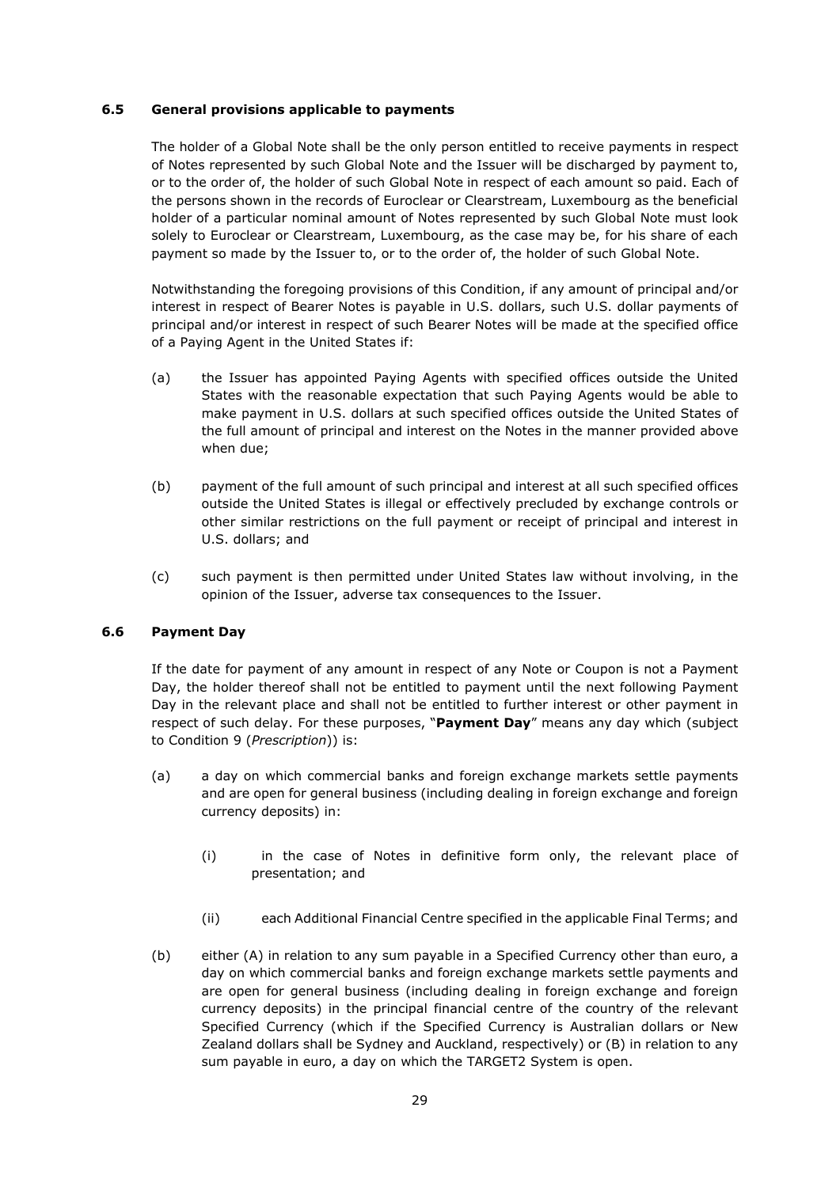### 6.5 General provisions applicable to payments

The holder of a Global Note shall be the only person entitled to receive payments in respect of Notes represented by such Global Note and the Issuer will be discharged by payment to, or to the order of, the holder of such Global Note in respect of each amount so paid. Each of the persons shown in the records of Euroclear or Clearstream, Luxembourg as the beneficial holder of a particular nominal amount of Notes represented by such Global Note must look solely to Euroclear or Clearstream, Luxembourg, as the case may be, for his share of each payment so made by the Issuer to, or to the order of, the holder of such Global Note.

Notwithstanding the foregoing provisions of this Condition, if any amount of principal and/or interest in respect of Bearer Notes is payable in U.S. dollars, such U.S. dollar payments of principal and/or interest in respect of such Bearer Notes will be made at the specified office of a Paying Agent in the United States if:

(a) the Issuer has appointed Paying Agents with specified offices outside the United States with the reasonable expectation that such Paying Agents would be able to make payment in U.S. dollars at such specified offices outside the United States of the full amount of principal and interest on the Notes in the manner provided above when due;

(b) payment of the full amount of such principal and interest at all such specified offices outside the United States is illegal or effectively precluded by exchange controls or other similar restrictions on the full payment or receipt of principal and interest in U.S. dollars; and

(c) such payment is then permitted under United States law without involving, in the opinion of the Issuer, adverse tax consequences to the Issuer.

### 6.6 Payment Day

If the date for payment of any amount in respect of any Note or Coupon is not a Payment Day, the holder thereof shall not be entitled to payment until the next following Payment Day in the relevant place and shall not be entitled to further interest or other payment in respect of such delay. For these purposes, "**Payment Day**" means any day which (subject to Condition 9 (*Prescription*)) is:

(a) a day on which commercial banks and foreign exchange markets settle payments and are open for general business (including dealing in foreign exchange and foreign currency deposits) in:

  (i) in the case of Notes in definitive form only, the relevant place of presentation; and

  (ii) each Additional Financial Centre specified in the applicable Final Terms; and

(b) either (A) in relation to any sum payable in a Specified Currency other than euro, a day on which commercial banks and foreign exchange markets settle payments and are open for general business (including dealing in foreign exchange and foreign currency deposits) in the principal financial centre of the country of the relevant Specified Currency (which if the Specified Currency is Australian dollars or New Zealand dollars shall be Sydney and Auckland, respectively) or (B) in relation to any sum payable in euro, a day on which the TARGET2 System is open.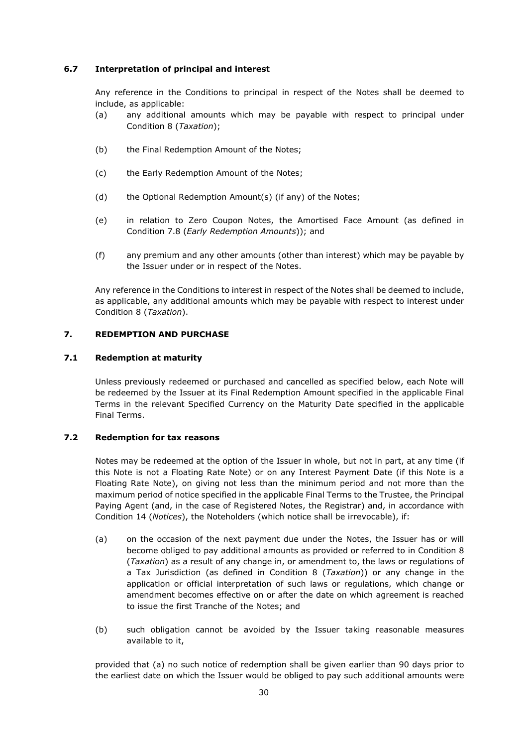### 6.7 Interpretation of principal and interest

Any reference in the Conditions to principal in respect of the Notes shall be deemed to include, as applicable:

(a) any additional amounts which may be payable with respect to principal under Condition 8 (*Taxation*);

(b) the Final Redemption Amount of the Notes;

(c) the Early Redemption Amount of the Notes;

(d) the Optional Redemption Amount(s) (if any) of the Notes;

(e) in relation to Zero Coupon Notes, the Amortised Face Amount (as defined in Condition 7.8 (*Early Redemption Amounts*)); and

(f) any premium and any other amounts (other than interest) which may be payable by the Issuer under or in respect of the Notes.

Any reference in the Conditions to interest in respect of the Notes shall be deemed to include, as applicable, any additional amounts which may be payable with respect to interest under Condition 8 (*Taxation*).

## 7. REDEMPTION AND PURCHASE

### 7.1 Redemption at maturity

Unless previously redeemed or purchased and cancelled as specified below, each Note will be redeemed by the Issuer at its Final Redemption Amount specified in the applicable Final Terms in the relevant Specified Currency on the Maturity Date specified in the applicable Final Terms.

### 7.2 Redemption for tax reasons

Notes may be redeemed at the option of the Issuer in whole, but not in part, at any time (if this Note is not a Floating Rate Note) or on any Interest Payment Date (if this Note is a Floating Rate Note), on giving not less than the minimum period and not more than the maximum period of notice specified in the applicable Final Terms to the Trustee, the Principal Paying Agent (and, in the case of Registered Notes, the Registrar) and, in accordance with Condition 14 (*Notices*), the Noteholders (which notice shall be irrevocable), if:

(a) on the occasion of the next payment due under the Notes, the Issuer has or will become obliged to pay additional amounts as provided or referred to in Condition 8 (*Taxation*) as a result of any change in, or amendment to, the laws or regulations of a Tax Jurisdiction (as defined in Condition 8 (*Taxation*)) or any change in the application or official interpretation of such laws or regulations, which change or amendment becomes effective on or after the date on which agreement is reached to issue the first Tranche of the Notes; and

(b) such obligation cannot be avoided by the Issuer taking reasonable measures available to it,

provided that (a) no such notice of redemption shall be given earlier than 90 days prior to the earliest date on which the Issuer would be obliged to pay such additional amounts were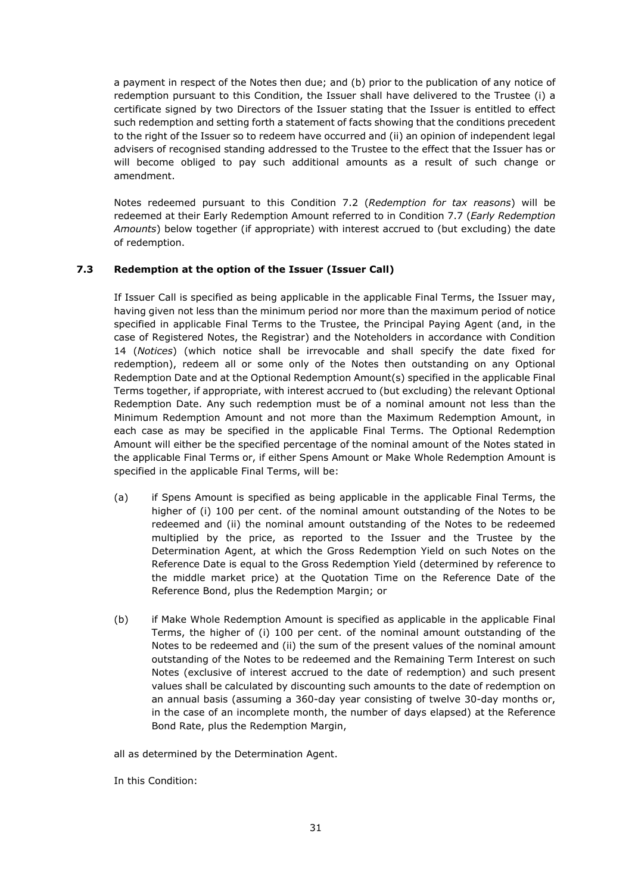a payment in respect of the Notes then due; and (b) prior to the publication of any notice of redemption pursuant to this Condition, the Issuer shall have delivered to the Trustee (i) a certificate signed by two Directors of the Issuer stating that the Issuer is entitled to effect such redemption and setting forth a statement of facts showing that the conditions precedent to the right of the Issuer so to redeem have occurred and (ii) an opinion of independent legal advisers of recognised standing addressed to the Trustee to the effect that the Issuer has or will become obliged to pay such additional amounts as a result of such change or amendment.

Notes redeemed pursuant to this Condition 7.2 (*Redemption for tax reasons*) will be redeemed at their Early Redemption Amount referred to in Condition 7.7 (*Early Redemption Amounts*) below together (if appropriate) with interest accrued to (but excluding) the date of redemption.

### 7.3 Redemption at the option of the Issuer (Issuer Call)

If Issuer Call is specified as being applicable in the applicable Final Terms, the Issuer may, having given not less than the minimum period nor more than the maximum period of notice specified in applicable Final Terms to the Trustee, the Principal Paying Agent (and, in the case of Registered Notes, the Registrar) and the Noteholders in accordance with Condition 14 (*Notices*) (which notice shall be irrevocable and shall specify the date fixed for redemption), redeem all or some only of the Notes then outstanding on any Optional Redemption Date and at the Optional Redemption Amount(s) specified in the applicable Final Terms together, if appropriate, with interest accrued to (but excluding) the relevant Optional Redemption Date. Any such redemption must be of a nominal amount not less than the Minimum Redemption Amount and not more than the Maximum Redemption Amount, in each case as may be specified in the applicable Final Terms. The Optional Redemption Amount will either be the specified percentage of the nominal amount of the Notes stated in the applicable Final Terms or, if either Spens Amount or Make Whole Redemption Amount is specified in the applicable Final Terms, will be:

(a) if Spens Amount is specified as being applicable in the applicable Final Terms, the higher of (i) 100 per cent. of the nominal amount outstanding of the Notes to be redeemed and (ii) the nominal amount outstanding of the Notes to be redeemed multiplied by the price, as reported to the Issuer and the Trustee by the Determination Agent, at which the Gross Redemption Yield on such Notes on the Reference Date is equal to the Gross Redemption Yield (determined by reference to the middle market price) at the Quotation Time on the Reference Date of the Reference Bond, plus the Redemption Margin; or

(b) if Make Whole Redemption Amount is specified as applicable in the applicable Final Terms, the higher of (i) 100 per cent. of the nominal amount outstanding of the Notes to be redeemed and (ii) the sum of the present values of the nominal amount outstanding of the Notes to be redeemed and the Remaining Term Interest on such Notes (exclusive of interest accrued to the date of redemption) and such present values shall be calculated by discounting such amounts to the date of redemption on an annual basis (assuming a 360-day year consisting of twelve 30-day months or, in the case of an incomplete month, the number of days elapsed) at the Reference Bond Rate, plus the Redemption Margin,

all as determined by the Determination Agent.

In this Condition: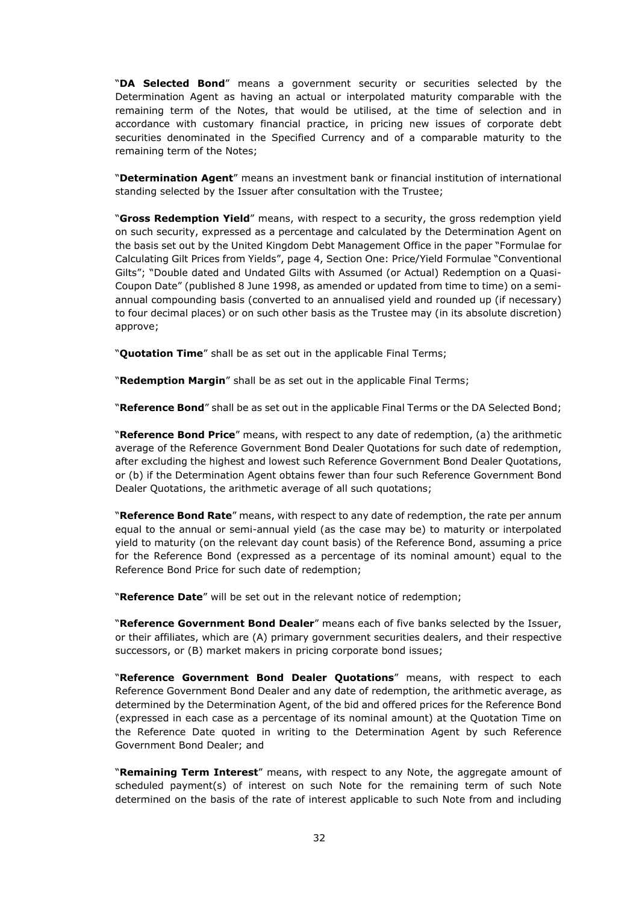"**DA Selected Bond**" means a government security or securities selected by the Determination Agent as having an actual or interpolated maturity comparable with the remaining term of the Notes, that would be utilised, at the time of selection and in accordance with customary financial practice, in pricing new issues of corporate debt securities denominated in the Specified Currency and of a comparable maturity to the remaining term of the Notes;

"**Determination Agent**" means an investment bank or financial institution of international standing selected by the Issuer after consultation with the Trustee;

"**Gross Redemption Yield**" means, with respect to a security, the gross redemption yield on such security, expressed as a percentage and calculated by the Determination Agent on the basis set out by the United Kingdom Debt Management Office in the paper "Formulae for Calculating Gilt Prices from Yields", page 4, Section One: Price/Yield Formulae "Conventional Gilts"; "Double dated and Undated Gilts with Assumed (or Actual) Redemption on a Quasi-Coupon Date" (published 8 June 1998, as amended or updated from time to time) on a semi-annual compounding basis (converted to an annualised yield and rounded up (if necessary) to four decimal places) or on such other basis as the Trustee may (in its absolute discretion) approve;

"**Quotation Time**" shall be as set out in the applicable Final Terms;

"**Redemption Margin**" shall be as set out in the applicable Final Terms;

"**Reference Bond**" shall be as set out in the applicable Final Terms or the DA Selected Bond;

"**Reference Bond Price**" means, with respect to any date of redemption, (a) the arithmetic average of the Reference Government Bond Dealer Quotations for such date of redemption, after excluding the highest and lowest such Reference Government Bond Dealer Quotations, or (b) if the Determination Agent obtains fewer than four such Reference Government Bond Dealer Quotations, the arithmetic average of all such quotations;

"**Reference Bond Rate**" means, with respect to any date of redemption, the rate per annum equal to the annual or semi-annual yield (as the case may be) to maturity or interpolated yield to maturity (on the relevant day count basis) of the Reference Bond, assuming a price for the Reference Bond (expressed as a percentage of its nominal amount) equal to the Reference Bond Price for such date of redemption;

"**Reference Date**" will be set out in the relevant notice of redemption;

"**Reference Government Bond Dealer**" means each of five banks selected by the Issuer, or their affiliates, which are (A) primary government securities dealers, and their respective successors, or (B) market makers in pricing corporate bond issues;

"**Reference Government Bond Dealer Quotations**" means, with respect to each Reference Government Bond Dealer and any date of redemption, the arithmetic average, as determined by the Determination Agent, of the bid and offered prices for the Reference Bond (expressed in each case as a percentage of its nominal amount) at the Quotation Time on the Reference Date quoted in writing to the Determination Agent by such Reference Government Bond Dealer; and

"**Remaining Term Interest**" means, with respect to any Note, the aggregate amount of scheduled payment(s) of interest on such Note for the remaining term of such Note determined on the basis of the rate of interest applicable to such Note from and including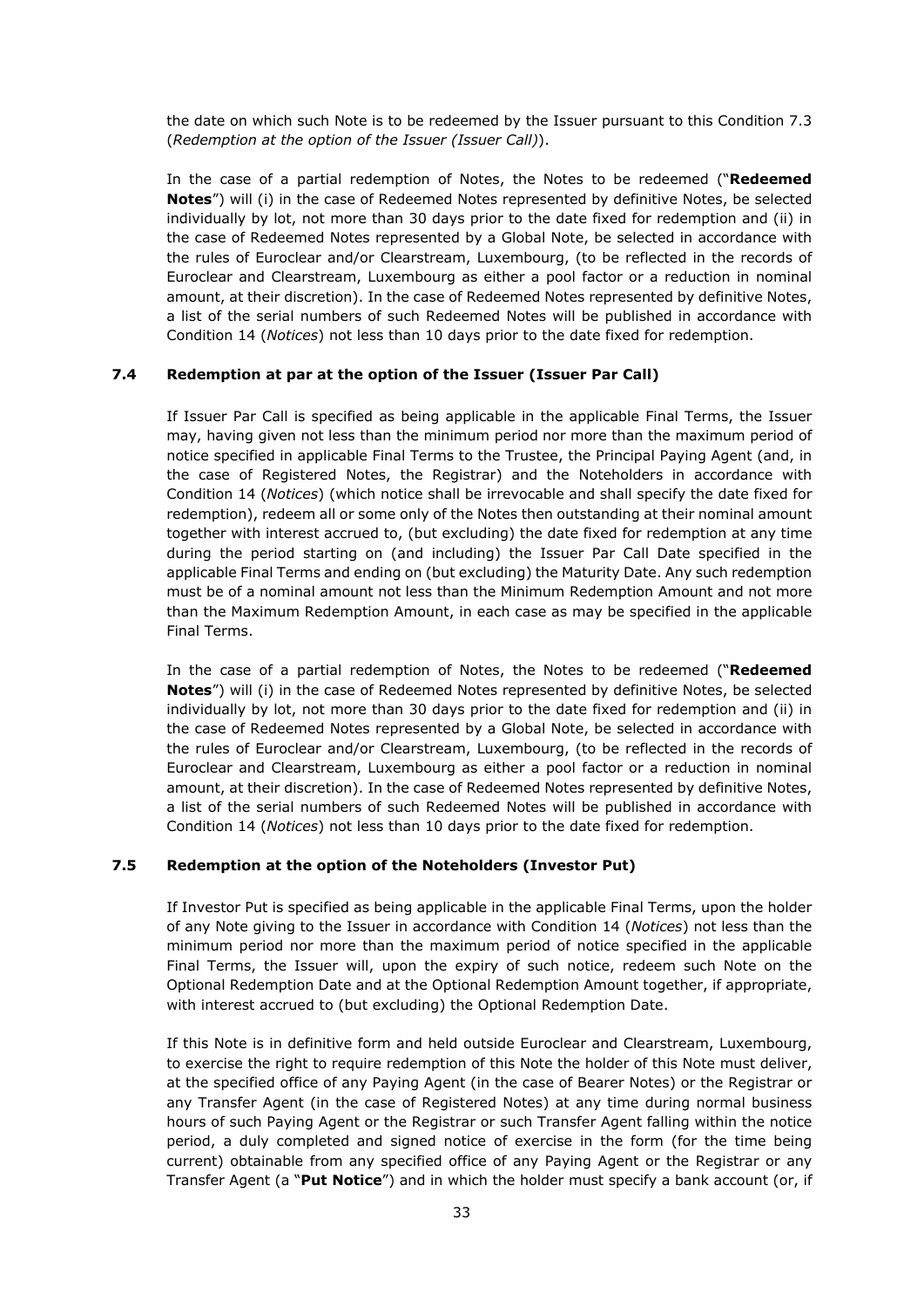the date on which such Note is to be redeemed by the Issuer pursuant to this Condition 7.3 (*Redemption at the option of the Issuer (Issuer Call)*).

In the case of a partial redemption of Notes, the Notes to be redeemed ("**Redeemed Notes**") will (i) in the case of Redeemed Notes represented by definitive Notes, be selected individually by lot, not more than 30 days prior to the date fixed for redemption and (ii) in the case of Redeemed Notes represented by a Global Note, be selected in accordance with the rules of Euroclear and/or Clearstream, Luxembourg, (to be reflected in the records of Euroclear and Clearstream, Luxembourg as either a pool factor or a reduction in nominal amount, at their discretion). In the case of Redeemed Notes represented by definitive Notes, a list of the serial numbers of such Redeemed Notes will be published in accordance with Condition 14 (*Notices*) not less than 10 days prior to the date fixed for redemption.

### 7.4 Redemption at par at the option of the Issuer (Issuer Par Call)

If Issuer Par Call is specified as being applicable in the applicable Final Terms, the Issuer may, having given not less than the minimum period nor more than the maximum period of notice specified in applicable Final Terms to the Trustee, the Principal Paying Agent (and, in the case of Registered Notes, the Registrar) and the Noteholders in accordance with Condition 14 (*Notices*) (which notice shall be irrevocable and shall specify the date fixed for redemption), redeem all or some only of the Notes then outstanding at their nominal amount together with interest accrued to, (but excluding) the date fixed for redemption at any time during the period starting on (and including) the Issuer Par Call Date specified in the applicable Final Terms and ending on (but excluding) the Maturity Date. Any such redemption must be of a nominal amount not less than the Minimum Redemption Amount and not more than the Maximum Redemption Amount, in each case as may be specified in the applicable Final Terms.

In the case of a partial redemption of Notes, the Notes to be redeemed ("**Redeemed Notes**") will (i) in the case of Redeemed Notes represented by definitive Notes, be selected individually by lot, not more than 30 days prior to the date fixed for redemption and (ii) in the case of Redeemed Notes represented by a Global Note, be selected in accordance with the rules of Euroclear and/or Clearstream, Luxembourg, (to be reflected in the records of Euroclear and Clearstream, Luxembourg as either a pool factor or a reduction in nominal amount, at their discretion). In the case of Redeemed Notes represented by definitive Notes, a list of the serial numbers of such Redeemed Notes will be published in accordance with Condition 14 (*Notices*) not less than 10 days prior to the date fixed for redemption.

### 7.5 Redemption at the option of the Noteholders (Investor Put)

If Investor Put is specified as being applicable in the applicable Final Terms, upon the holder of any Note giving to the Issuer in accordance with Condition 14 (*Notices*) not less than the minimum period nor more than the maximum period of notice specified in the applicable Final Terms, the Issuer will, upon the expiry of such notice, redeem such Note on the Optional Redemption Date and at the Optional Redemption Amount together, if appropriate, with interest accrued to (but excluding) the Optional Redemption Date.

If this Note is in definitive form and held outside Euroclear and Clearstream, Luxembourg, to exercise the right to require redemption of this Note the holder of this Note must deliver, at the specified office of any Paying Agent (in the case of Bearer Notes) or the Registrar or any Transfer Agent (in the case of Registered Notes) at any time during normal business hours of such Paying Agent or the Registrar or such Transfer Agent falling within the notice period, a duly completed and signed notice of exercise in the form (for the time being current) obtainable from any specified office of any Paying Agent or the Registrar or any Transfer Agent (a "**Put Notice**") and in which the holder must specify a bank account (or, if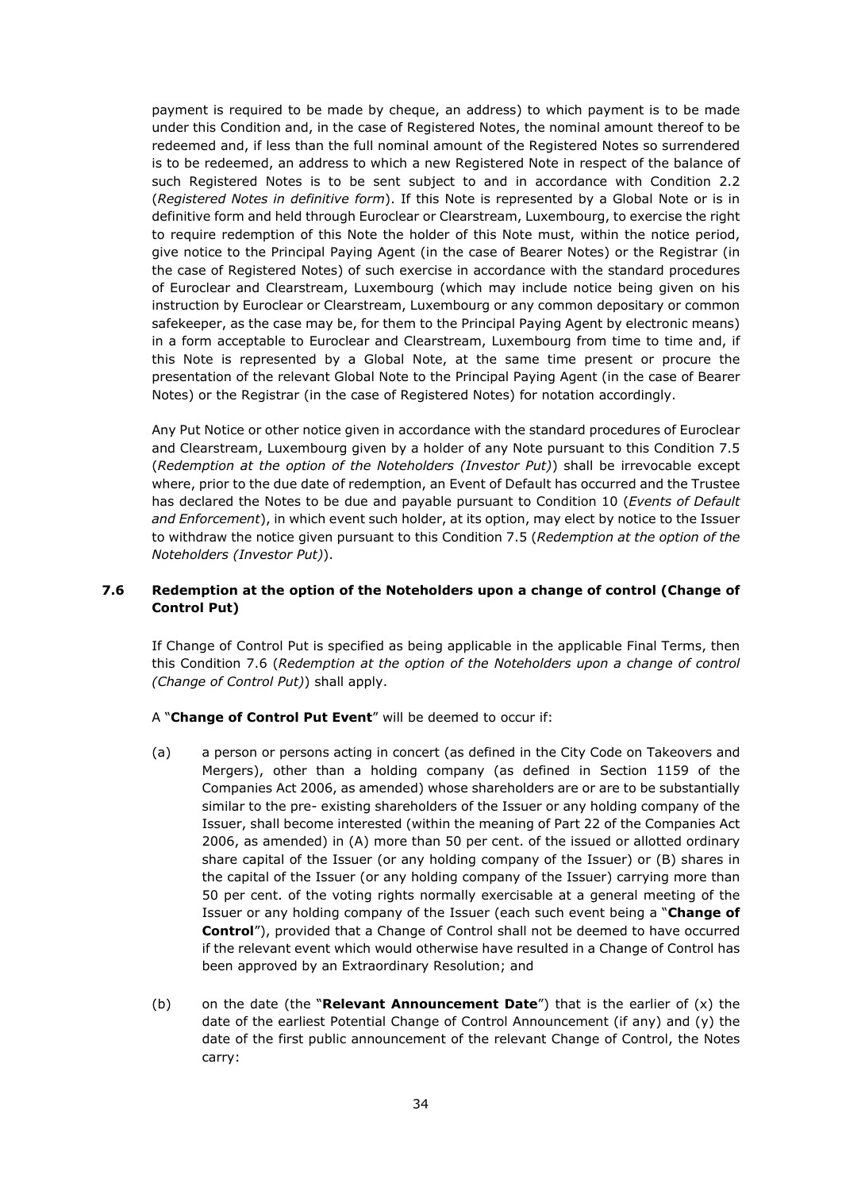payment is required to be made by cheque, an address) to which payment is to be made under this Condition and, in the case of Registered Notes, the nominal amount thereof to be redeemed and, if less than the full nominal amount of the Registered Notes so surrendered is to be redeemed, an address to which a new Registered Note in respect of the balance of such Registered Notes is to be sent subject to and in accordance with Condition 2.2 (*Registered Notes in definitive form*). If this Note is represented by a Global Note or is in definitive form and held through Euroclear or Clearstream, Luxembourg, to exercise the right to require redemption of this Note the holder of this Note must, within the notice period, give notice to the Principal Paying Agent (in the case of Bearer Notes) or the Registrar (in the case of Registered Notes) of such exercise in accordance with the standard procedures of Euroclear and Clearstream, Luxembourg (which may include notice being given on his instruction by Euroclear or Clearstream, Luxembourg or any common depositary or common safekeeper, as the case may be, for them to the Principal Paying Agent by electronic means) in a form acceptable to Euroclear and Clearstream, Luxembourg from time to time and, if this Note is represented by a Global Note, at the same time present or procure the presentation of the relevant Global Note to the Principal Paying Agent (in the case of Bearer Notes) or the Registrar (in the case of Registered Notes) for notation accordingly.

Any Put Notice or other notice given in accordance with the standard procedures of Euroclear and Clearstream, Luxembourg given by a holder of any Note pursuant to this Condition 7.5 (*Redemption at the option of the Noteholders (Investor Put)*) shall be irrevocable except where, prior to the due date of redemption, an Event of Default has occurred and the Trustee has declared the Notes to be due and payable pursuant to Condition 10 (*Events of Default and Enforcement*), in which event such holder, at its option, may elect by notice to the Issuer to withdraw the notice given pursuant to this Condition 7.5 (*Redemption at the option of the Noteholders (Investor Put)*).

### 7.6 Redemption at the option of the Noteholders upon a change of control (Change of Control Put)

If Change of Control Put is specified as being applicable in the applicable Final Terms, then this Condition 7.6 (*Redemption at the option of the Noteholders upon a change of control (Change of Control Put)*) shall apply.

A "**Change of Control Put Event**" will be deemed to occur if:

(a) a person or persons acting in concert (as defined in the City Code on Takeovers and Mergers), other than a holding company (as defined in Section 1159 of the Companies Act 2006, as amended) whose shareholders are or are to be substantially similar to the pre- existing shareholders of the Issuer or any holding company of the Issuer, shall become interested (within the meaning of Part 22 of the Companies Act 2006, as amended) in (A) more than 50 per cent. of the issued or allotted ordinary share capital of the Issuer (or any holding company of the Issuer) or (B) shares in the capital of the Issuer (or any holding company of the Issuer) carrying more than 50 per cent. of the voting rights normally exercisable at a general meeting of the Issuer or any holding company of the Issuer (each such event being a "**Change of Control**"), provided that a Change of Control shall not be deemed to have occurred if the relevant event which would otherwise have resulted in a Change of Control has been approved by an Extraordinary Resolution; and

(b) on the date (the "**Relevant Announcement Date**") that is the earlier of (x) the date of the earliest Potential Change of Control Announcement (if any) and (y) the date of the first public announcement of the relevant Change of Control, the Notes carry: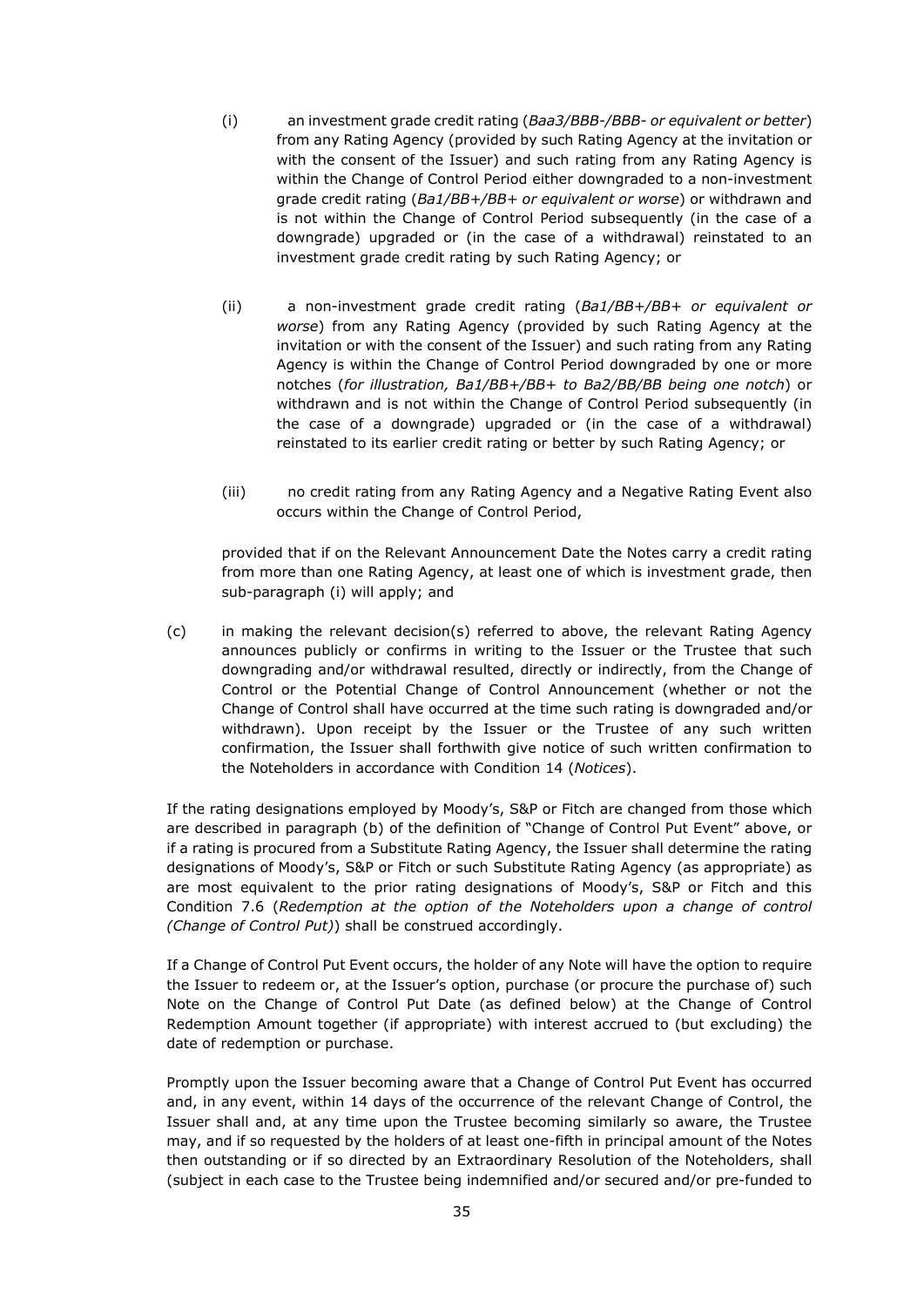(i) an investment grade credit rating (*Baa3/BBB-/BBB- or equivalent or better*) from any Rating Agency (provided by such Rating Agency at the invitation or with the consent of the Issuer) and such rating from any Rating Agency is within the Change of Control Period either downgraded to a non-investment grade credit rating (*Ba1/BB+/BB+ or equivalent or worse*) or withdrawn and is not within the Change of Control Period subsequently (in the case of a downgrade) upgraded or (in the case of a withdrawal) reinstated to an investment grade credit rating by such Rating Agency; or

(ii) a non-investment grade credit rating (*Ba1/BB+/BB+ or equivalent or worse*) from any Rating Agency (provided by such Rating Agency at the invitation or with the consent of the Issuer) and such rating from any Rating Agency is within the Change of Control Period downgraded by one or more notches (*for illustration, Ba1/BB+/BB+ to Ba2/BB/BB being one notch*) or withdrawn and is not within the Change of Control Period subsequently (in the case of a downgrade) upgraded or (in the case of a withdrawal) reinstated to its earlier credit rating or better by such Rating Agency; or

(iii) no credit rating from any Rating Agency and a Negative Rating Event also occurs within the Change of Control Period,

provided that if on the Relevant Announcement Date the Notes carry a credit rating from more than one Rating Agency, at least one of which is investment grade, then sub-paragraph (i) will apply; and

(c) in making the relevant decision(s) referred to above, the relevant Rating Agency announces publicly or confirms in writing to the Issuer or the Trustee that such downgrading and/or withdrawal resulted, directly or indirectly, from the Change of Control or the Potential Change of Control Announcement (whether or not the Change of Control shall have occurred at the time such rating is downgraded and/or withdrawn). Upon receipt by the Issuer or the Trustee of any such written confirmation, the Issuer shall forthwith give notice of such written confirmation to the Noteholders in accordance with Condition 14 (*Notices*).

If the rating designations employed by Moody's, S&P or Fitch are changed from those which are described in paragraph (b) of the definition of "Change of Control Put Event" above, or if a rating is procured from a Substitute Rating Agency, the Issuer shall determine the rating designations of Moody's, S&P or Fitch or such Substitute Rating Agency (as appropriate) as are most equivalent to the prior rating designations of Moody's, S&P or Fitch and this Condition 7.6 (*Redemption at the option of the Noteholders upon a change of control (Change of Control Put)*) shall be construed accordingly.

If a Change of Control Put Event occurs, the holder of any Note will have the option to require the Issuer to redeem or, at the Issuer's option, purchase (or procure the purchase of) such Note on the Change of Control Put Date (as defined below) at the Change of Control Redemption Amount together (if appropriate) with interest accrued to (but excluding) the date of redemption or purchase.

Promptly upon the Issuer becoming aware that a Change of Control Put Event has occurred and, in any event, within 14 days of the occurrence of the relevant Change of Control, the Issuer shall and, at any time upon the Trustee becoming similarly so aware, the Trustee may, and if so requested by the holders of at least one-fifth in principal amount of the Notes then outstanding or if so directed by an Extraordinary Resolution of the Noteholders, shall (subject in each case to the Trustee being indemnified and/or secured and/or pre-funded to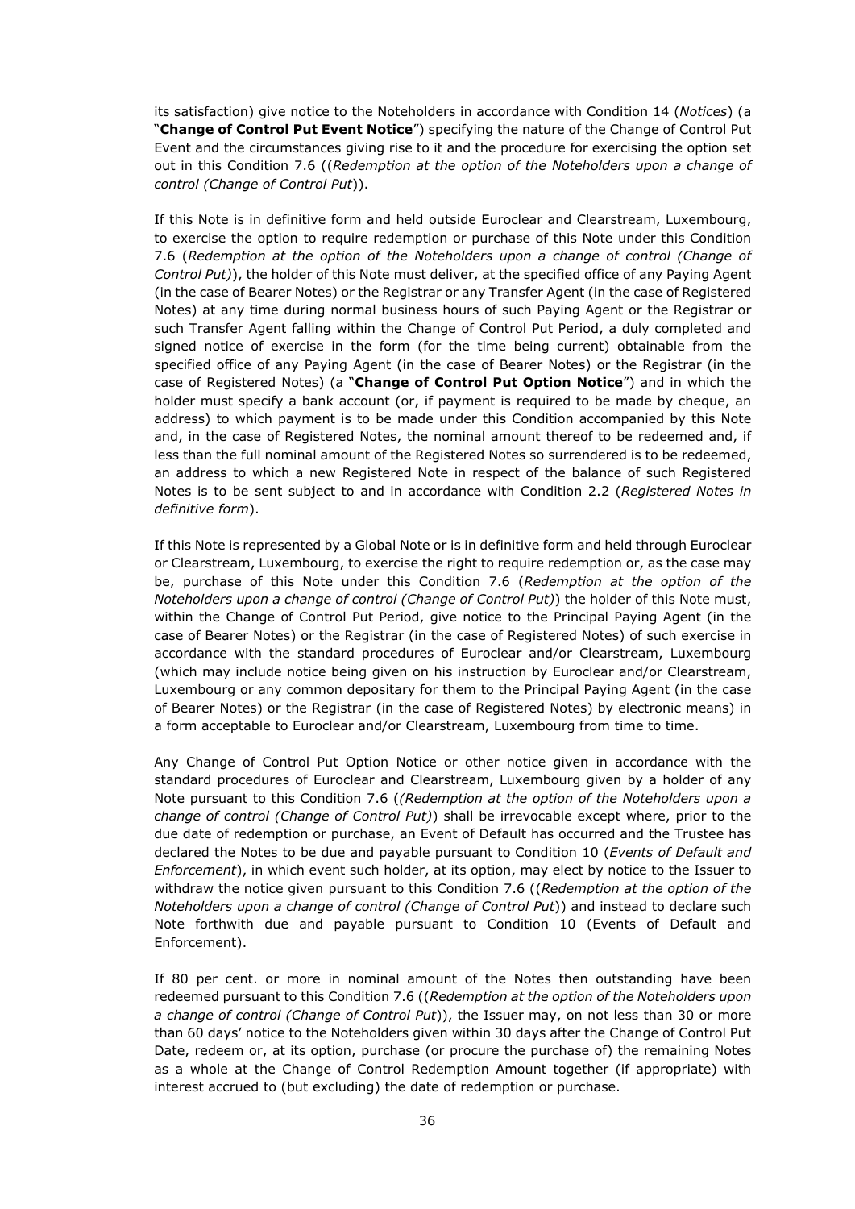its satisfaction) give notice to the Noteholders in accordance with Condition 14 (*Notices*) (a "**Change of Control Put Event Notice**") specifying the nature of the Change of Control Put Event and the circumstances giving rise to it and the procedure for exercising the option set out in this Condition 7.6 ((*Redemption at the option of the Noteholders upon a change of control (Change of Control Put*)).

If this Note is in definitive form and held outside Euroclear and Clearstream, Luxembourg, to exercise the option to require redemption or purchase of this Note under this Condition 7.6 (*Redemption at the option of the Noteholders upon a change of control (Change of Control Put)*), the holder of this Note must deliver, at the specified office of any Paying Agent (in the case of Bearer Notes) or the Registrar or any Transfer Agent (in the case of Registered Notes) at any time during normal business hours of such Paying Agent or the Registrar or such Transfer Agent falling within the Change of Control Put Period, a duly completed and signed notice of exercise in the form (for the time being current) obtainable from the specified office of any Paying Agent (in the case of Bearer Notes) or the Registrar (in the case of Registered Notes) (a "**Change of Control Put Option Notice**") and in which the holder must specify a bank account (or, if payment is required to be made by cheque, an address) to which payment is to be made under this Condition accompanied by this Note and, in the case of Registered Notes, the nominal amount thereof to be redeemed and, if less than the full nominal amount of the Registered Notes so surrendered is to be redeemed, an address to which a new Registered Note in respect of the balance of such Registered Notes is to be sent subject to and in accordance with Condition 2.2 (*Registered Notes in definitive form*).

If this Note is represented by a Global Note or is in definitive form and held through Euroclear or Clearstream, Luxembourg, to exercise the right to require redemption or, as the case may be, purchase of this Note under this Condition 7.6 (*Redemption at the option of the Noteholders upon a change of control (Change of Control Put)*) the holder of this Note must, within the Change of Control Put Period, give notice to the Principal Paying Agent (in the case of Bearer Notes) or the Registrar (in the case of Registered Notes) of such exercise in accordance with the standard procedures of Euroclear and/or Clearstream, Luxembourg (which may include notice being given on his instruction by Euroclear and/or Clearstream, Luxembourg or any common depositary for them to the Principal Paying Agent (in the case of Bearer Notes) or the Registrar (in the case of Registered Notes) by electronic means) in a form acceptable to Euroclear and/or Clearstream, Luxembourg from time to time.

Any Change of Control Put Option Notice or other notice given in accordance with the standard procedures of Euroclear and Clearstream, Luxembourg given by a holder of any Note pursuant to this Condition 7.6 (*(Redemption at the option of the Noteholders upon a change of control (Change of Control Put)*) shall be irrevocable except where, prior to the due date of redemption or purchase, an Event of Default has occurred and the Trustee has declared the Notes to be due and payable pursuant to Condition 10 (*Events of Default and Enforcement*), in which event such holder, at its option, may elect by notice to the Issuer to withdraw the notice given pursuant to this Condition 7.6 ((*Redemption at the option of the Noteholders upon a change of control (Change of Control Put*)) and instead to declare such Note forthwith due and payable pursuant to Condition 10 (Events of Default and Enforcement).

If 80 per cent. or more in nominal amount of the Notes then outstanding have been redeemed pursuant to this Condition 7.6 ((*Redemption at the option of the Noteholders upon a change of control (Change of Control Put*)), the Issuer may, on not less than 30 or more than 60 days' notice to the Noteholders given within 30 days after the Change of Control Put Date, redeem or, at its option, purchase (or procure the purchase of) the remaining Notes as a whole at the Change of Control Redemption Amount together (if appropriate) with interest accrued to (but excluding) the date of redemption or purchase.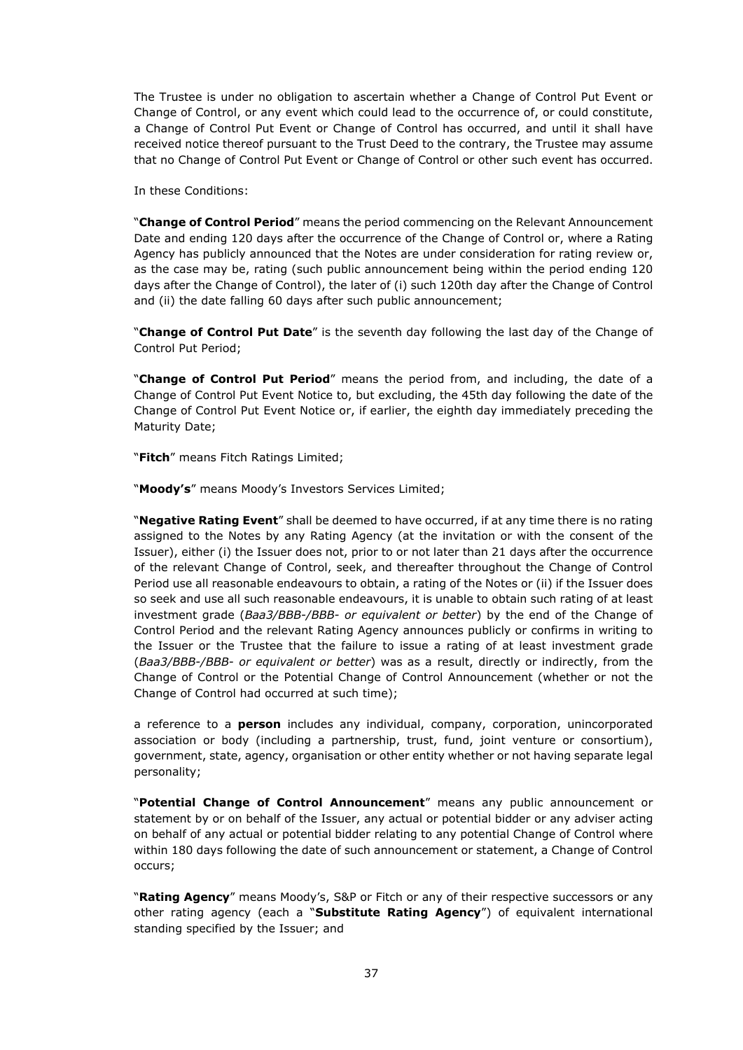The Trustee is under no obligation to ascertain whether a Change of Control Put Event or Change of Control, or any event which could lead to the occurrence of, or could constitute, a Change of Control Put Event or Change of Control has occurred, and until it shall have received notice thereof pursuant to the Trust Deed to the contrary, the Trustee may assume that no Change of Control Put Event or Change of Control or other such event has occurred.

In these Conditions:

"**Change of Control Period**" means the period commencing on the Relevant Announcement Date and ending 120 days after the occurrence of the Change of Control or, where a Rating Agency has publicly announced that the Notes are under consideration for rating review or, as the case may be, rating (such public announcement being within the period ending 120 days after the Change of Control), the later of (i) such 120th day after the Change of Control and (ii) the date falling 60 days after such public announcement;

"**Change of Control Put Date**" is the seventh day following the last day of the Change of Control Put Period;

"**Change of Control Put Period**" means the period from, and including, the date of a Change of Control Put Event Notice to, but excluding, the 45th day following the date of the Change of Control Put Event Notice or, if earlier, the eighth day immediately preceding the Maturity Date;

"**Fitch**" means Fitch Ratings Limited;

"**Moody's**" means Moody's Investors Services Limited;

"**Negative Rating Event**" shall be deemed to have occurred, if at any time there is no rating assigned to the Notes by any Rating Agency (at the invitation or with the consent of the Issuer), either (i) the Issuer does not, prior to or not later than 21 days after the occurrence of the relevant Change of Control, seek, and thereafter throughout the Change of Control Period use all reasonable endeavours to obtain, a rating of the Notes or (ii) if the Issuer does so seek and use all such reasonable endeavours, it is unable to obtain such rating of at least investment grade (*Baa3/BBB-/BBB- or equivalent or better*) by the end of the Change of Control Period and the relevant Rating Agency announces publicly or confirms in writing to the Issuer or the Trustee that the failure to issue a rating of at least investment grade (*Baa3/BBB-/BBB- or equivalent or better*) was as a result, directly or indirectly, from the Change of Control or the Potential Change of Control Announcement (whether or not the Change of Control had occurred at such time);

a reference to a **person** includes any individual, company, corporation, unincorporated association or body (including a partnership, trust, fund, joint venture or consortium), government, state, agency, organisation or other entity whether or not having separate legal personality;

"**Potential Change of Control Announcement**" means any public announcement or statement by or on behalf of the Issuer, any actual or potential bidder or any adviser acting on behalf of any actual or potential bidder relating to any potential Change of Control where within 180 days following the date of such announcement or statement, a Change of Control occurs;

"**Rating Agency**" means Moody's, S&P or Fitch or any of their respective successors or any other rating agency (each a "**Substitute Rating Agency**") of equivalent international standing specified by the Issuer; and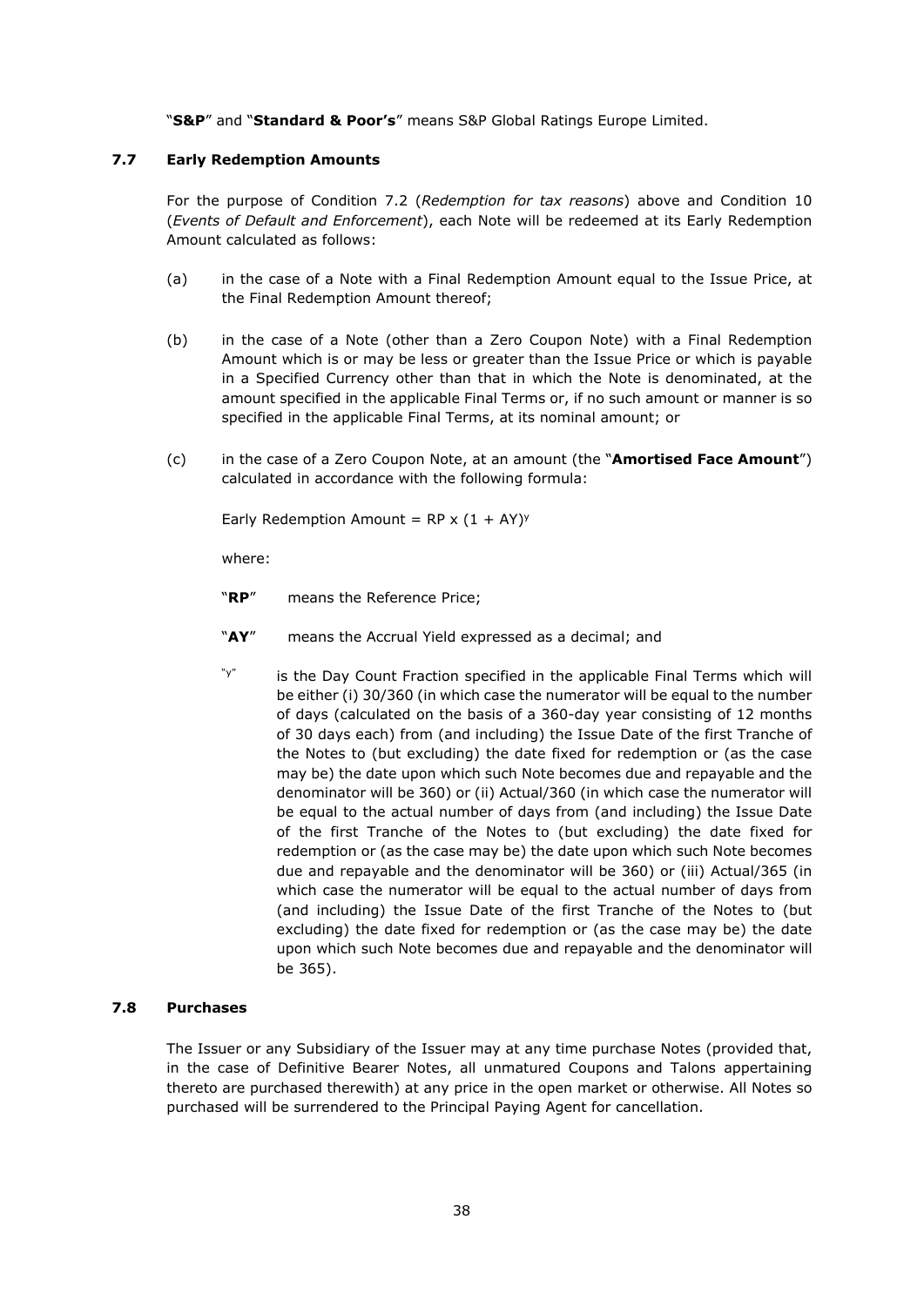"**S&P**" and "**Standard & Poor's**" means S&P Global Ratings Europe Limited.

### 7.7 Early Redemption Amounts

For the purpose of Condition 7.2 (*Redemption for tax reasons*) above and Condition 10 (*Events of Default and Enforcement*), each Note will be redeemed at its Early Redemption Amount calculated as follows:

(a) in the case of a Note with a Final Redemption Amount equal to the Issue Price, at the Final Redemption Amount thereof;

(b) in the case of a Note (other than a Zero Coupon Note) with a Final Redemption Amount which is or may be less or greater than the Issue Price or which is payable in a Specified Currency other than that in which the Note is denominated, at the amount specified in the applicable Final Terms or, if no such amount or manner is so specified in the applicable Final Terms, at its nominal amount; or

(c) in the case of a Zero Coupon Note, at an amount (the "**Amortised Face Amount**") calculated in accordance with the following formula:

Early Redemption Amount = $RP \times (1 + AY)^y$

where:

"**RP**" means the Reference Price;

"**AY**" means the Accrual Yield expressed as a decimal; and

"y" is the Day Count Fraction specified in the applicable Final Terms which will be either (i) 30/360 (in which case the numerator will be equal to the number of days (calculated on the basis of a 360-day year consisting of 12 months of 30 days each) from (and including) the Issue Date of the first Tranche of the Notes to (but excluding) the date fixed for redemption or (as the case may be) the date upon which such Note becomes due and repayable and the denominator will be 360) or (ii) Actual/360 (in which case the numerator will be equal to the actual number of days from (and including) the Issue Date of the first Tranche of the Notes to (but excluding) the date fixed for redemption or (as the case may be) the date upon which such Note becomes due and repayable and the denominator will be 360) or (iii) Actual/365 (in which case the numerator will be equal to the actual number of days from (and including) the Issue Date of the first Tranche of the Notes to (but excluding) the date fixed for redemption or (as the case may be) the date upon which such Note becomes due and repayable and the denominator will be 365).

### 7.8 Purchases

The Issuer or any Subsidiary of the Issuer may at any time purchase Notes (provided that, in the case of Definitive Bearer Notes, all unmatured Coupons and Talons appertaining thereto are purchased therewith) at any price in the open market or otherwise. All Notes so purchased will be surrendered to the Principal Paying Agent for cancellation.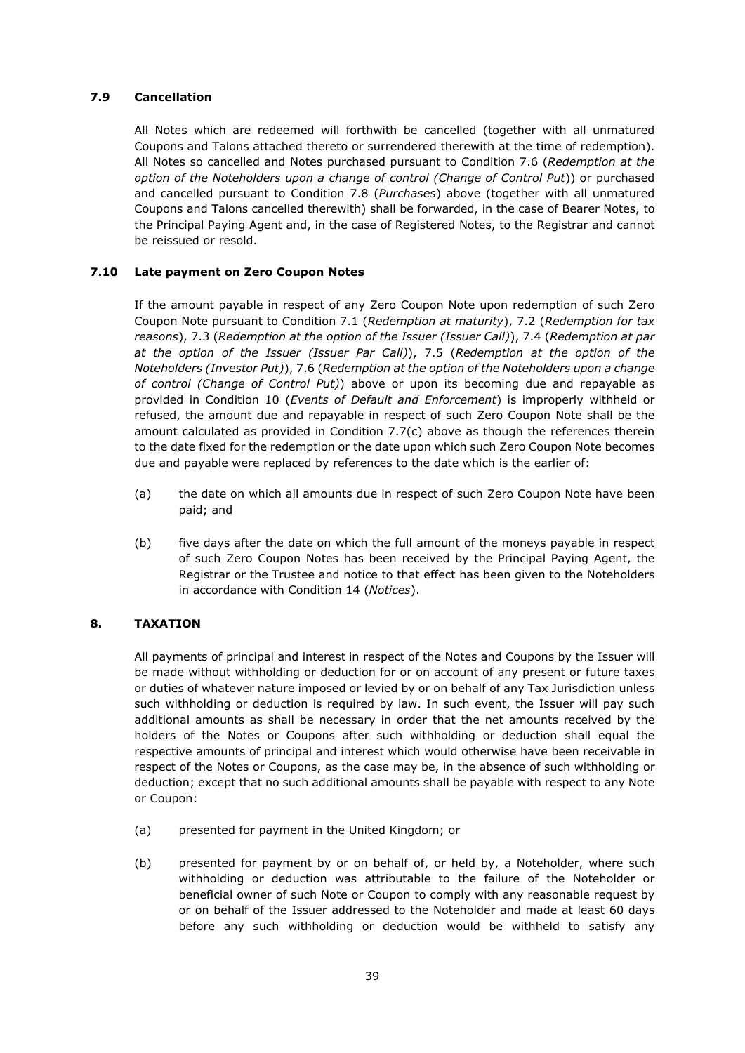### 7.9 Cancellation

All Notes which are redeemed will forthwith be cancelled (together with all unmatured Coupons and Talons attached thereto or surrendered therewith at the time of redemption). All Notes so cancelled and Notes purchased pursuant to Condition 7.6 (*Redemption at the option of the Noteholders upon a change of control (Change of Control Put*)) or purchased and cancelled pursuant to Condition 7.8 (*Purchases*) above (together with all unmatured Coupons and Talons cancelled therewith) shall be forwarded, in the case of Bearer Notes, to the Principal Paying Agent and, in the case of Registered Notes, to the Registrar and cannot be reissued or resold.

### 7.10 Late payment on Zero Coupon Notes

If the amount payable in respect of any Zero Coupon Note upon redemption of such Zero Coupon Note pursuant to Condition 7.1 (*Redemption at maturity*), 7.2 (*Redemption for tax reasons*), 7.3 (*Redemption at the option of the Issuer (Issuer Call)*), 7.4 (*Redemption at par at the option of the Issuer (Issuer Par Call)*), 7.5 (*Redemption at the option of the Noteholders (Investor Put)*), 7.6 (*Redemption at the option of the Noteholders upon a change of control (Change of Control Put)*) above or upon its becoming due and repayable as provided in Condition 10 (*Events of Default and Enforcement*) is improperly withheld or refused, the amount due and repayable in respect of such Zero Coupon Note shall be the amount calculated as provided in Condition 7.7(c) above as though the references therein to the date fixed for the redemption or the date upon which such Zero Coupon Note becomes due and payable were replaced by references to the date which is the earlier of:

(a) the date on which all amounts due in respect of such Zero Coupon Note have been paid; and

(b) five days after the date on which the full amount of the moneys payable in respect of such Zero Coupon Notes has been received by the Principal Paying Agent, the Registrar or the Trustee and notice to that effect has been given to the Noteholders in accordance with Condition 14 (*Notices*).

## 8. TAXATION

All payments of principal and interest in respect of the Notes and Coupons by the Issuer will be made without withholding or deduction for or on account of any present or future taxes or duties of whatever nature imposed or levied by or on behalf of any Tax Jurisdiction unless such withholding or deduction is required by law. In such event, the Issuer will pay such additional amounts as shall be necessary in order that the net amounts received by the holders of the Notes or Coupons after such withholding or deduction shall equal the respective amounts of principal and interest which would otherwise have been receivable in respect of the Notes or Coupons, as the case may be, in the absence of such withholding or deduction; except that no such additional amounts shall be payable with respect to any Note or Coupon:

(a) presented for payment in the United Kingdom; or

(b) presented for payment by or on behalf of, or held by, a Noteholder, where such withholding or deduction was attributable to the failure of the Noteholder or beneficial owner of such Note or Coupon to comply with any reasonable request by or on behalf of the Issuer addressed to the Noteholder and made at least 60 days before any such withholding or deduction would be withheld to satisfy any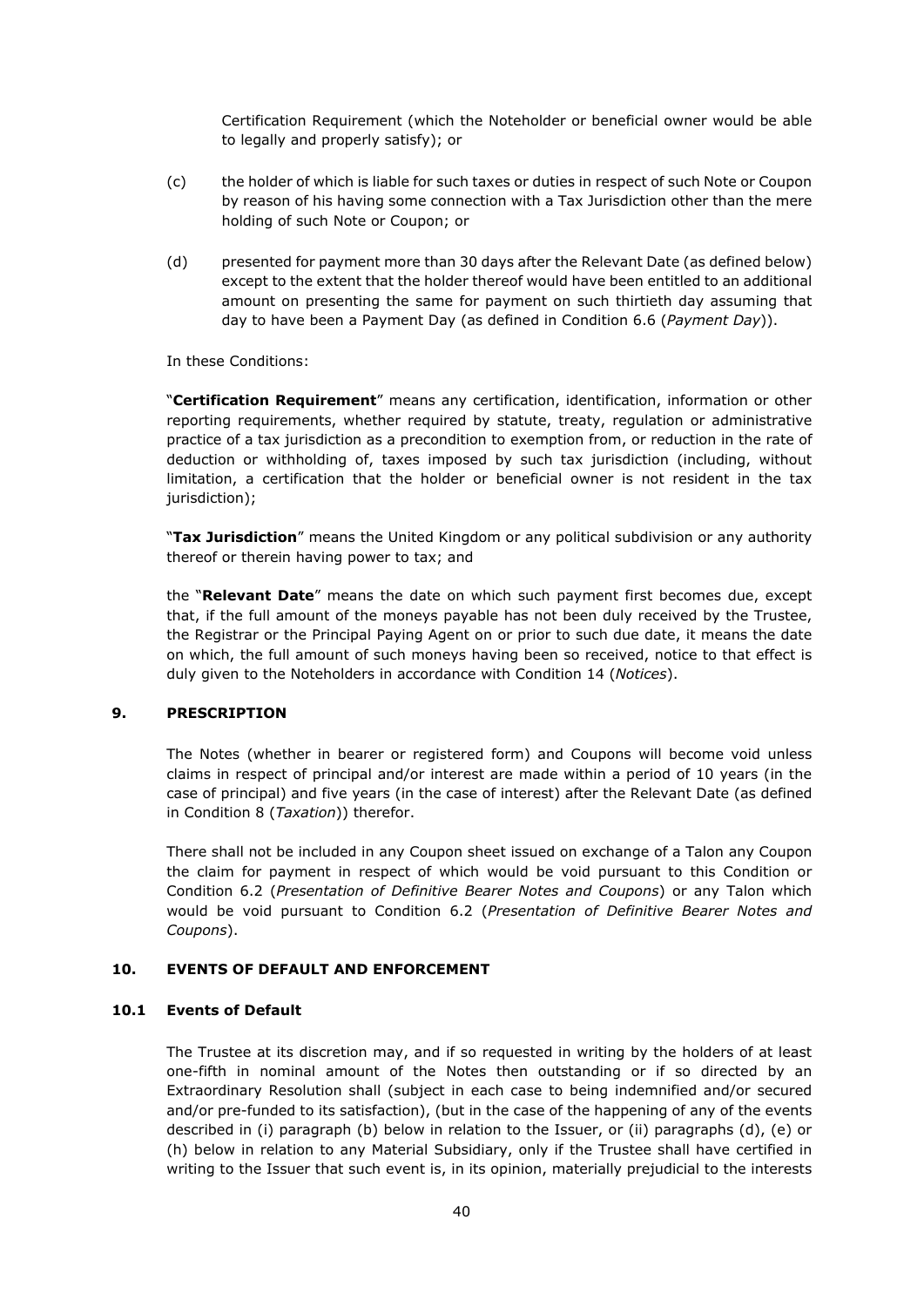Certification Requirement (which the Noteholder or beneficial owner would be able to legally and properly satisfy); or

(c) the holder of which is liable for such taxes or duties in respect of such Note or Coupon by reason of his having some connection with a Tax Jurisdiction other than the mere holding of such Note or Coupon; or

(d) presented for payment more than 30 days after the Relevant Date (as defined below) except to the extent that the holder thereof would have been entitled to an additional amount on presenting the same for payment on such thirtieth day assuming that day to have been a Payment Day (as defined in Condition 6.6 (*Payment Day*)).

In these Conditions:

"**Certification Requirement**" means any certification, identification, information or other reporting requirements, whether required by statute, treaty, regulation or administrative practice of a tax jurisdiction as a precondition to exemption from, or reduction in the rate of deduction or withholding of, taxes imposed by such tax jurisdiction (including, without limitation, a certification that the holder or beneficial owner is not resident in the tax jurisdiction);

"**Tax Jurisdiction**" means the United Kingdom or any political subdivision or any authority thereof or therein having power to tax; and

the "**Relevant Date**" means the date on which such payment first becomes due, except that, if the full amount of the moneys payable has not been duly received by the Trustee, the Registrar or the Principal Paying Agent on or prior to such due date, it means the date on which, the full amount of such moneys having been so received, notice to that effect is duly given to the Noteholders in accordance with Condition 14 (*Notices*).

## 9. PRESCRIPTION

The Notes (whether in bearer or registered form) and Coupons will become void unless claims in respect of principal and/or interest are made within a period of 10 years (in the case of principal) and five years (in the case of interest) after the Relevant Date (as defined in Condition 8 (*Taxation*)) therefor.

There shall not be included in any Coupon sheet issued on exchange of a Talon any Coupon the claim for payment in respect of which would be void pursuant to this Condition or Condition 6.2 (*Presentation of Definitive Bearer Notes and Coupons*) or any Talon which would be void pursuant to Condition 6.2 (*Presentation of Definitive Bearer Notes and Coupons*).

## 10. EVENTS OF DEFAULT AND ENFORCEMENT

### 10.1 Events of Default

The Trustee at its discretion may, and if so requested in writing by the holders of at least one-fifth in nominal amount of the Notes then outstanding or if so directed by an Extraordinary Resolution shall (subject in each case to being indemnified and/or secured and/or pre-funded to its satisfaction), (but in the case of the happening of any of the events described in (i) paragraph (b) below in relation to the Issuer, or (ii) paragraphs (d), (e) or (h) below in relation to any Material Subsidiary, only if the Trustee shall have certified in writing to the Issuer that such event is, in its opinion, materially prejudicial to the interests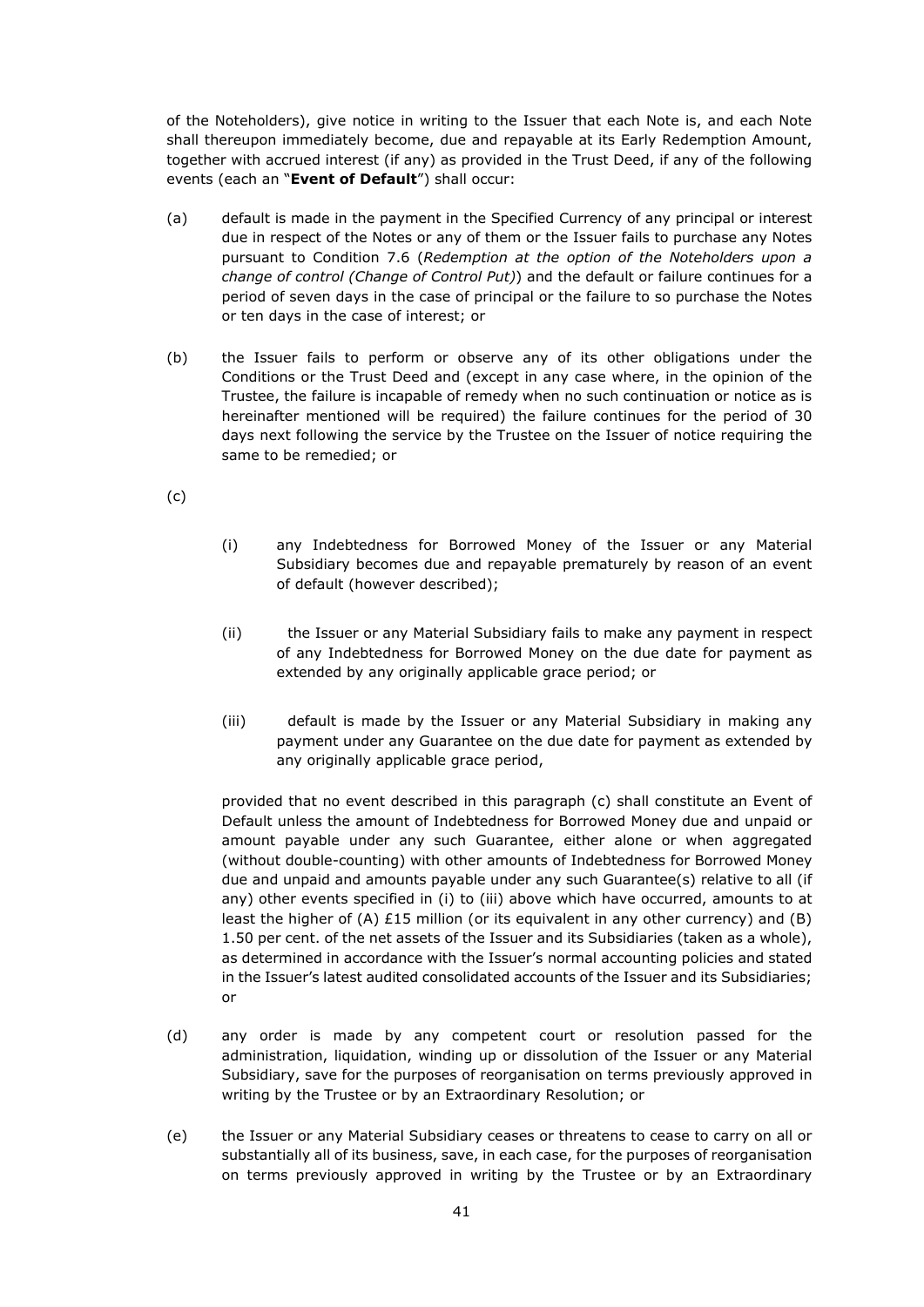of the Noteholders), give notice in writing to the Issuer that each Note is, and each Note shall thereupon immediately become, due and repayable at its Early Redemption Amount, together with accrued interest (if any) as provided in the Trust Deed, if any of the following events (each an "**Event of Default**") shall occur:

(a) default is made in the payment in the Specified Currency of any principal or interest due in respect of the Notes or any of them or the Issuer fails to purchase any Notes pursuant to Condition 7.6 (*Redemption at the option of the Noteholders upon a change of control (Change of Control Put)*) and the default or failure continues for a period of seven days in the case of principal or the failure to so purchase the Notes or ten days in the case of interest; or

(b) the Issuer fails to perform or observe any of its other obligations under the Conditions or the Trust Deed and (except in any case where, in the opinion of the Trustee, the failure is incapable of remedy when no such continuation or notice as is hereinafter mentioned will be required) the failure continues for the period of 30 days next following the service by the Trustee on the Issuer of notice requiring the same to be remedied; or

(c)

(i) any Indebtedness for Borrowed Money of the Issuer or any Material Subsidiary becomes due and repayable prematurely by reason of an event of default (however described);

(ii) the Issuer or any Material Subsidiary fails to make any payment in respect of any Indebtedness for Borrowed Money on the due date for payment as extended by any originally applicable grace period; or

(iii) default is made by the Issuer or any Material Subsidiary in making any payment under any Guarantee on the due date for payment as extended by any originally applicable grace period,

provided that no event described in this paragraph (c) shall constitute an Event of Default unless the amount of Indebtedness for Borrowed Money due and unpaid or amount payable under any such Guarantee, either alone or when aggregated (without double-counting) with other amounts of Indebtedness for Borrowed Money due and unpaid and amounts payable under any such Guarantee(s) relative to all (if any) other events specified in (i) to (iii) above which have occurred, amounts to at least the higher of (A) £15 million (or its equivalent in any other currency) and (B) 1.50 per cent. of the net assets of the Issuer and its Subsidiaries (taken as a whole), as determined in accordance with the Issuer's normal accounting policies and stated in the Issuer's latest audited consolidated accounts of the Issuer and its Subsidiaries; or

(d) any order is made by any competent court or resolution passed for the administration, liquidation, winding up or dissolution of the Issuer or any Material Subsidiary, save for the purposes of reorganisation on terms previously approved in writing by the Trustee or by an Extraordinary Resolution; or

(e) the Issuer or any Material Subsidiary ceases or threatens to cease to carry on all or substantially all of its business, save, in each case, for the purposes of reorganisation on terms previously approved in writing by the Trustee or by an Extraordinary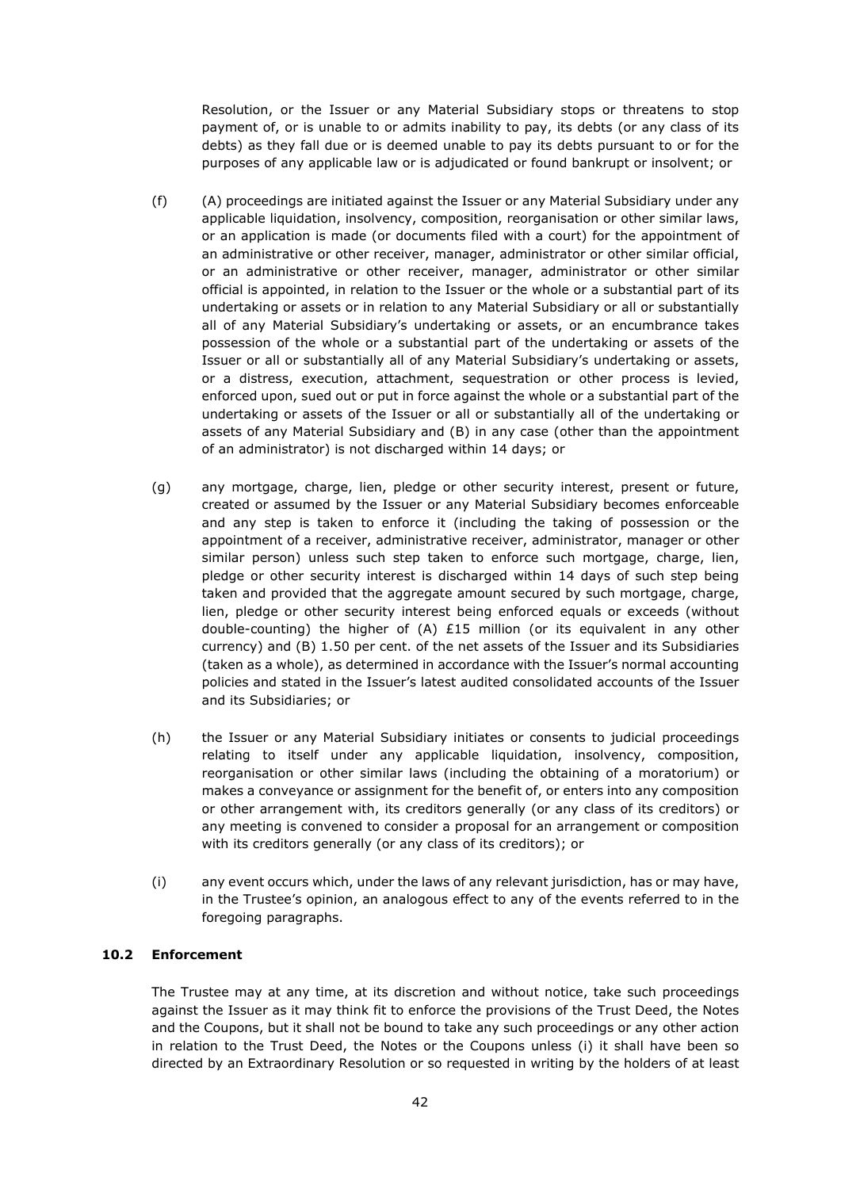Resolution, or the Issuer or any Material Subsidiary stops or threatens to stop payment of, or is unable to or admits inability to pay, its debts (or any class of its debts) as they fall due or is deemed unable to pay its debts pursuant to or for the purposes of any applicable law or is adjudicated or found bankrupt or insolvent; or

(f) (A) proceedings are initiated against the Issuer or any Material Subsidiary under any applicable liquidation, insolvency, composition, reorganisation or other similar laws, or an application is made (or documents filed with a court) for the appointment of an administrative or other receiver, manager, administrator or other similar official, or an administrative or other receiver, manager, administrator or other similar official is appointed, in relation to the Issuer or the whole or a substantial part of its undertaking or assets or in relation to any Material Subsidiary or all or substantially all of any Material Subsidiary's undertaking or assets, or an encumbrance takes possession of the whole or a substantial part of the undertaking or assets of the Issuer or all or substantially all of any Material Subsidiary's undertaking or assets, or a distress, execution, attachment, sequestration or other process is levied, enforced upon, sued out or put in force against the whole or a substantial part of the undertaking or assets of the Issuer or all or substantially all of the undertaking or assets of any Material Subsidiary and (B) in any case (other than the appointment of an administrator) is not discharged within 14 days; or

(g) any mortgage, charge, lien, pledge or other security interest, present or future, created or assumed by the Issuer or any Material Subsidiary becomes enforceable and any step is taken to enforce it (including the taking of possession or the appointment of a receiver, administrative receiver, administrator, manager or other similar person) unless such step taken to enforce such mortgage, charge, lien, pledge or other security interest is discharged within 14 days of such step being taken and provided that the aggregate amount secured by such mortgage, charge, lien, pledge or other security interest being enforced equals or exceeds (without double-counting) the higher of (A) £15 million (or its equivalent in any other currency) and (B) 1.50 per cent. of the net assets of the Issuer and its Subsidiaries (taken as a whole), as determined in accordance with the Issuer's normal accounting policies and stated in the Issuer's latest audited consolidated accounts of the Issuer and its Subsidiaries; or

(h) the Issuer or any Material Subsidiary initiates or consents to judicial proceedings relating to itself under any applicable liquidation, insolvency, composition, reorganisation or other similar laws (including the obtaining of a moratorium) or makes a conveyance or assignment for the benefit of, or enters into any composition or other arrangement with, its creditors generally (or any class of its creditors) or any meeting is convened to consider a proposal for an arrangement or composition with its creditors generally (or any class of its creditors); or

(i) any event occurs which, under the laws of any relevant jurisdiction, has or may have, in the Trustee's opinion, an analogous effect to any of the events referred to in the foregoing paragraphs.

### 10.2 Enforcement

The Trustee may at any time, at its discretion and without notice, take such proceedings against the Issuer as it may think fit to enforce the provisions of the Trust Deed, the Notes and the Coupons, but it shall not be bound to take any such proceedings or any other action in relation to the Trust Deed, the Notes or the Coupons unless (i) it shall have been so directed by an Extraordinary Resolution or so requested in writing by the holders of at least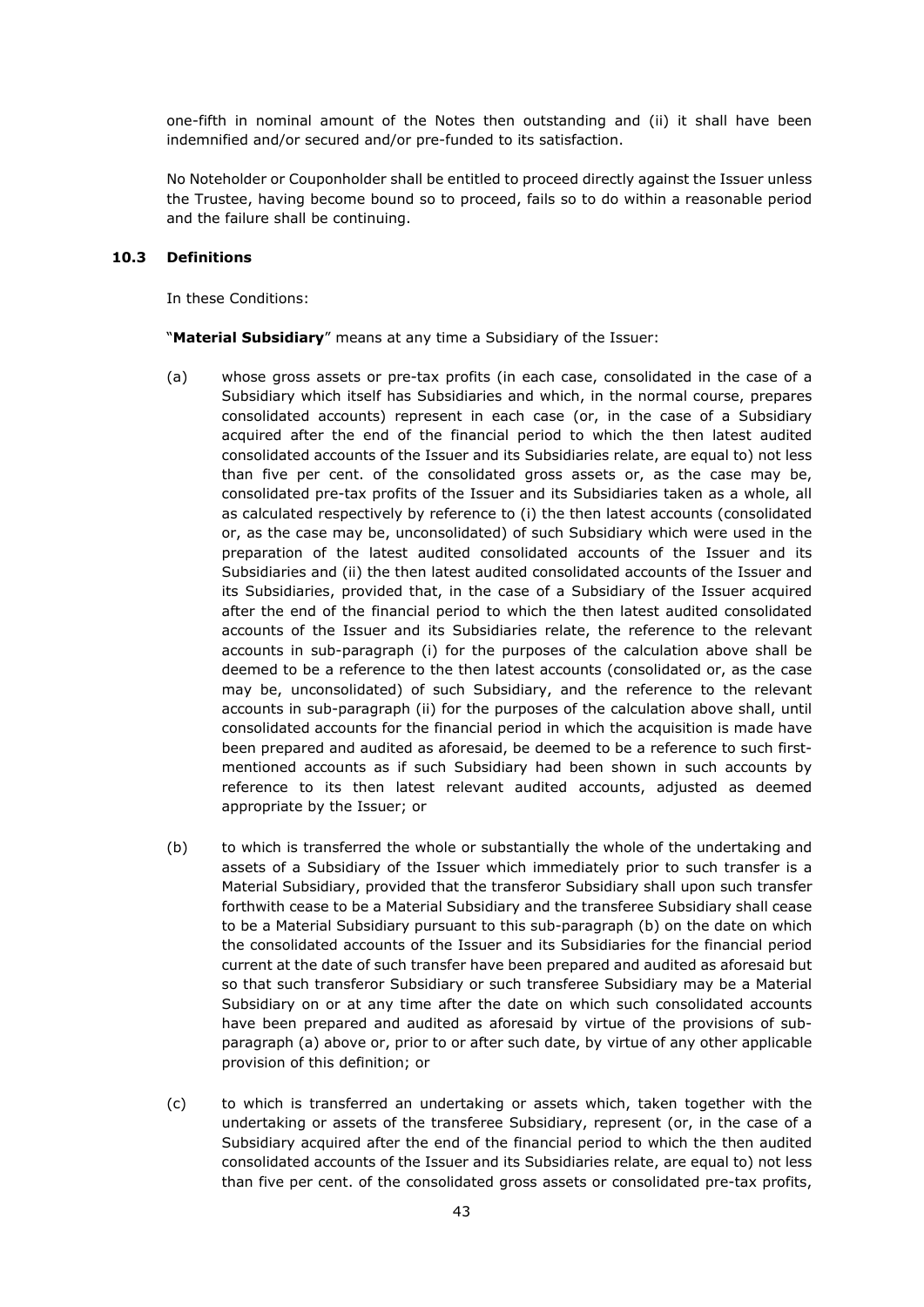one-fifth in nominal amount of the Notes then outstanding and (ii) it shall have been indemnified and/or secured and/or pre-funded to its satisfaction.

No Noteholder or Couponholder shall be entitled to proceed directly against the Issuer unless the Trustee, having become bound so to proceed, fails so to do within a reasonable period and the failure shall be continuing.

### 10.3 Definitions

In these Conditions:

"**Material Subsidiary**" means at any time a Subsidiary of the Issuer:

(a) whose gross assets or pre-tax profits (in each case, consolidated in the case of a Subsidiary which itself has Subsidiaries and which, in the normal course, prepares consolidated accounts) represent in each case (or, in the case of a Subsidiary acquired after the end of the financial period to which the then latest audited consolidated accounts of the Issuer and its Subsidiaries relate, are equal to) not less than five per cent. of the consolidated gross assets or, as the case may be, consolidated pre-tax profits of the Issuer and its Subsidiaries taken as a whole, all as calculated respectively by reference to (i) the then latest accounts (consolidated or, as the case may be, unconsolidated) of such Subsidiary which were used in the preparation of the latest audited consolidated accounts of the Issuer and its Subsidiaries and (ii) the then latest audited consolidated accounts of the Issuer and its Subsidiaries, provided that, in the case of a Subsidiary of the Issuer acquired after the end of the financial period to which the then latest audited consolidated accounts of the Issuer and its Subsidiaries relate, the reference to the relevant accounts in sub-paragraph (i) for the purposes of the calculation above shall be deemed to be a reference to the then latest accounts (consolidated or, as the case may be, unconsolidated) of such Subsidiary, and the reference to the relevant accounts in sub-paragraph (ii) for the purposes of the calculation above shall, until consolidated accounts for the financial period in which the acquisition is made have been prepared and audited as aforesaid, be deemed to be a reference to such first-mentioned accounts as if such Subsidiary had been shown in such accounts by reference to its then latest relevant audited accounts, adjusted as deemed appropriate by the Issuer; or

(b) to which is transferred the whole or substantially the whole of the undertaking and assets of a Subsidiary of the Issuer which immediately prior to such transfer is a Material Subsidiary, provided that the transferor Subsidiary shall upon such transfer forthwith cease to be a Material Subsidiary and the transferee Subsidiary shall cease to be a Material Subsidiary pursuant to this sub-paragraph (b) on the date on which the consolidated accounts of the Issuer and its Subsidiaries for the financial period current at the date of such transfer have been prepared and audited as aforesaid but so that such transferor Subsidiary or such transferee Subsidiary may be a Material Subsidiary on or at any time after the date on which such consolidated accounts have been prepared and audited as aforesaid by virtue of the provisions of sub-paragraph (a) above or, prior to or after such date, by virtue of any other applicable provision of this definition; or

(c) to which is transferred an undertaking or assets which, taken together with the undertaking or assets of the transferee Subsidiary, represent (or, in the case of a Subsidiary acquired after the end of the financial period to which the then audited consolidated accounts of the Issuer and its Subsidiaries relate, are equal to) not less than five per cent. of the consolidated gross assets or consolidated pre-tax profits,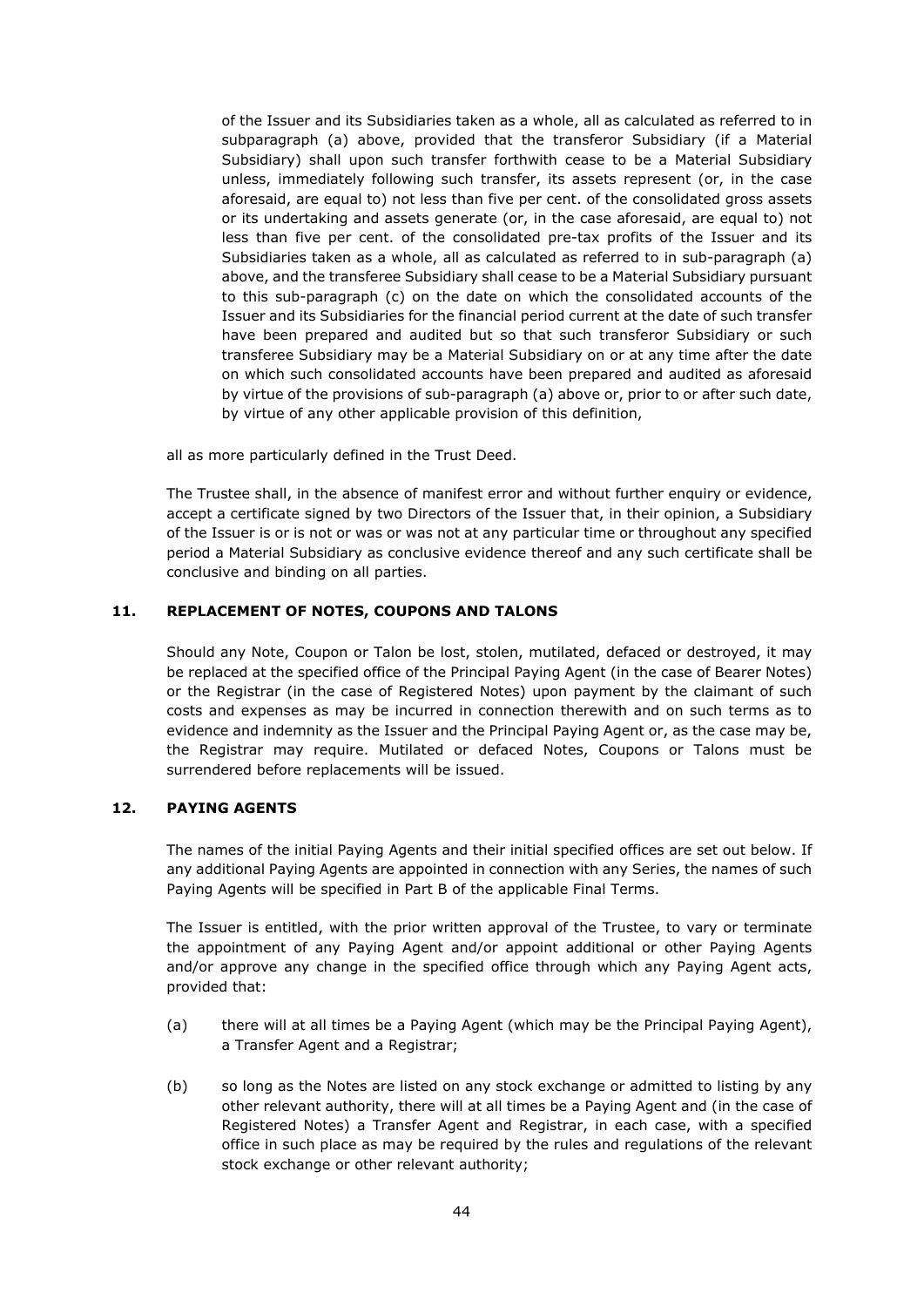of the Issuer and its Subsidiaries taken as a whole, all as calculated as referred to in subparagraph (a) above, provided that the transferor Subsidiary (if a Material Subsidiary) shall upon such transfer forthwith cease to be a Material Subsidiary unless, immediately following such transfer, its assets represent (or, in the case aforesaid, are equal to) not less than five per cent. of the consolidated gross assets or its undertaking and assets generate (or, in the case aforesaid, are equal to) not less than five per cent. of the consolidated pre-tax profits of the Issuer and its Subsidiaries taken as a whole, all as calculated as referred to in sub-paragraph (a) above, and the transferee Subsidiary shall cease to be a Material Subsidiary pursuant to this sub-paragraph (c) on the date on which the consolidated accounts of the Issuer and its Subsidiaries for the financial period current at the date of such transfer have been prepared and audited but so that such transferor Subsidiary or such transferee Subsidiary may be a Material Subsidiary on or at any time after the date on which such consolidated accounts have been prepared and audited as aforesaid by virtue of the provisions of sub-paragraph (a) above or, prior to or after such date, by virtue of any other applicable provision of this definition,

all as more particularly defined in the Trust Deed.

The Trustee shall, in the absence of manifest error and without further enquiry or evidence, accept a certificate signed by two Directors of the Issuer that, in their opinion, a Subsidiary of the Issuer is or is not or was or was not at any particular time or throughout any specified period a Material Subsidiary as conclusive evidence thereof and any such certificate shall be conclusive and binding on all parties.

## 11. REPLACEMENT OF NOTES, COUPONS AND TALONS

Should any Note, Coupon or Talon be lost, stolen, mutilated, defaced or destroyed, it may be replaced at the specified office of the Principal Paying Agent (in the case of Bearer Notes) or the Registrar (in the case of Registered Notes) upon payment by the claimant of such costs and expenses as may be incurred in connection therewith and on such terms as to evidence and indemnity as the Issuer and the Principal Paying Agent or, as the case may be, the Registrar may require. Mutilated or defaced Notes, Coupons or Talons must be surrendered before replacements will be issued.

## 12. PAYING AGENTS

The names of the initial Paying Agents and their initial specified offices are set out below. If any additional Paying Agents are appointed in connection with any Series, the names of such Paying Agents will be specified in Part B of the applicable Final Terms.

The Issuer is entitled, with the prior written approval of the Trustee, to vary or terminate the appointment of any Paying Agent and/or appoint additional or other Paying Agents and/or approve any change in the specified office through which any Paying Agent acts, provided that:

(a) there will at all times be a Paying Agent (which may be the Principal Paying Agent), a Transfer Agent and a Registrar;

(b) so long as the Notes are listed on any stock exchange or admitted to listing by any other relevant authority, there will at all times be a Paying Agent and (in the case of Registered Notes) a Transfer Agent and Registrar, in each case, with a specified office in such place as may be required by the rules and regulations of the relevant stock exchange or other relevant authority;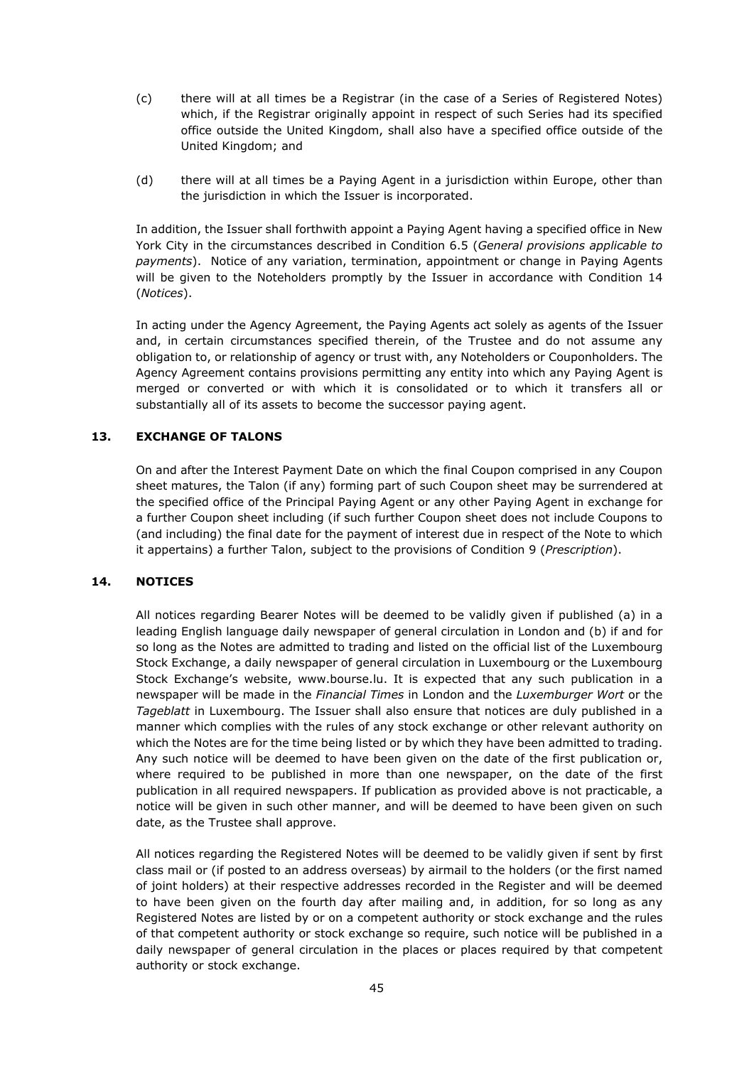(c) there will at all times be a Registrar (in the case of a Series of Registered Notes) which, if the Registrar originally appoint in respect of such Series had its specified office outside the United Kingdom, shall also have a specified office outside of the United Kingdom; and

(d) there will at all times be a Paying Agent in a jurisdiction within Europe, other than the jurisdiction in which the Issuer is incorporated.

In addition, the Issuer shall forthwith appoint a Paying Agent having a specified office in New York City in the circumstances described in Condition 6.5 (*General provisions applicable to payments*). Notice of any variation, termination, appointment or change in Paying Agents will be given to the Noteholders promptly by the Issuer in accordance with Condition 14 (*Notices*).

In acting under the Agency Agreement, the Paying Agents act solely as agents of the Issuer and, in certain circumstances specified therein, of the Trustee and do not assume any obligation to, or relationship of agency or trust with, any Noteholders or Couponholders. The Agency Agreement contains provisions permitting any entity into which any Paying Agent is merged or converted or with which it is consolidated or to which it transfers all or substantially all of its assets to become the successor paying agent.

## 13. EXCHANGE OF TALONS

On and after the Interest Payment Date on which the final Coupon comprised in any Coupon sheet matures, the Talon (if any) forming part of such Coupon sheet may be surrendered at the specified office of the Principal Paying Agent or any other Paying Agent in exchange for a further Coupon sheet including (if such further Coupon sheet does not include Coupons to (and including) the final date for the payment of interest due in respect of the Note to which it appertains) a further Talon, subject to the provisions of Condition 9 (*Prescription*).

## 14. NOTICES

All notices regarding Bearer Notes will be deemed to be validly given if published (a) in a leading English language daily newspaper of general circulation in London and (b) if and for so long as the Notes are admitted to trading and listed on the official list of the Luxembourg Stock Exchange, a daily newspaper of general circulation in Luxembourg or the Luxembourg Stock Exchange's website, www.bourse.lu. It is expected that any such publication in a newspaper will be made in the *Financial Times* in London and the *Luxemburger Wort* or the *Tageblatt* in Luxembourg. The Issuer shall also ensure that notices are duly published in a manner which complies with the rules of any stock exchange or other relevant authority on which the Notes are for the time being listed or by which they have been admitted to trading. Any such notice will be deemed to have been given on the date of the first publication or, where required to be published in more than one newspaper, on the date of the first publication in all required newspapers. If publication as provided above is not practicable, a notice will be given in such other manner, and will be deemed to have been given on such date, as the Trustee shall approve.

All notices regarding the Registered Notes will be deemed to be validly given if sent by first class mail or (if posted to an address overseas) by airmail to the holders (or the first named of joint holders) at their respective addresses recorded in the Register and will be deemed to have been given on the fourth day after mailing and, in addition, for so long as any Registered Notes are listed by or on a competent authority or stock exchange and the rules of that competent authority or stock exchange so require, such notice will be published in a daily newspaper of general circulation in the places or places required by that competent authority or stock exchange.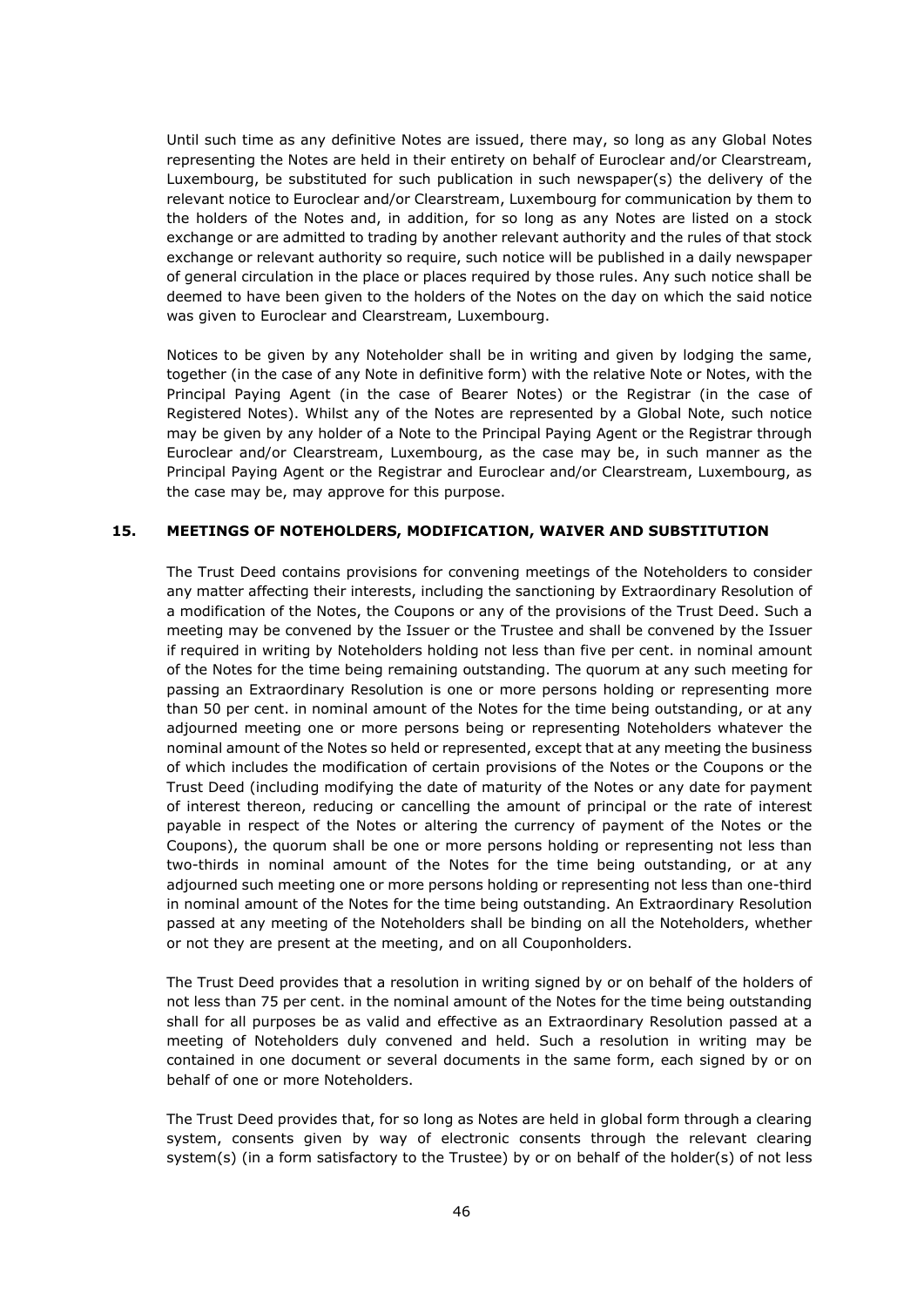Until such time as any definitive Notes are issued, there may, so long as any Global Notes representing the Notes are held in their entirety on behalf of Euroclear and/or Clearstream, Luxembourg, be substituted for such publication in such newspaper(s) the delivery of the relevant notice to Euroclear and/or Clearstream, Luxembourg for communication by them to the holders of the Notes and, in addition, for so long as any Notes are listed on a stock exchange or are admitted to trading by another relevant authority and the rules of that stock exchange or relevant authority so require, such notice will be published in a daily newspaper of general circulation in the place or places required by those rules. Any such notice shall be deemed to have been given to the holders of the Notes on the day on which the said notice was given to Euroclear and Clearstream, Luxembourg.

Notices to be given by any Noteholder shall be in writing and given by lodging the same, together (in the case of any Note in definitive form) with the relative Note or Notes, with the Principal Paying Agent (in the case of Bearer Notes) or the Registrar (in the case of Registered Notes). Whilst any of the Notes are represented by a Global Note, such notice may be given by any holder of a Note to the Principal Paying Agent or the Registrar through Euroclear and/or Clearstream, Luxembourg, as the case may be, in such manner as the Principal Paying Agent or the Registrar and Euroclear and/or Clearstream, Luxembourg, as the case may be, may approve for this purpose.

## 15. MEETINGS OF NOTEHOLDERS, MODIFICATION, WAIVER AND SUBSTITUTION

The Trust Deed contains provisions for convening meetings of the Noteholders to consider any matter affecting their interests, including the sanctioning by Extraordinary Resolution of a modification of the Notes, the Coupons or any of the provisions of the Trust Deed. Such a meeting may be convened by the Issuer or the Trustee and shall be convened by the Issuer if required in writing by Noteholders holding not less than five per cent. in nominal amount of the Notes for the time being remaining outstanding. The quorum at any such meeting for passing an Extraordinary Resolution is one or more persons holding or representing more than 50 per cent. in nominal amount of the Notes for the time being outstanding, or at any adjourned meeting one or more persons being or representing Noteholders whatever the nominal amount of the Notes so held or represented, except that at any meeting the business of which includes the modification of certain provisions of the Notes or the Coupons or the Trust Deed (including modifying the date of maturity of the Notes or any date for payment of interest thereon, reducing or cancelling the amount of principal or the rate of interest payable in respect of the Notes or altering the currency of payment of the Notes or the Coupons), the quorum shall be one or more persons holding or representing not less than two-thirds in nominal amount of the Notes for the time being outstanding, or at any adjourned such meeting one or more persons holding or representing not less than one-third in nominal amount of the Notes for the time being outstanding. An Extraordinary Resolution passed at any meeting of the Noteholders shall be binding on all the Noteholders, whether or not they are present at the meeting, and on all Couponholders.

The Trust Deed provides that a resolution in writing signed by or on behalf of the holders of not less than 75 per cent. in the nominal amount of the Notes for the time being outstanding shall for all purposes be as valid and effective as an Extraordinary Resolution passed at a meeting of Noteholders duly convened and held. Such a resolution in writing may be contained in one document or several documents in the same form, each signed by or on behalf of one or more Noteholders.

The Trust Deed provides that, for so long as Notes are held in global form through a clearing system, consents given by way of electronic consents through the relevant clearing system(s) (in a form satisfactory to the Trustee) by or on behalf of the holder(s) of not less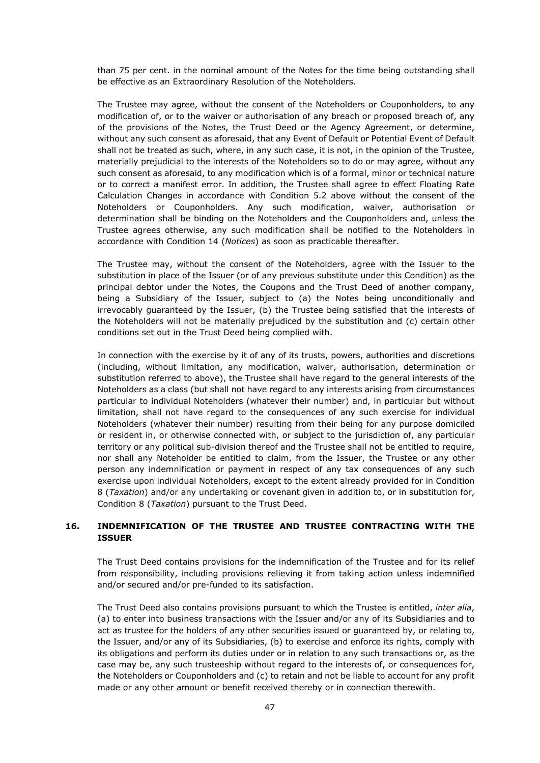than 75 per cent. in the nominal amount of the Notes for the time being outstanding shall be effective as an Extraordinary Resolution of the Noteholders.

The Trustee may agree, without the consent of the Noteholders or Couponholders, to any modification of, or to the waiver or authorisation of any breach or proposed breach of, any of the provisions of the Notes, the Trust Deed or the Agency Agreement, or determine, without any such consent as aforesaid, that any Event of Default or Potential Event of Default shall not be treated as such, where, in any such case, it is not, in the opinion of the Trustee, materially prejudicial to the interests of the Noteholders so to do or may agree, without any such consent as aforesaid, to any modification which is of a formal, minor or technical nature or to correct a manifest error. In addition, the Trustee shall agree to effect Floating Rate Calculation Changes in accordance with Condition 5.2 above without the consent of the Noteholders or Couponholders. Any such modification, waiver, authorisation or determination shall be binding on the Noteholders and the Couponholders and, unless the Trustee agrees otherwise, any such modification shall be notified to the Noteholders in accordance with Condition 14 (*Notices*) as soon as practicable thereafter.

The Trustee may, without the consent of the Noteholders, agree with the Issuer to the substitution in place of the Issuer (or of any previous substitute under this Condition) as the principal debtor under the Notes, the Coupons and the Trust Deed of another company, being a Subsidiary of the Issuer, subject to (a) the Notes being unconditionally and irrevocably guaranteed by the Issuer, (b) the Trustee being satisfied that the interests of the Noteholders will not be materially prejudiced by the substitution and (c) certain other conditions set out in the Trust Deed being complied with.

In connection with the exercise by it of any of its trusts, powers, authorities and discretions (including, without limitation, any modification, waiver, authorisation, determination or substitution referred to above), the Trustee shall have regard to the general interests of the Noteholders as a class (but shall not have regard to any interests arising from circumstances particular to individual Noteholders (whatever their number) and, in particular but without limitation, shall not have regard to the consequences of any such exercise for individual Noteholders (whatever their number) resulting from their being for any purpose domiciled or resident in, or otherwise connected with, or subject to the jurisdiction of, any particular territory or any political sub-division thereof and the Trustee shall not be entitled to require, nor shall any Noteholder be entitled to claim, from the Issuer, the Trustee or any other person any indemnification or payment in respect of any tax consequences of any such exercise upon individual Noteholders, except to the extent already provided for in Condition 8 (*Taxation*) and/or any undertaking or covenant given in addition to, or in substitution for, Condition 8 (*Taxation*) pursuant to the Trust Deed.

## 16. INDEMNIFICATION OF THE TRUSTEE AND TRUSTEE CONTRACTING WITH THE ISSUER

The Trust Deed contains provisions for the indemnification of the Trustee and for its relief from responsibility, including provisions relieving it from taking action unless indemnified and/or secured and/or pre-funded to its satisfaction.

The Trust Deed also contains provisions pursuant to which the Trustee is entitled, *inter alia*, (a) to enter into business transactions with the Issuer and/or any of its Subsidiaries and to act as trustee for the holders of any other securities issued or guaranteed by, or relating to, the Issuer, and/or any of its Subsidiaries, (b) to exercise and enforce its rights, comply with its obligations and perform its duties under or in relation to any such transactions or, as the case may be, any such trusteeship without regard to the interests of, or consequences for, the Noteholders or Couponholders and (c) to retain and not be liable to account for any profit made or any other amount or benefit received thereby or in connection therewith.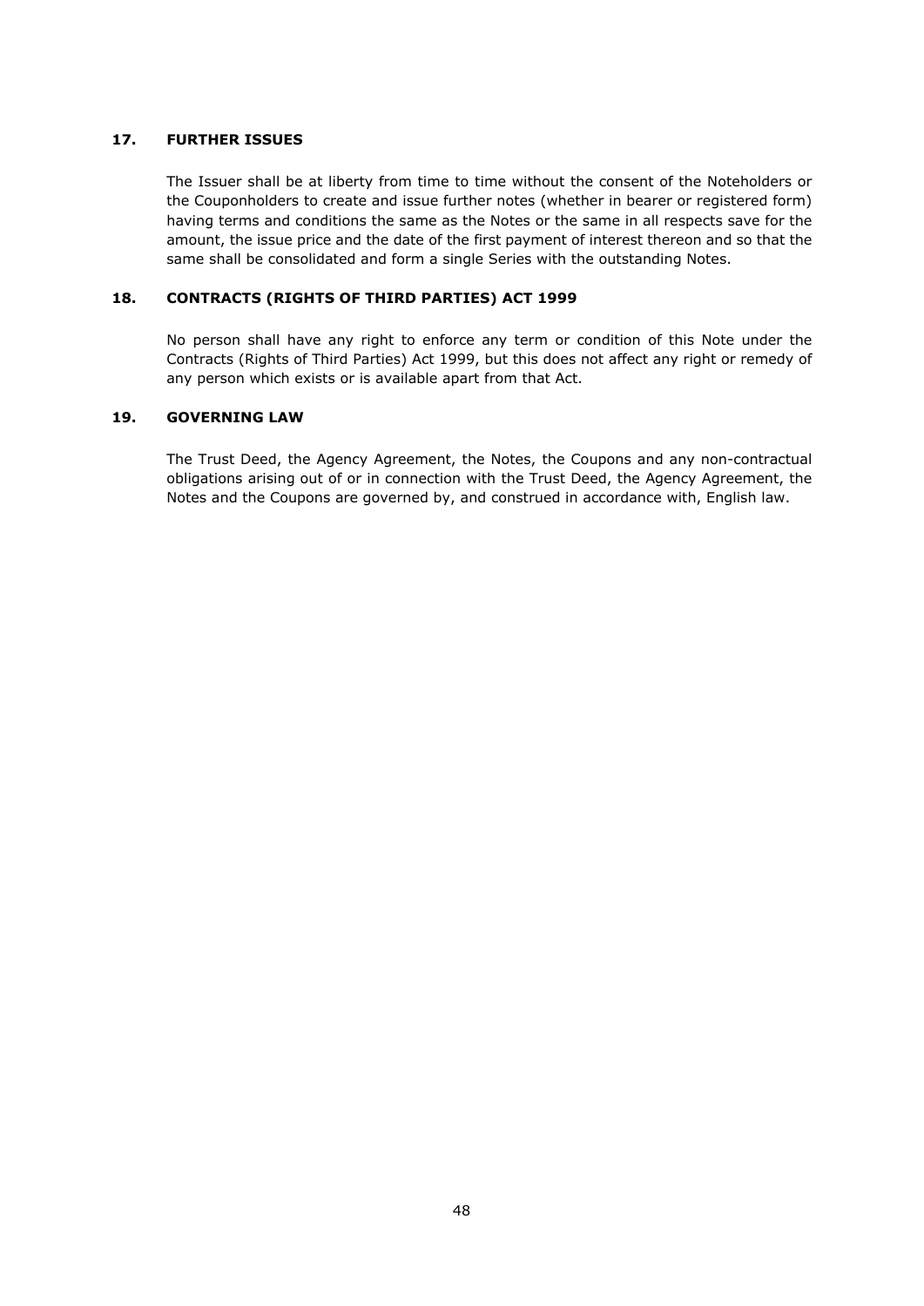## 17. FURTHER ISSUES

The Issuer shall be at liberty from time to time without the consent of the Noteholders or the Couponholders to create and issue further notes (whether in bearer or registered form) having terms and conditions the same as the Notes or the same in all respects save for the amount, the issue price and the date of the first payment of interest thereon and so that the same shall be consolidated and form a single Series with the outstanding Notes.

## 18. CONTRACTS (RIGHTS OF THIRD PARTIES) ACT 1999

No person shall have any right to enforce any term or condition of this Note under the Contracts (Rights of Third Parties) Act 1999, but this does not affect any right or remedy of any person which exists or is available apart from that Act.

## 19. GOVERNING LAW

The Trust Deed, the Agency Agreement, the Notes, the Coupons and any non-contractual obligations arising out of or in connection with the Trust Deed, the Agency Agreement, the Notes and the Coupons are governed by, and construed in accordance with, English law.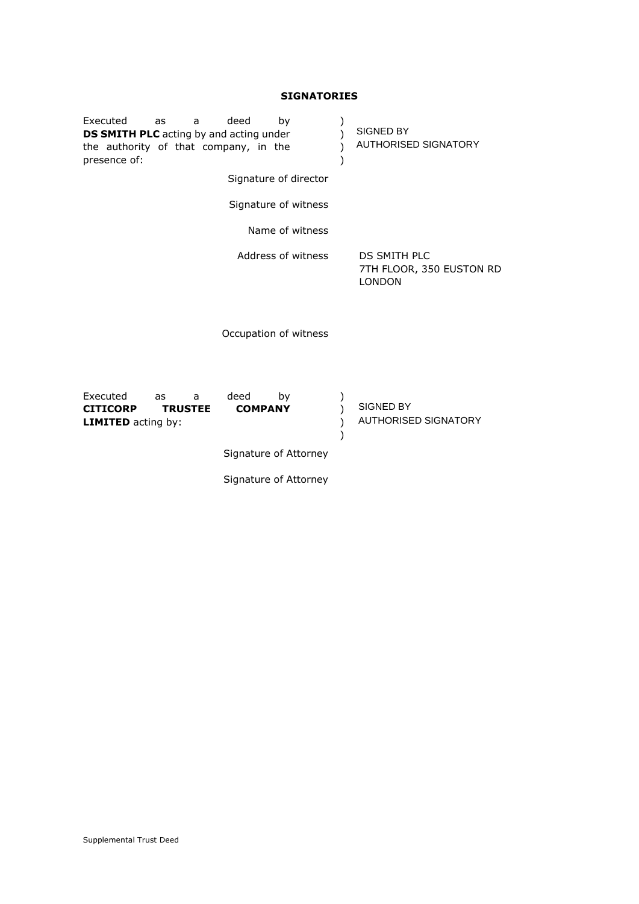**SIGNATORIES**

| | | |
|---|---|---|
| Executed as a deed by **DS SMITH PLC** acting by and acting under the authority of that company, in the presence of: | ) ) ) ) | SIGNED BY AUTHORISED SIGNATORY |
| Signature of director | | |
| Signature of witness | | |
| Name of witness | | |
| Address of witness | | DS SMITH PLC<br>7TH FLOOR, 350 EUSTON RD<br>LONDON |
| Occupation of witness | | |

| | | |
|---|---|---|
| Executed as a deed by **CITICORP TRUSTEE COMPANY LIMITED** acting by: | ) ) ) ) | SIGNED BY AUTHORISED SIGNATORY |
| Signature of Attorney | | |
| Signature of Attorney | | |